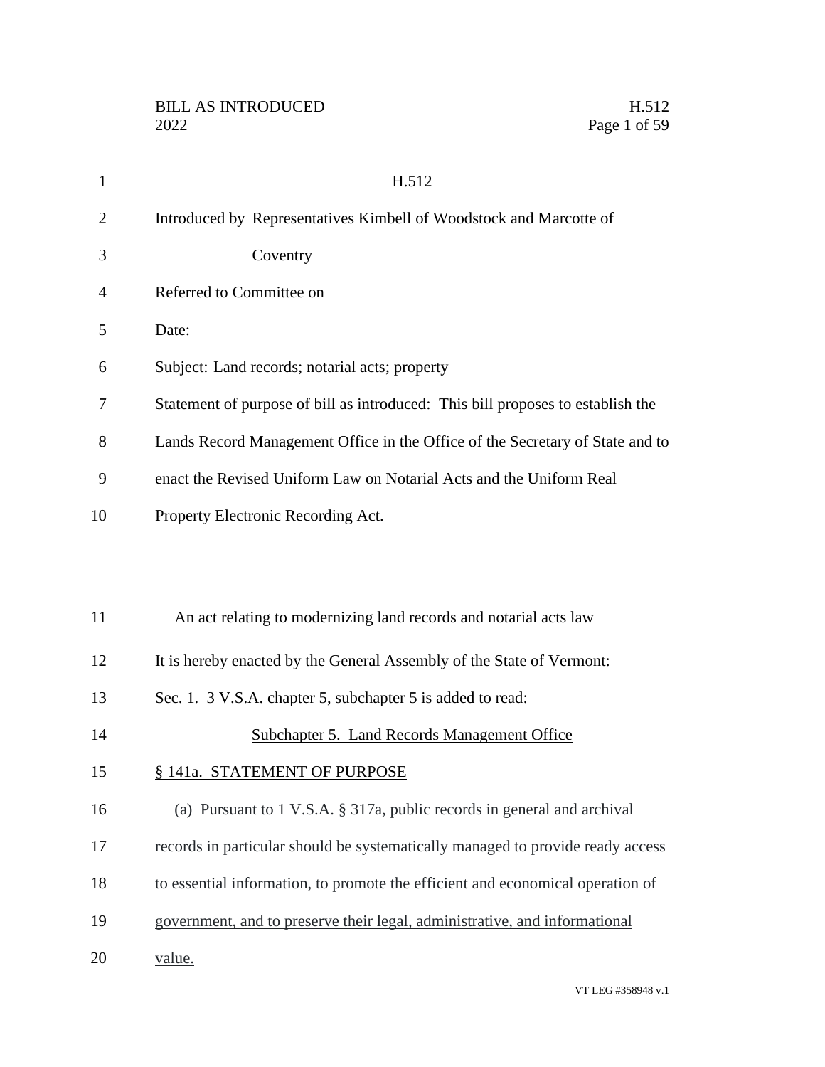# H.512

Introduced by Representatives Kimbell of Woodstock and Marcotte of Coventry

Referred to Committee on

Date:

Subject: Land records; notarial acts; property

Statement of purpose of bill as introduced: This bill proposes to establish the Lands Record Management Office in the Office of the Secretary of State and to enact the Revised Uniform Law on Notarial Acts and the Uniform Real Property Electronic Recording Act.

An act relating to modernizing land records and notarial acts law

It is hereby enacted by the General Assembly of the State of Vermont:

Sec. 1. 3 V.S.A. chapter 5, subchapter 5 is added to read:

## Subchapter 5. Land Records Management Office

### § 141a. STATEMENT OF PURPOSE

(a) Pursuant to 1 V.S.A. § 317a, public records in general and archival records in particular should be systematically managed to provide ready access to essential information, to promote the efficient and economical operation of government, and to preserve their legal, administrative, and informational value.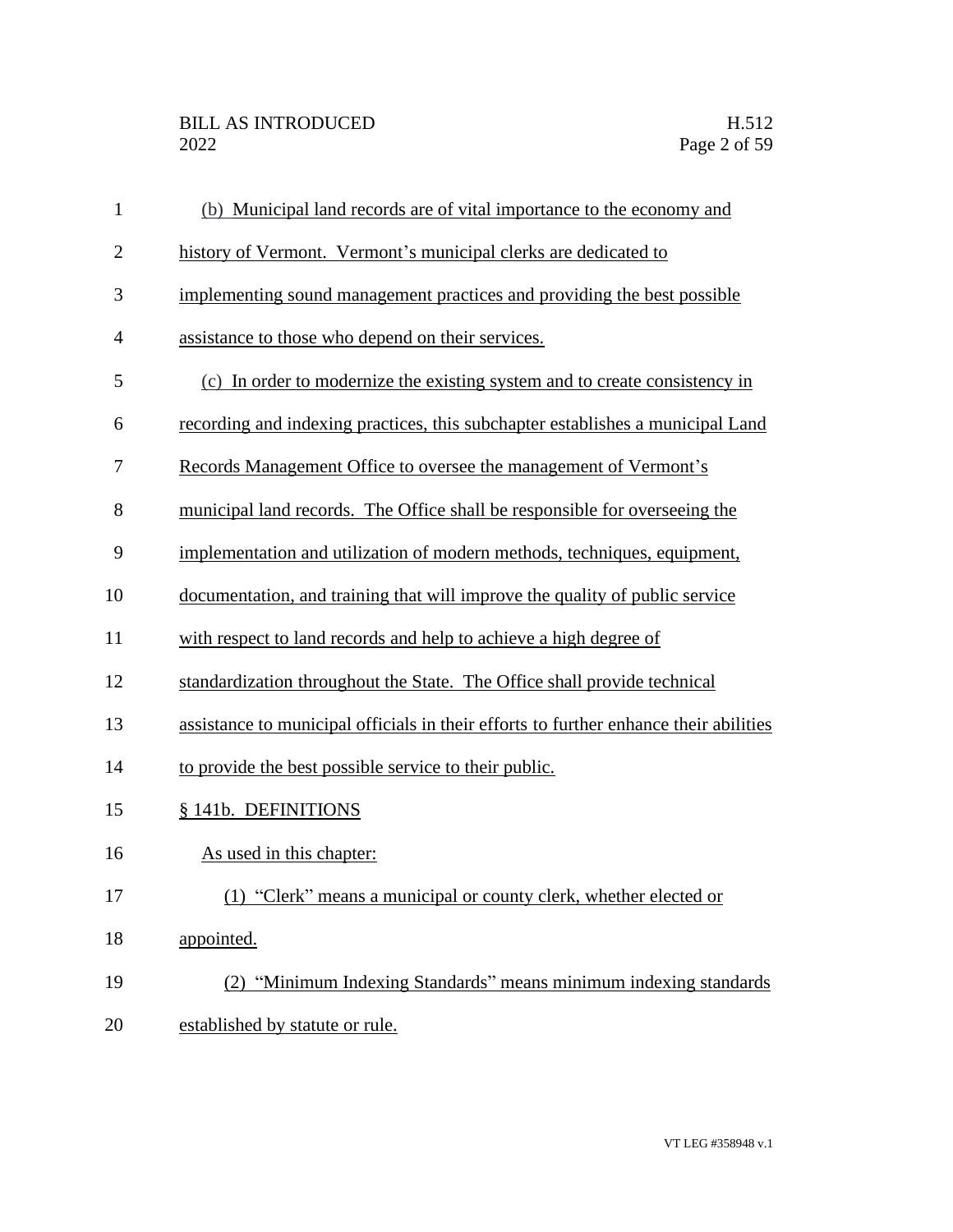(b) Municipal land records are of vital importance to the economy and history of Vermont. Vermont's municipal clerks are dedicated to implementing sound management practices and providing the best possible assistance to those who depend on their services.

(c) In order to modernize the existing system and to create consistency in recording and indexing practices, this subchapter establishes a municipal Land Records Management Office to oversee the management of Vermont's municipal land records. The Office shall be responsible for overseeing the implementation and utilization of modern methods, techniques, equipment, documentation, and training that will improve the quality of public service with respect to land records and help to achieve a high degree of standardization throughout the State. The Office shall provide technical assistance to municipal officials in their efforts to further enhance their abilities to provide the best possible service to their public.

§ 141b. DEFINITIONS

As used in this chapter:

(1) "Clerk" means a municipal or county clerk, whether elected or appointed.

(2) "Minimum Indexing Standards" means minimum indexing standards established by statute or rule.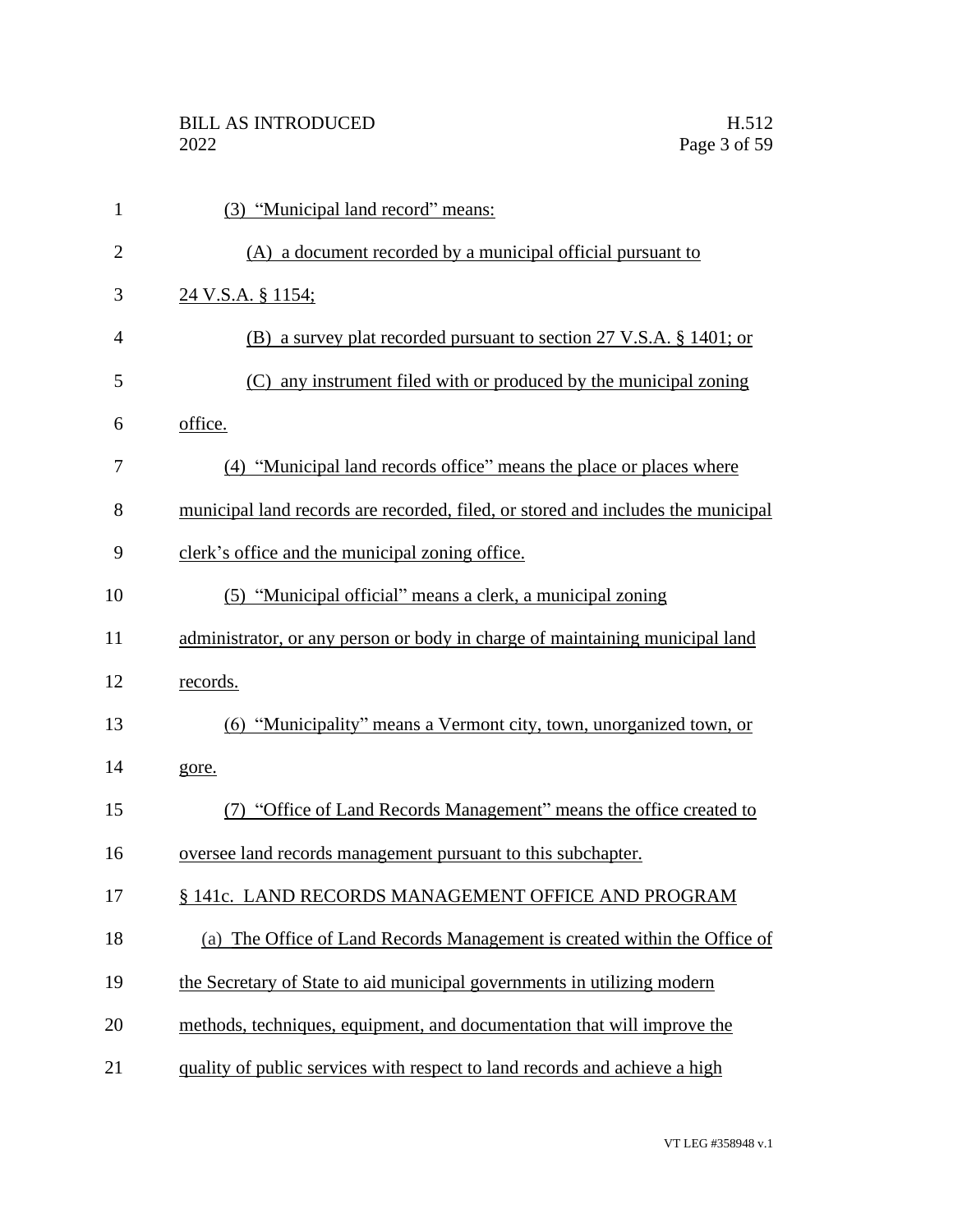(3) "Municipal land record" means:

(A) a document recorded by a municipal official pursuant to 24 V.S.A. § 1154;

(B) a survey plat recorded pursuant to section 27 V.S.A. § 1401; or

(C) any instrument filed with or produced by the municipal zoning office.

(4) "Municipal land records office" means the place or places where municipal land records are recorded, filed, or stored and includes the municipal clerk's office and the municipal zoning office.

(5) "Municipal official" means a clerk, a municipal zoning administrator, or any person or body in charge of maintaining municipal land records.

(6) "Municipality" means a Vermont city, town, unorganized town, or gore.

(7) "Office of Land Records Management" means the office created to oversee land records management pursuant to this subchapter.

§ 141c. LAND RECORDS MANAGEMENT OFFICE AND PROGRAM

(a) The Office of Land Records Management is created within the Office of the Secretary of State to aid municipal governments in utilizing modern methods, techniques, equipment, and documentation that will improve the quality of public services with respect to land records and achieve a high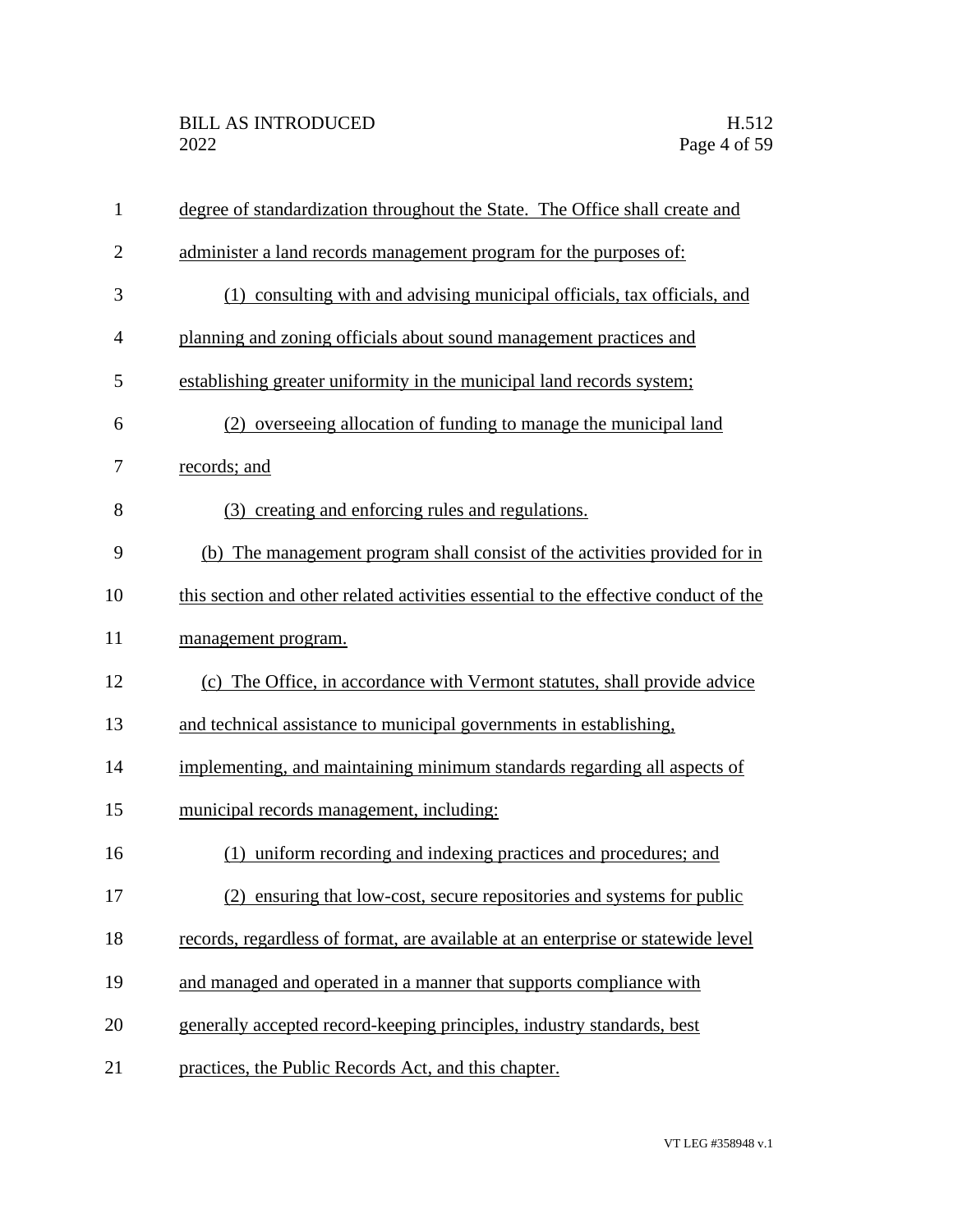degree of standardization throughout the State. The Office shall create and administer a land records management program for the purposes of:

(1) consulting with and advising municipal officials, tax officials, and planning and zoning officials about sound management practices and establishing greater uniformity in the municipal land records system;

(2) overseeing allocation of funding to manage the municipal land records; and

(3) creating and enforcing rules and regulations.

(b) The management program shall consist of the activities provided for in this section and other related activities essential to the effective conduct of the management program.

(c) The Office, in accordance with Vermont statutes, shall provide advice and technical assistance to municipal governments in establishing, implementing, and maintaining minimum standards regarding all aspects of municipal records management, including:

(1) uniform recording and indexing practices and procedures; and

(2) ensuring that low-cost, secure repositories and systems for public records, regardless of format, are available at an enterprise or statewide level and managed and operated in a manner that supports compliance with generally accepted record-keeping principles, industry standards, best practices, the Public Records Act, and this chapter.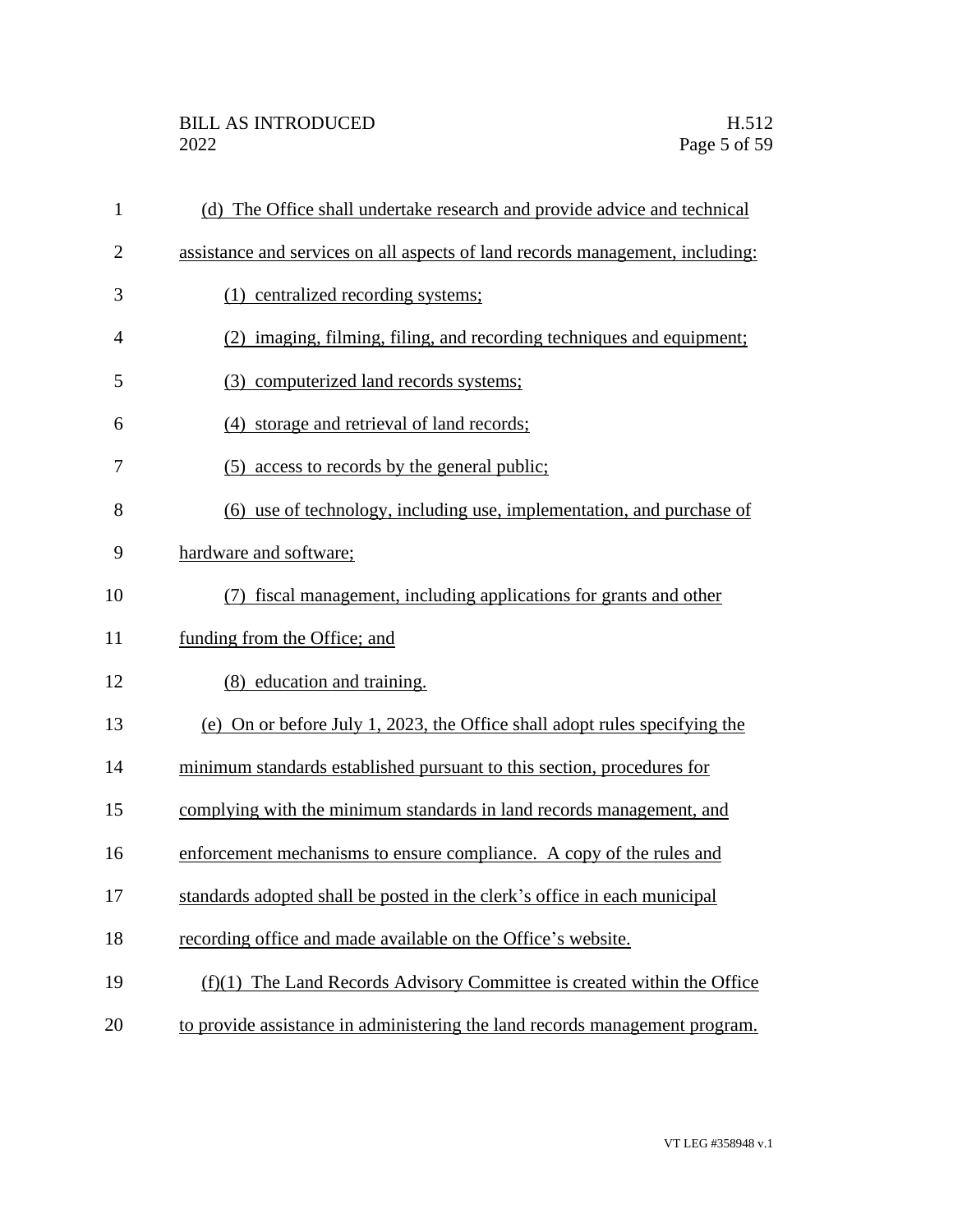(d) The Office shall undertake research and provide advice and technical assistance and services on all aspects of land records management, including:

(1) centralized recording systems;

(2) imaging, filming, filing, and recording techniques and equipment;

(3) computerized land records systems;

(4) storage and retrieval of land records;

(5) access to records by the general public;

(6) use of technology, including use, implementation, and purchase of hardware and software;

(7) fiscal management, including applications for grants and other funding from the Office; and

(8) education and training.

(e) On or before July 1, 2023, the Office shall adopt rules specifying the minimum standards established pursuant to this section, procedures for complying with the minimum standards in land records management, and enforcement mechanisms to ensure compliance. A copy of the rules and standards adopted shall be posted in the clerk's office in each municipal recording office and made available on the Office's website.

(f)(1) The Land Records Advisory Committee is created within the Office to provide assistance in administering the land records management program.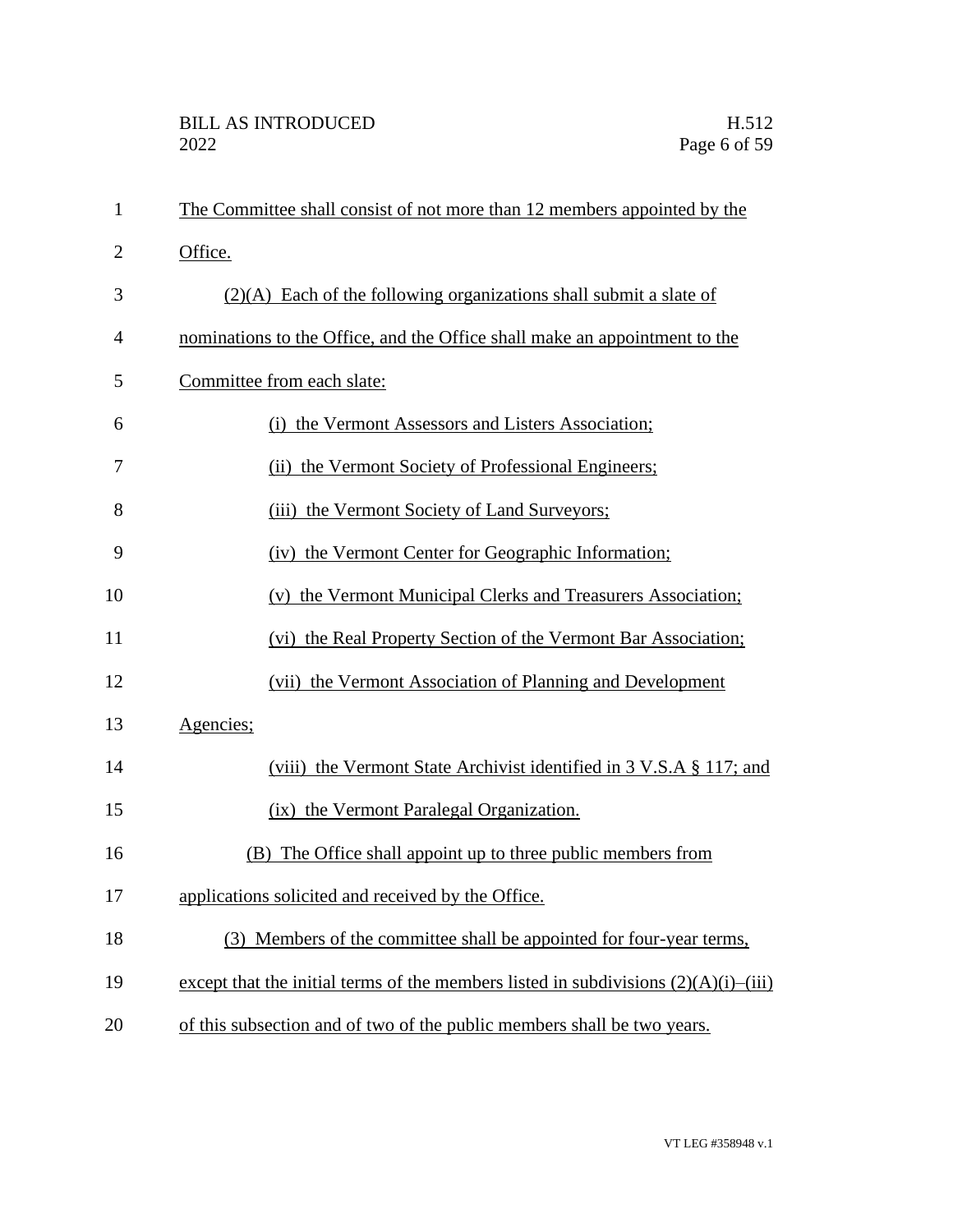The Committee shall consist of not more than 12 members appointed by the Office.

(2)(A) Each of the following organizations shall submit a slate of nominations to the Office, and the Office shall make an appointment to the Committee from each slate:

(i) the Vermont Assessors and Listers Association;

(ii) the Vermont Society of Professional Engineers;

(iii) the Vermont Society of Land Surveyors;

(iv) the Vermont Center for Geographic Information;

(v) the Vermont Municipal Clerks and Treasurers Association;

(vi) the Real Property Section of the Vermont Bar Association;

(vii) the Vermont Association of Planning and Development Agencies;

(viii) the Vermont State Archivist identified in 3 V.S.A § 117; and

(ix) the Vermont Paralegal Organization.

(B) The Office shall appoint up to three public members from applications solicited and received by the Office.

(3) Members of the committee shall be appointed for four-year terms, except that the initial terms of the members listed in subdivisions (2)(A)(i)–(iii) of this subsection and of two of the public members shall be two years.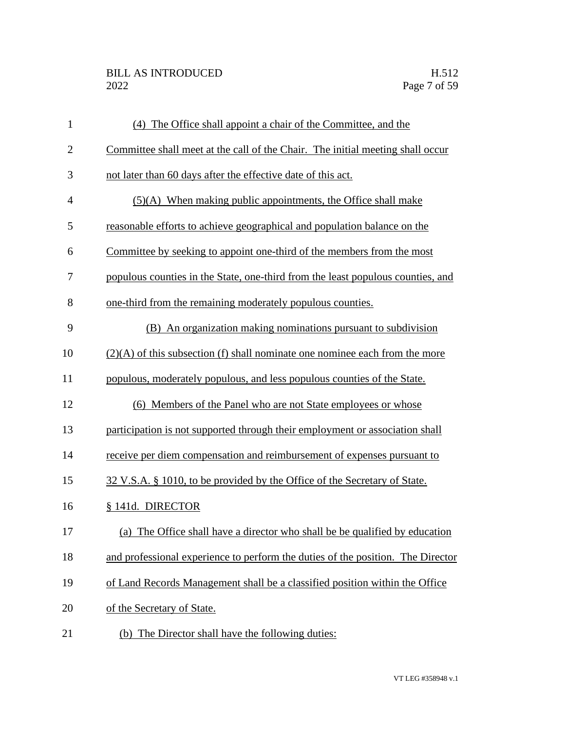(4) The Office shall appoint a chair of the Committee, and the Committee shall meet at the call of the Chair. The initial meeting shall occur not later than 60 days after the effective date of this act.

(5)(A) When making public appointments, the Office shall make reasonable efforts to achieve geographical and population balance on the Committee by seeking to appoint one-third of the members from the most populous counties in the State, one-third from the least populous counties, and one-third from the remaining moderately populous counties.

(B) An organization making nominations pursuant to subdivision (2)(A) of this subsection (f) shall nominate one nominee each from the more populous, moderately populous, and less populous counties of the State.

(6) Members of the Panel who are not State employees or whose participation is not supported through their employment or association shall receive per diem compensation and reimbursement of expenses pursuant to 32 V.S.A. § 1010, to be provided by the Office of the Secretary of State.

§ 141d. DIRECTOR

(a) The Office shall have a director who shall be be qualified by education and professional experience to perform the duties of the position. The Director of Land Records Management shall be a classified position within the Office of the Secretary of State.

(b) The Director shall have the following duties: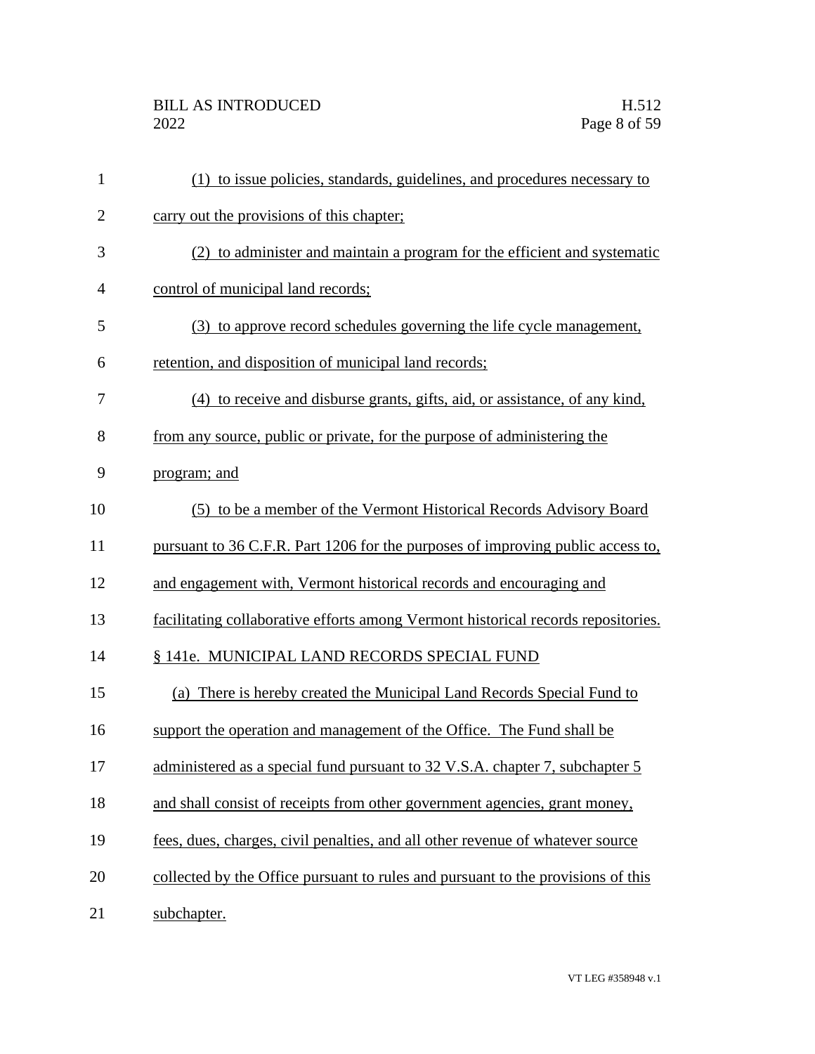(1) to issue policies, standards, guidelines, and procedures necessary to carry out the provisions of this chapter;

(2) to administer and maintain a program for the efficient and systematic control of municipal land records;

(3) to approve record schedules governing the life cycle management, retention, and disposition of municipal land records;

(4) to receive and disburse grants, gifts, aid, or assistance, of any kind, from any source, public or private, for the purpose of administering the program; and

(5) to be a member of the Vermont Historical Records Advisory Board pursuant to 36 C.F.R. Part 1206 for the purposes of improving public access to, and engagement with, Vermont historical records and encouraging and facilitating collaborative efforts among Vermont historical records repositories.

§ 141e. MUNICIPAL LAND RECORDS SPECIAL FUND

(a) There is hereby created the Municipal Land Records Special Fund to support the operation and management of the Office. The Fund shall be administered as a special fund pursuant to 32 V.S.A. chapter 7, subchapter 5 and shall consist of receipts from other government agencies, grant money, fees, dues, charges, civil penalties, and all other revenue of whatever source collected by the Office pursuant to rules and pursuant to the provisions of this subchapter.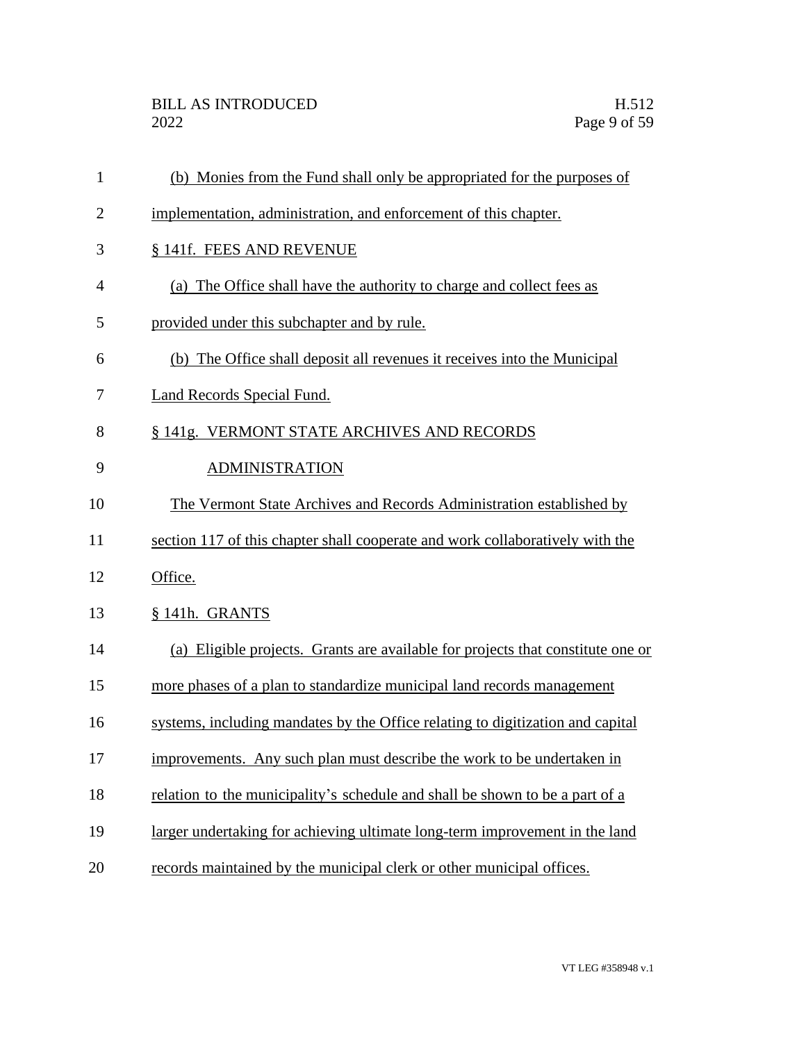(b) Monies from the Fund shall only be appropriated for the purposes of implementation, administration, and enforcement of this chapter.

§ 141f. FEES AND REVENUE

(a) The Office shall have the authority to charge and collect fees as provided under this subchapter and by rule.

(b) The Office shall deposit all revenues it receives into the Municipal Land Records Special Fund.

§ 141g. VERMONT STATE ARCHIVES AND RECORDS ADMINISTRATION

The Vermont State Archives and Records Administration established by section 117 of this chapter shall cooperate and work collaboratively with the Office.

§ 141h. GRANTS

(a) Eligible projects. Grants are available for projects that constitute one or more phases of a plan to standardize municipal land records management systems, including mandates by the Office relating to digitization and capital improvements. Any such plan must describe the work to be undertaken in relation to the municipality's schedule and shall be shown to be a part of a larger undertaking for achieving ultimate long-term improvement in the land records maintained by the municipal clerk or other municipal offices.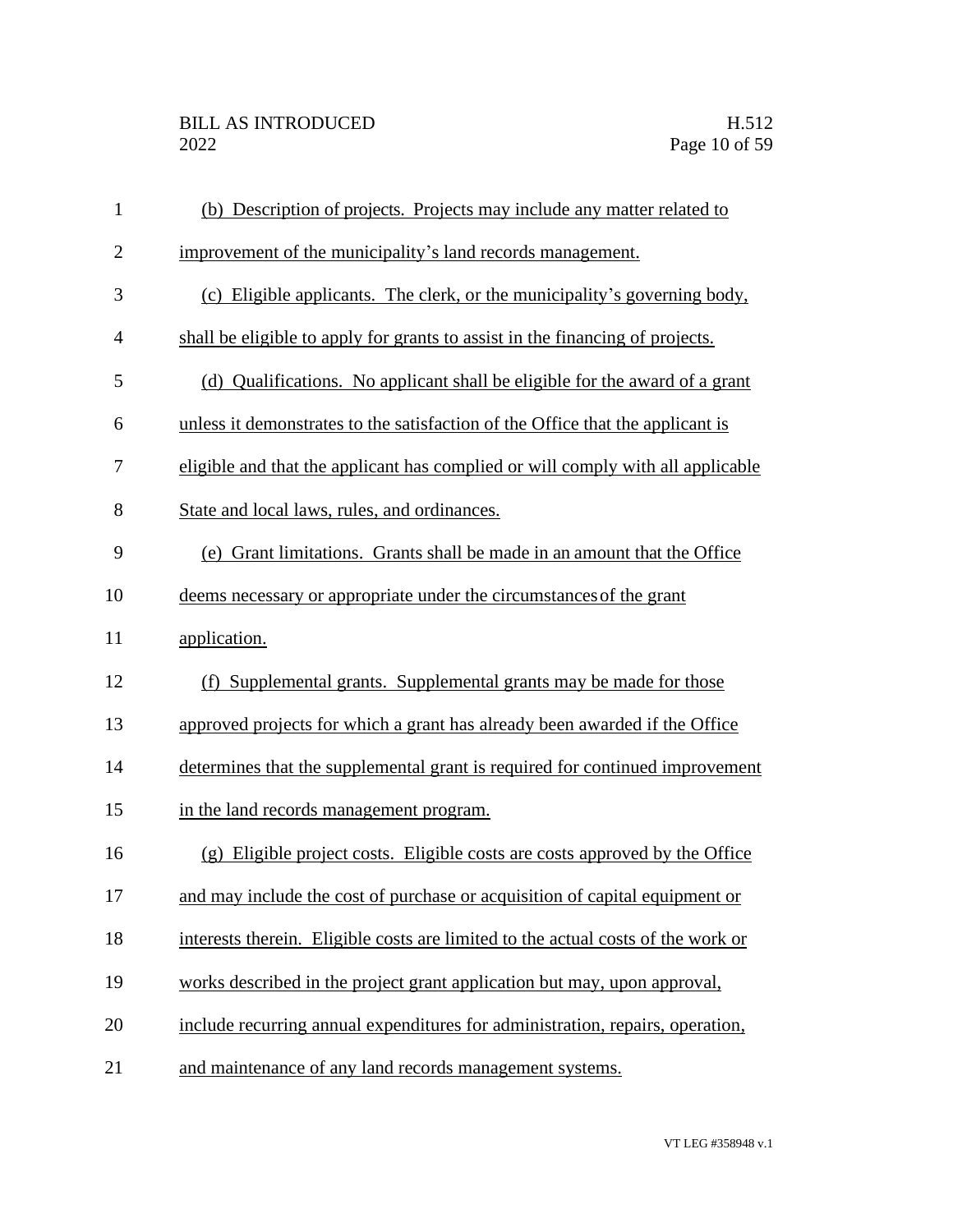(b) Description of projects. Projects may include any matter related to improvement of the municipality's land records management.

(c) Eligible applicants. The clerk, or the municipality's governing body, shall be eligible to apply for grants to assist in the financing of projects.

(d) Qualifications. No applicant shall be eligible for the award of a grant unless it demonstrates to the satisfaction of the Office that the applicant is eligible and that the applicant has complied or will comply with all applicable State and local laws, rules, and ordinances.

(e) Grant limitations. Grants shall be made in an amount that the Office deems necessary or appropriate under the circumstances of the grant application.

(f) Supplemental grants. Supplemental grants may be made for those approved projects for which a grant has already been awarded if the Office determines that the supplemental grant is required for continued improvement in the land records management program.

(g) Eligible project costs. Eligible costs are costs approved by the Office and may include the cost of purchase or acquisition of capital equipment or interests therein. Eligible costs are limited to the actual costs of the work or works described in the project grant application but may, upon approval, include recurring annual expenditures for administration, repairs, operation, and maintenance of any land records management systems.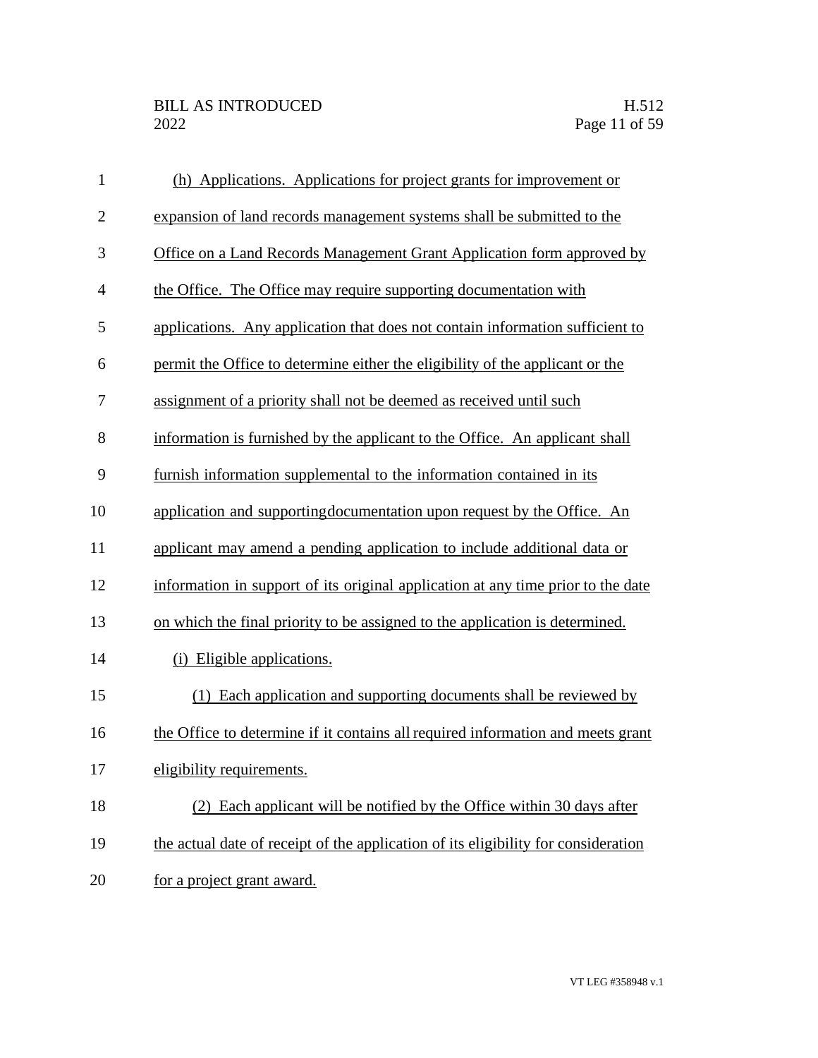(h) Applications. Applications for project grants for improvement or expansion of land records management systems shall be submitted to the Office on a Land Records Management Grant Application form approved by the Office. The Office may require supporting documentation with applications. Any application that does not contain information sufficient to permit the Office to determine either the eligibility of the applicant or the assignment of a priority shall not be deemed as received until such information is furnished by the applicant to the Office. An applicant shall furnish information supplemental to the information contained in its application and supportingdocumentation upon request by the Office. An applicant may amend a pending application to include additional data or information in support of its original application at any time prior to the date on which the final priority to be assigned to the application is determined.

(i) Eligible applications.

(1) Each application and supporting documents shall be reviewed by the Office to determine if it contains all required information and meets grant eligibility requirements.

(2) Each applicant will be notified by the Office within 30 days after the actual date of receipt of the application of its eligibility for consideration for a project grant award.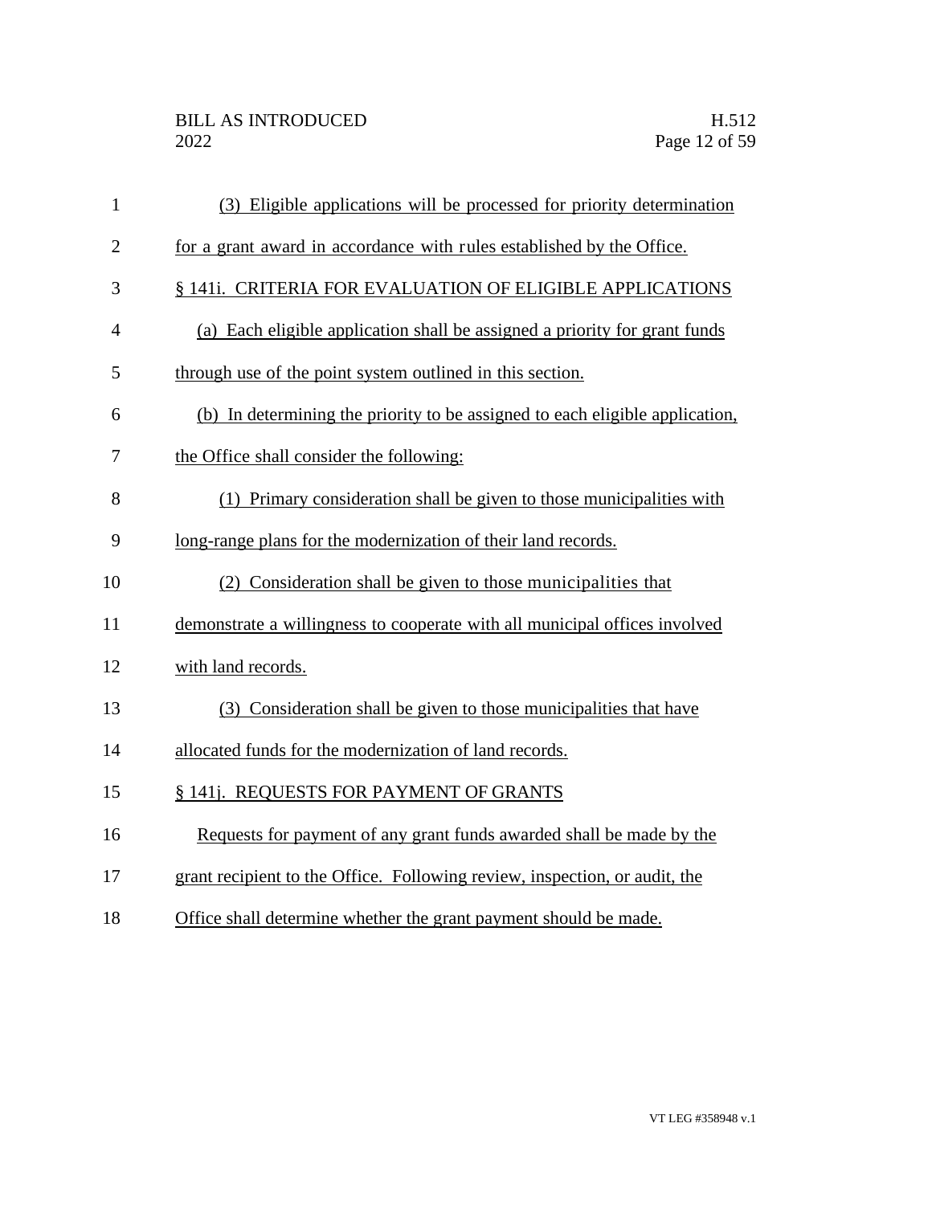(3) Eligible applications will be processed for priority determination for a grant award in accordance with rules established by the Office.

§ 141i. CRITERIA FOR EVALUATION OF ELIGIBLE APPLICATIONS

(a) Each eligible application shall be assigned a priority for grant funds through use of the point system outlined in this section.

(b) In determining the priority to be assigned to each eligible application, the Office shall consider the following:

(1) Primary consideration shall be given to those municipalities with long-range plans for the modernization of their land records.

(2) Consideration shall be given to those municipalities that demonstrate a willingness to cooperate with all municipal offices involved with land records.

(3) Consideration shall be given to those municipalities that have allocated funds for the modernization of land records.

§ 141j. REQUESTS FOR PAYMENT OF GRANTS

Requests for payment of any grant funds awarded shall be made by the grant recipient to the Office. Following review, inspection, or audit, the Office shall determine whether the grant payment should be made.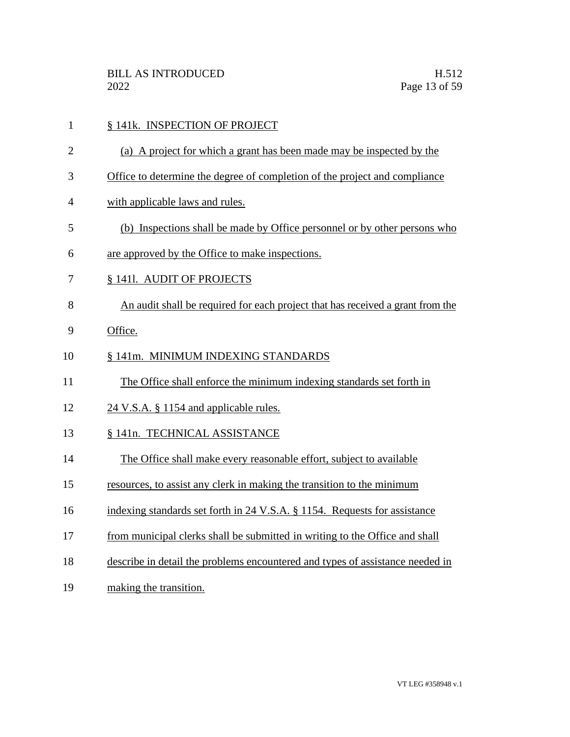§ 141k. INSPECTION OF PROJECT

(a) A project for which a grant has been made may be inspected by the Office to determine the degree of completion of the project and compliance with applicable laws and rules.

(b) Inspections shall be made by Office personnel or by other persons who are approved by the Office to make inspections.

§ 141l. AUDIT OF PROJECTS

An audit shall be required for each project that has received a grant from the Office.

§ 141m. MINIMUM INDEXING STANDARDS

The Office shall enforce the minimum indexing standards set forth in 24 V.S.A. § 1154 and applicable rules.

§ 141n. TECHNICAL ASSISTANCE

The Office shall make every reasonable effort, subject to available resources, to assist any clerk in making the transition to the minimum indexing standards set forth in 24 V.S.A. § 1154. Requests for assistance from municipal clerks shall be submitted in writing to the Office and shall describe in detail the problems encountered and types of assistance needed in making the transition.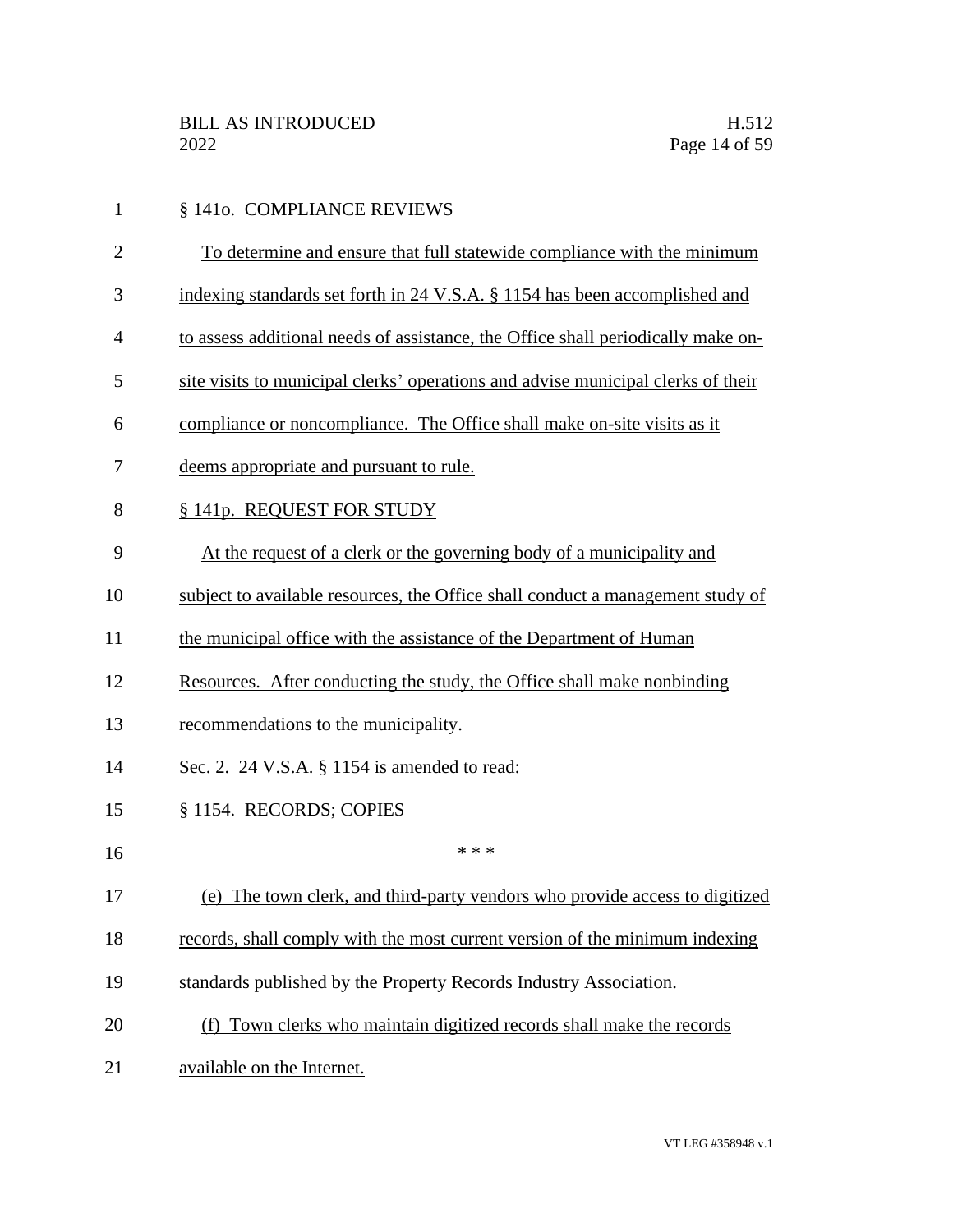§ 141o. COMPLIANCE REVIEWS

To determine and ensure that full statewide compliance with the minimum indexing standards set forth in 24 V.S.A. § 1154 has been accomplished and to assess additional needs of assistance, the Office shall periodically make on-site visits to municipal clerks' operations and advise municipal clerks of their compliance or noncompliance. The Office shall make on-site visits as it deems appropriate and pursuant to rule.

§ 141p. REQUEST FOR STUDY

At the request of a clerk or the governing body of a municipality and subject to available resources, the Office shall conduct a management study of the municipal office with the assistance of the Department of Human Resources. After conducting the study, the Office shall make nonbinding recommendations to the municipality.

Sec. 2. 24 V.S.A. § 1154 is amended to read:

§ 1154. RECORDS; COPIES

\* \* \*

(e) The town clerk, and third-party vendors who provide access to digitized records, shall comply with the most current version of the minimum indexing standards published by the Property Records Industry Association.

(f) Town clerks who maintain digitized records shall make the records available on the Internet.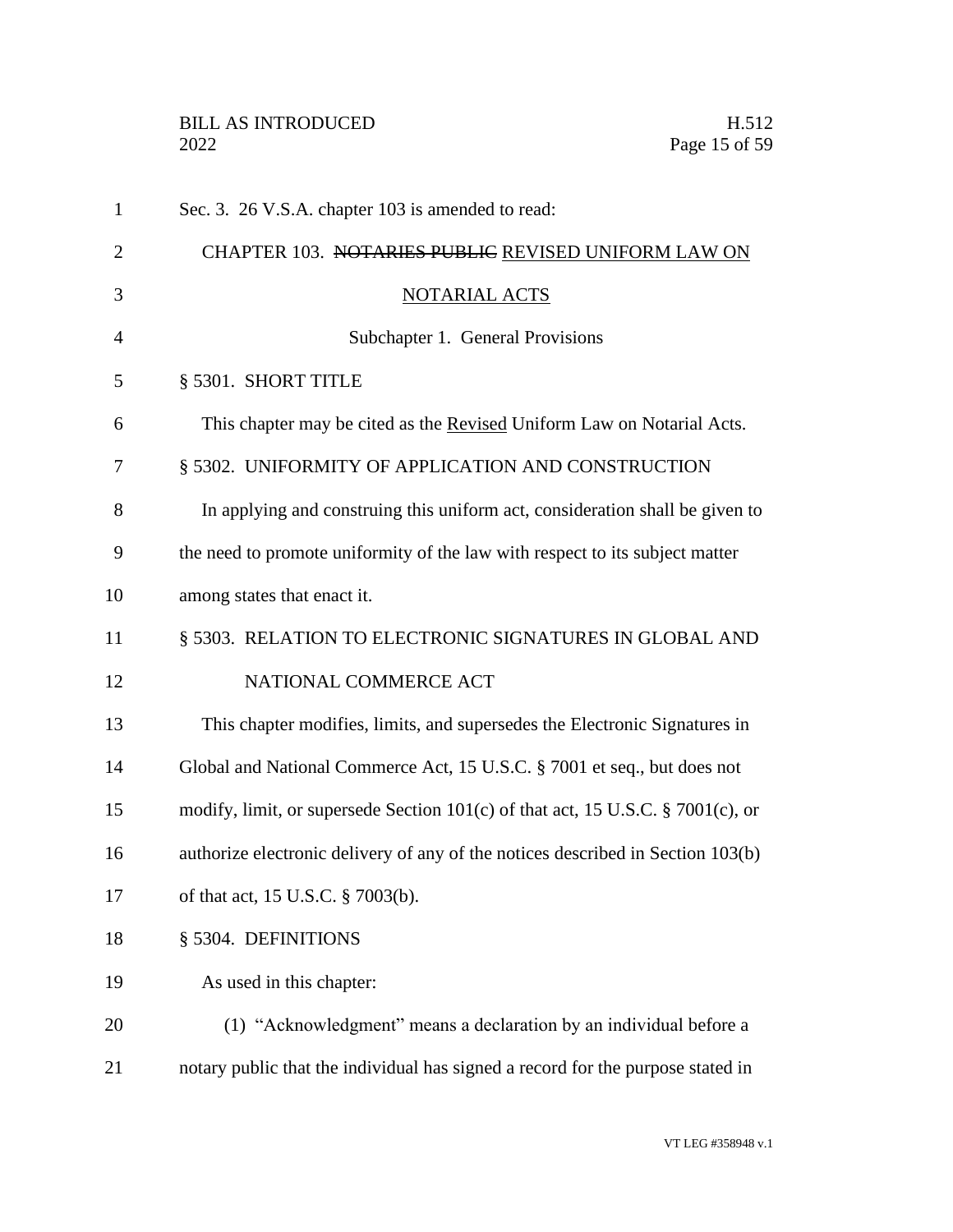Sec. 3. 26 V.S.A. chapter 103 is amended to read:

## CHAPTER 103. ~~NOTARIES PUBLIC~~ REVISED UNIFORM LAW ON NOTARIAL ACTS

### Subchapter 1. General Provisions

§ 5301. SHORT TITLE

This chapter may be cited as the Revised Uniform Law on Notarial Acts.

§ 5302. UNIFORMITY OF APPLICATION AND CONSTRUCTION

In applying and construing this uniform act, consideration shall be given to the need to promote uniformity of the law with respect to its subject matter among states that enact it.

§ 5303. RELATION TO ELECTRONIC SIGNATURES IN GLOBAL AND NATIONAL COMMERCE ACT

This chapter modifies, limits, and supersedes the Electronic Signatures in Global and National Commerce Act, 15 U.S.C. § 7001 et seq., but does not modify, limit, or supersede Section 101(c) of that act, 15 U.S.C. § 7001(c), or authorize electronic delivery of any of the notices described in Section 103(b) of that act, 15 U.S.C. § 7003(b).

§ 5304. DEFINITIONS

As used in this chapter:

(1) "Acknowledgment" means a declaration by an individual before a notary public that the individual has signed a record for the purpose stated in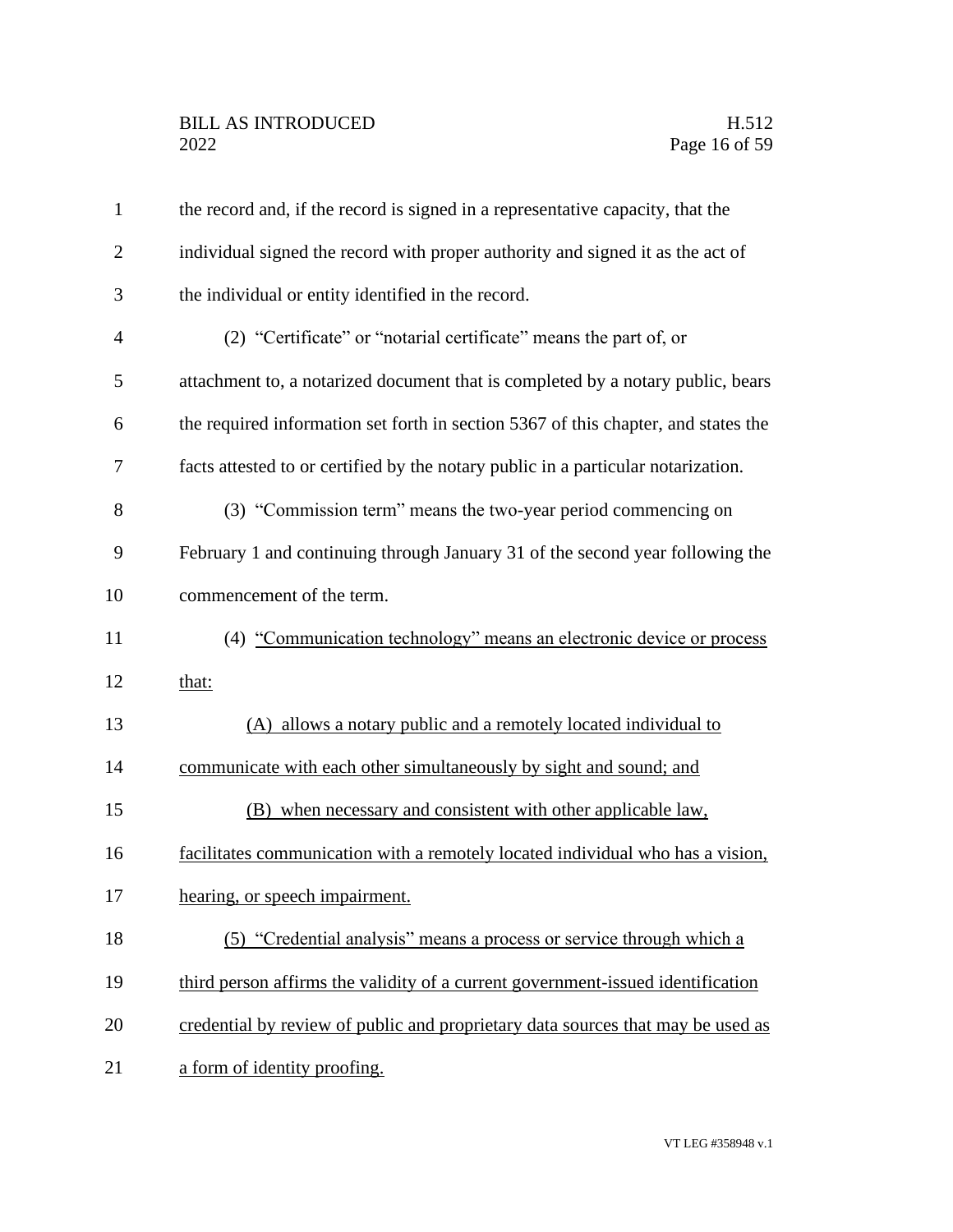the record and, if the record is signed in a representative capacity, that the individual signed the record with proper authority and signed it as the act of the individual or entity identified in the record.

(2) "Certificate" or "notarial certificate" means the part of, or attachment to, a notarized document that is completed by a notary public, bears the required information set forth in section 5367 of this chapter, and states the facts attested to or certified by the notary public in a particular notarization.

(3) "Commission term" means the two-year period commencing on February 1 and continuing through January 31 of the second year following the commencement of the term.

<u>(4) "Communication technology" means an electronic device or process that:</u>

<u>(A) allows a notary public and a remotely located individual to communicate with each other simultaneously by sight and sound; and</u>

<u>(B) when necessary and consistent with other applicable law, facilitates communication with a remotely located individual who has a vision, hearing, or speech impairment.</u>

<u>(5) "Credential analysis" means a process or service through which a third person affirms the validity of a current government-issued identification credential by review of public and proprietary data sources that may be used as a form of identity proofing.</u>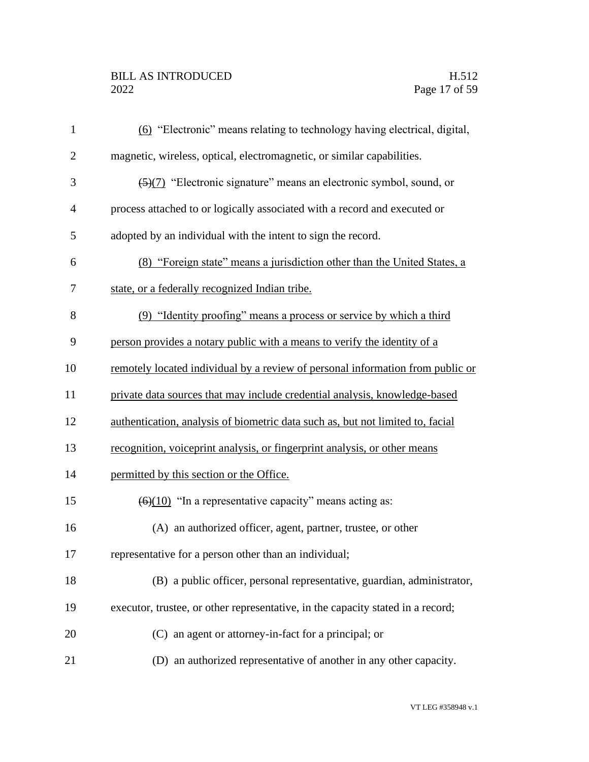(6) "Electronic" means relating to technology having electrical, digital, magnetic, wireless, optical, electromagnetic, or similar capabilities.

~~(5)~~(7) "Electronic signature" means an electronic symbol, sound, or process attached to or logically associated with a record and executed or adopted by an individual with the intent to sign the record.

(8) "Foreign state" means a jurisdiction other than the United States, a state, or a federally recognized Indian tribe.

(9) "Identity proofing" means a process or service by which a third person provides a notary public with a means to verify the identity of a remotely located individual by a review of personal information from public or private data sources that may include credential analysis, knowledge-based authentication, analysis of biometric data such as, but not limited to, facial recognition, voiceprint analysis, or fingerprint analysis, or other means permitted by this section or the Office.

~~(6)~~(10) "In a representative capacity" means acting as:

(A) an authorized officer, agent, partner, trustee, or other representative for a person other than an individual;

(B) a public officer, personal representative, guardian, administrator, executor, trustee, or other representative, in the capacity stated in a record;

(C) an agent or attorney-in-fact for a principal; or

(D) an authorized representative of another in any other capacity.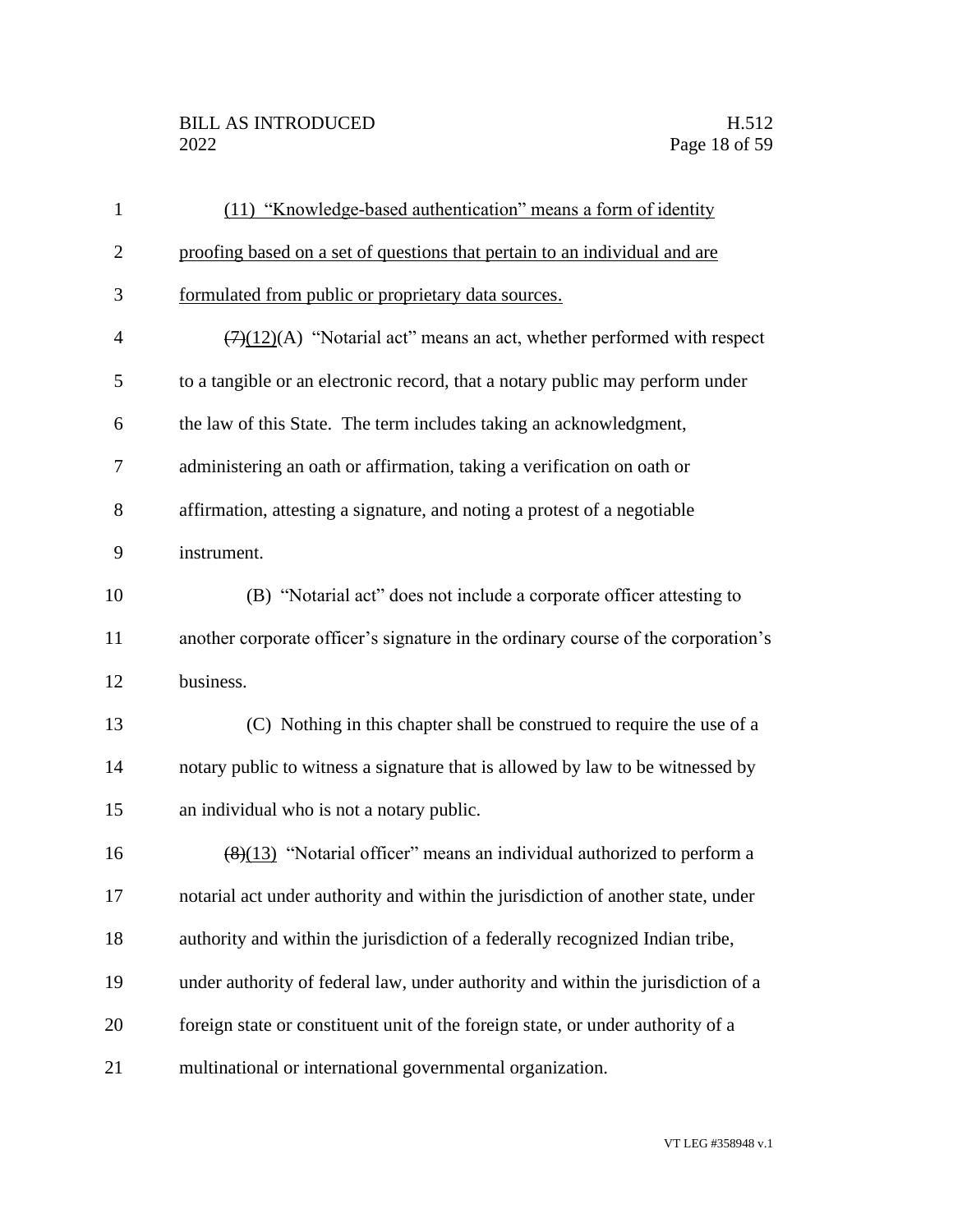(11) "Knowledge-based authentication" means a form of identity proofing based on a set of questions that pertain to an individual and are formulated from public or proprietary data sources.

~~(7)~~(12)(A) "Notarial act" means an act, whether performed with respect to a tangible or an electronic record, that a notary public may perform under the law of this State. The term includes taking an acknowledgment, administering an oath or affirmation, taking a verification on oath or affirmation, attesting a signature, and noting a protest of a negotiable instrument.

(B) "Notarial act" does not include a corporate officer attesting to another corporate officer's signature in the ordinary course of the corporation's business.

(C) Nothing in this chapter shall be construed to require the use of a notary public to witness a signature that is allowed by law to be witnessed by an individual who is not a notary public.

~~(8)~~(13) "Notarial officer" means an individual authorized to perform a notarial act under authority and within the jurisdiction of another state, under authority and within the jurisdiction of a federally recognized Indian tribe, under authority of federal law, under authority and within the jurisdiction of a foreign state or constituent unit of the foreign state, or under authority of a multinational or international governmental organization.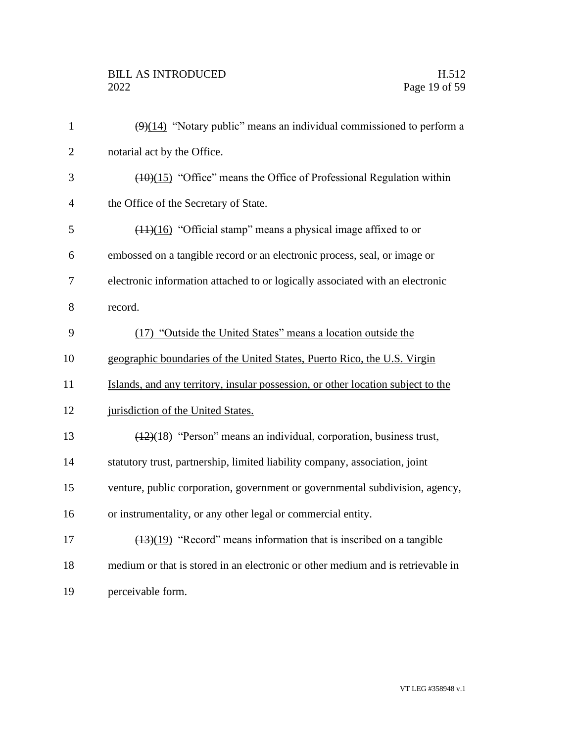~~(9)~~(14) "Notary public" means an individual commissioned to perform a notarial act by the Office.

~~(10)~~(15) "Office" means the Office of Professional Regulation within the Office of the Secretary of State.

~~(11)~~(16) "Official stamp" means a physical image affixed to or embossed on a tangible record or an electronic process, seal, or image or electronic information attached to or logically associated with an electronic record.

<u>(17) "Outside the United States" means a location outside the geographic boundaries of the United States, Puerto Rico, the U.S. Virgin Islands, and any territory, insular possession, or other location subject to the jurisdiction of the United States.</u>

~~(12)~~(18) "Person" means an individual, corporation, business trust, statutory trust, partnership, limited liability company, association, joint venture, public corporation, government or governmental subdivision, agency, or instrumentality, or any other legal or commercial entity.

~~(13)~~(19) "Record" means information that is inscribed on a tangible medium or that is stored in an electronic or other medium and is retrievable in perceivable form.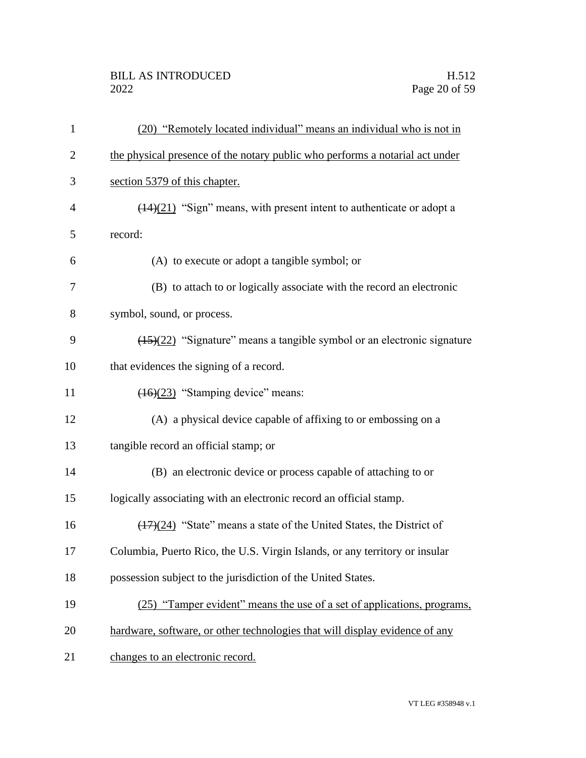(20) "Remotely located individual" means an individual who is not in the physical presence of the notary public who performs a notarial act under section 5379 of this chapter.

~~(14)~~(21) "Sign" means, with present intent to authenticate or adopt a record:

(A) to execute or adopt a tangible symbol; or

(B) to attach to or logically associate with the record an electronic symbol, sound, or process.

~~(15)~~(22) "Signature" means a tangible symbol or an electronic signature that evidences the signing of a record.

~~(16)~~(23) "Stamping device" means:

(A) a physical device capable of affixing to or embossing on a tangible record an official stamp; or

(B) an electronic device or process capable of attaching to or logically associating with an electronic record an official stamp.

~~(17)~~(24) "State" means a state of the United States, the District of Columbia, Puerto Rico, the U.S. Virgin Islands, or any territory or insular possession subject to the jurisdiction of the United States.

(25) "Tamper evident" means the use of a set of applications, programs, hardware, software, or other technologies that will display evidence of any changes to an electronic record.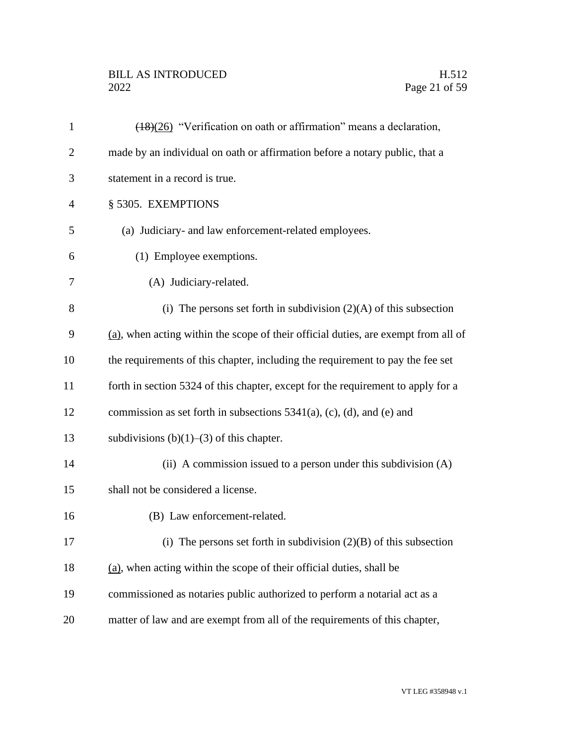~~(18)~~(26) "Verification on oath or affirmation" means a declaration, made by an individual on oath or affirmation before a notary public, that a statement in a record is true.

§ 5305. EXEMPTIONS

(a) Judiciary- and law enforcement-related employees.

(1) Employee exemptions.

(A) Judiciary-related.

(i) The persons set forth in subdivision (2)(A) of this subsection (a), when acting within the scope of their official duties, are exempt from all of the requirements of this chapter, including the requirement to pay the fee set forth in section 5324 of this chapter, except for the requirement to apply for a commission as set forth in subsections 5341(a), (c), (d), and (e) and subdivisions (b)(1)–(3) of this chapter.

(ii) A commission issued to a person under this subdivision (A) shall not be considered a license.

(B) Law enforcement-related.

(i) The persons set forth in subdivision (2)(B) of this subsection (a), when acting within the scope of their official duties, shall be commissioned as notaries public authorized to perform a notarial act as a matter of law and are exempt from all of the requirements of this chapter,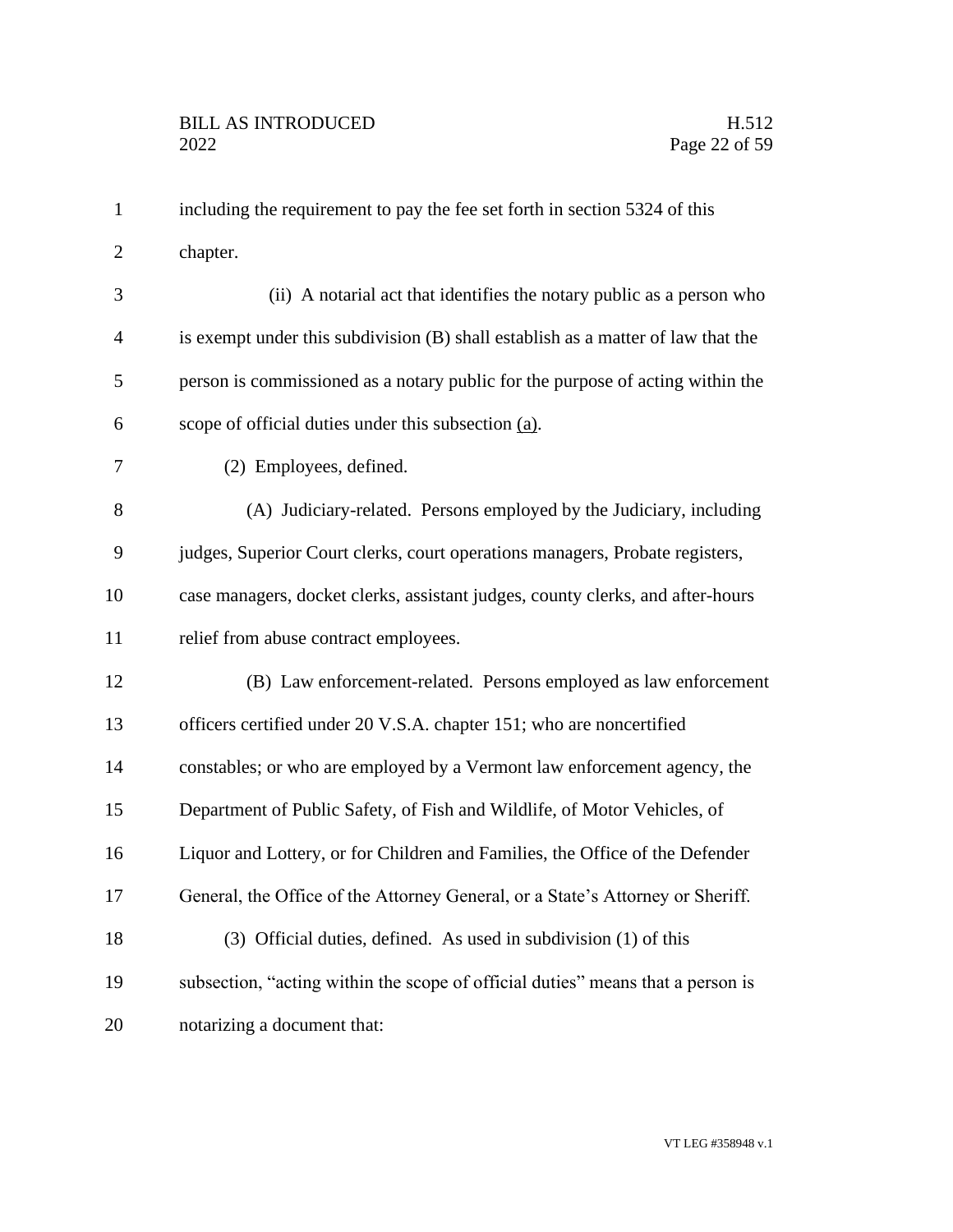including the requirement to pay the fee set forth in section 5324 of this chapter.

(ii) A notarial act that identifies the notary public as a person who is exempt under this subdivision (B) shall establish as a matter of law that the person is commissioned as a notary public for the purpose of acting within the scope of official duties under this subsection (a).

(2) Employees, defined.

(A) Judiciary-related. Persons employed by the Judiciary, including judges, Superior Court clerks, court operations managers, Probate registers, case managers, docket clerks, assistant judges, county clerks, and after-hours relief from abuse contract employees.

(B) Law enforcement-related. Persons employed as law enforcement officers certified under 20 V.S.A. chapter 151; who are noncertified constables; or who are employed by a Vermont law enforcement agency, the Department of Public Safety, of Fish and Wildlife, of Motor Vehicles, of Liquor and Lottery, or for Children and Families, the Office of the Defender General, the Office of the Attorney General, or a State's Attorney or Sheriff.

(3) Official duties, defined. As used in subdivision (1) of this subsection, "acting within the scope of official duties" means that a person is notarizing a document that: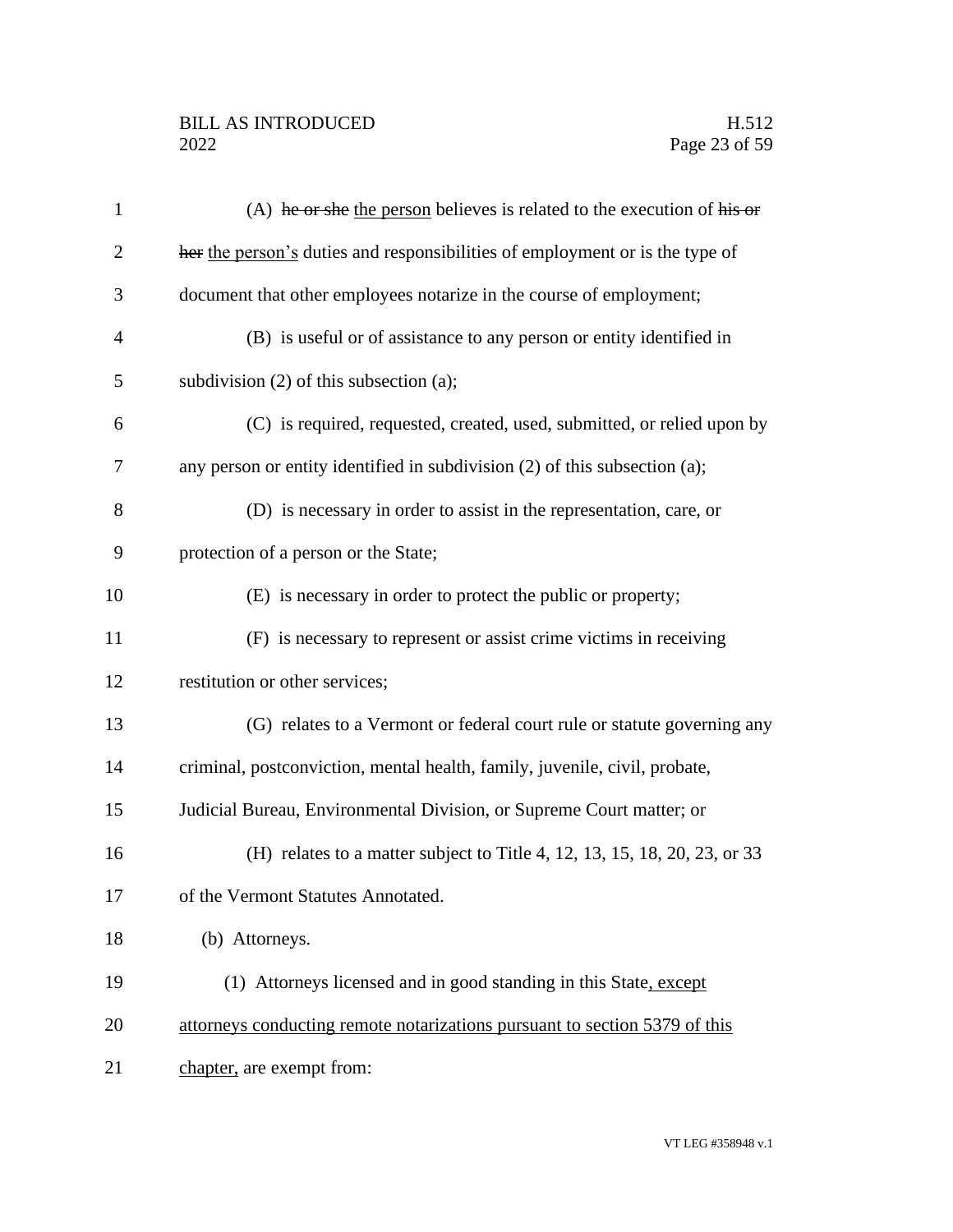(A) ~~he or she~~ the person believes is related to the execution of ~~his or her~~ the person's duties and responsibilities of employment or is the type of document that other employees notarize in the course of employment;

(B) is useful or of assistance to any person or entity identified in subdivision (2) of this subsection (a);

(C) is required, requested, created, used, submitted, or relied upon by any person or entity identified in subdivision (2) of this subsection (a);

(D) is necessary in order to assist in the representation, care, or protection of a person or the State;

(E) is necessary in order to protect the public or property;

(F) is necessary to represent or assist crime victims in receiving restitution or other services;

(G) relates to a Vermont or federal court rule or statute governing any criminal, postconviction, mental health, family, juvenile, civil, probate, Judicial Bureau, Environmental Division, or Supreme Court matter; or

(H) relates to a matter subject to Title 4, 12, 13, 15, 18, 20, 23, or 33 of the Vermont Statutes Annotated.

(b) Attorneys.

(1) Attorneys licensed and in good standing in this State, except attorneys conducting remote notarizations pursuant to section 5379 of this chapter, are exempt from: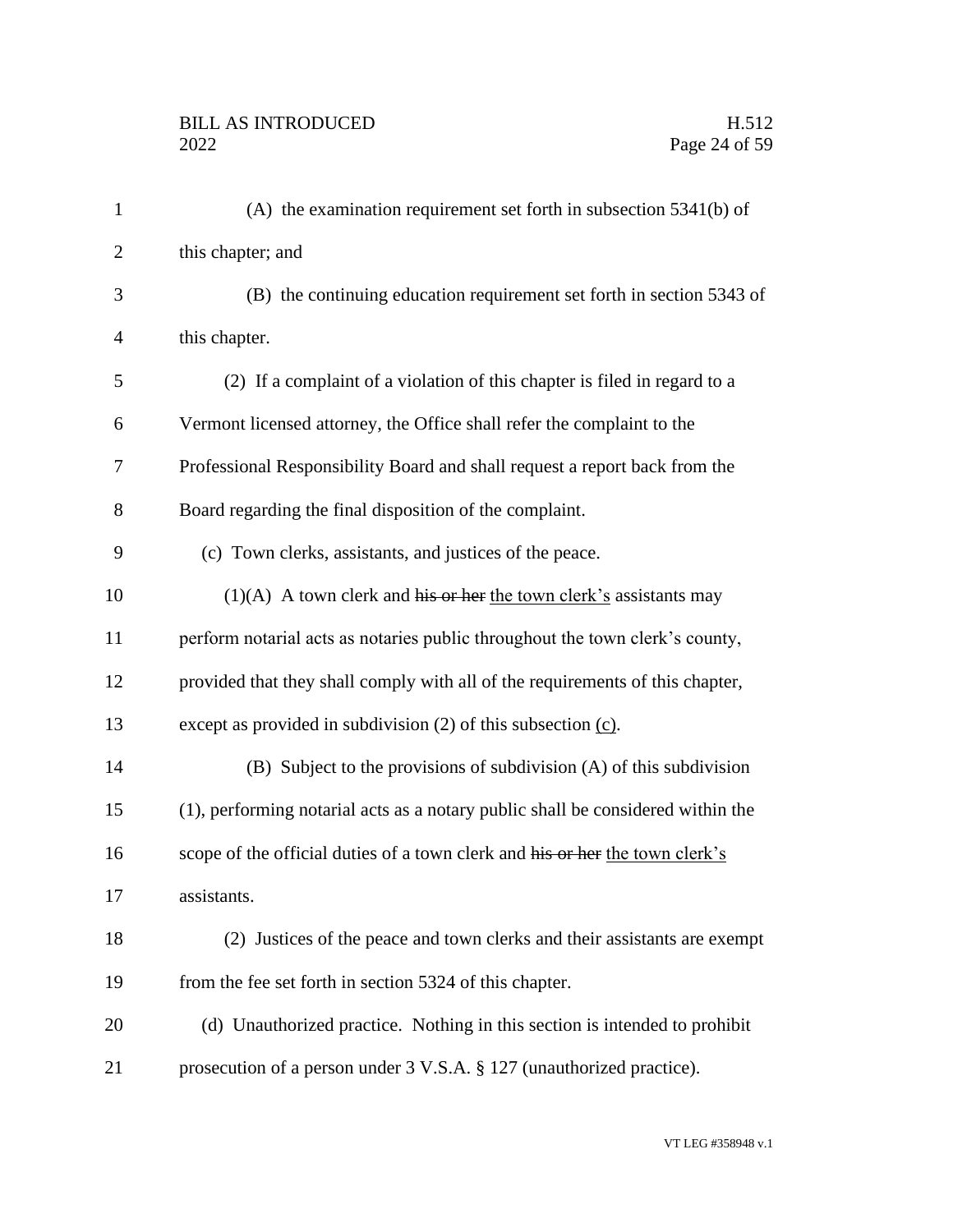(A) the examination requirement set forth in subsection 5341(b) of this chapter; and

(B) the continuing education requirement set forth in section 5343 of this chapter.

(2) If a complaint of a violation of this chapter is filed in regard to a Vermont licensed attorney, the Office shall refer the complaint to the Professional Responsibility Board and shall request a report back from the Board regarding the final disposition of the complaint.

(c) Town clerks, assistants, and justices of the peace.

(1)(A) A town clerk and ~~his or her~~ the town clerk's assistants may perform notarial acts as notaries public throughout the town clerk's county, provided that they shall comply with all of the requirements of this chapter, except as provided in subdivision (2) of this subsection (c).

(B) Subject to the provisions of subdivision (A) of this subdivision (1), performing notarial acts as a notary public shall be considered within the scope of the official duties of a town clerk and ~~his or her~~ the town clerk's assistants.

(2) Justices of the peace and town clerks and their assistants are exempt from the fee set forth in section 5324 of this chapter.

(d) Unauthorized practice. Nothing in this section is intended to prohibit prosecution of a person under 3 V.S.A. § 127 (unauthorized practice).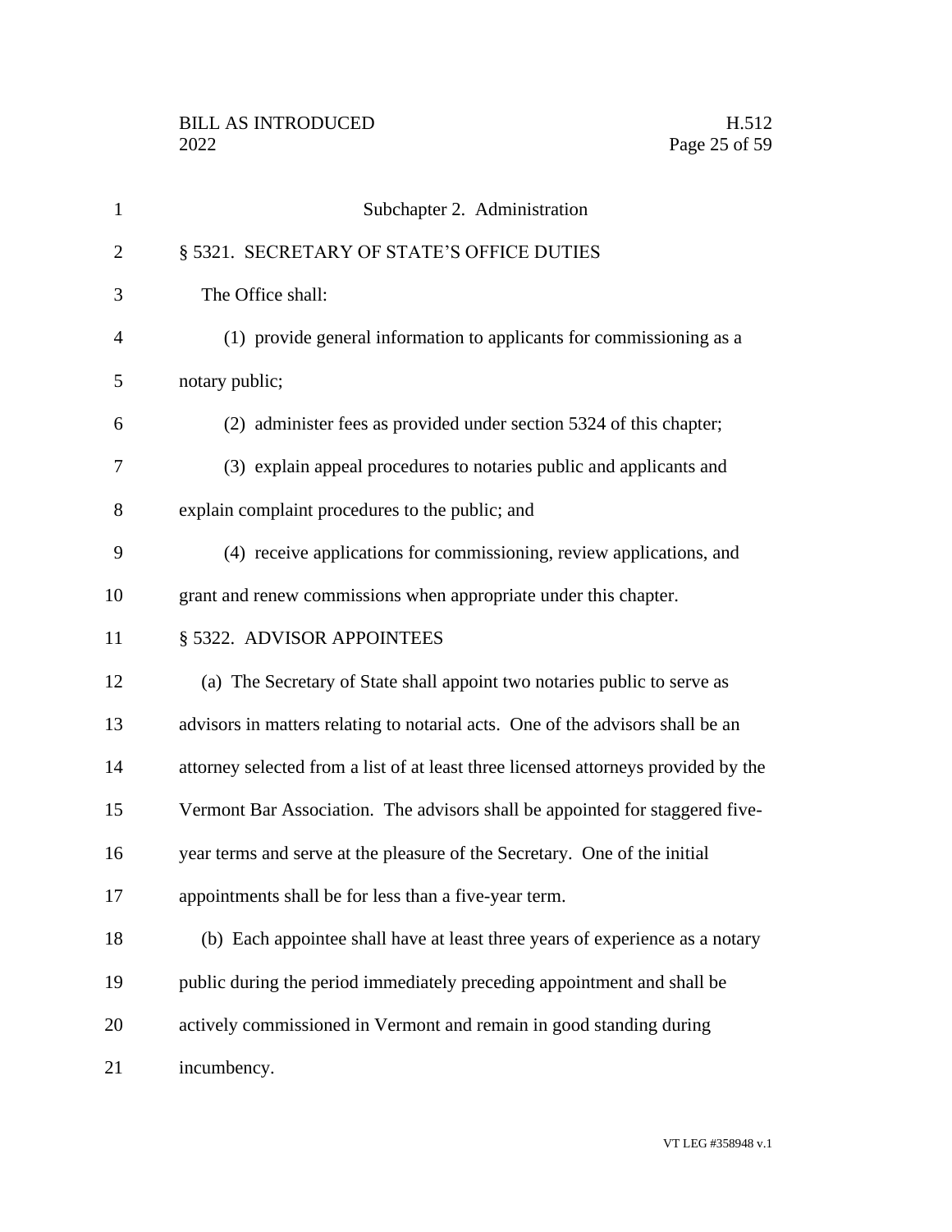## Subchapter 2. Administration

### § 5321. SECRETARY OF STATE'S OFFICE DUTIES

The Office shall:

(1) provide general information to applicants for commissioning as a notary public;

(2) administer fees as provided under section 5324 of this chapter;

(3) explain appeal procedures to notaries public and applicants and explain complaint procedures to the public; and

(4) receive applications for commissioning, review applications, and grant and renew commissions when appropriate under this chapter.

### § 5322. ADVISOR APPOINTEES

(a) The Secretary of State shall appoint two notaries public to serve as advisors in matters relating to notarial acts. One of the advisors shall be an attorney selected from a list of at least three licensed attorneys provided by the Vermont Bar Association. The advisors shall be appointed for staggered five-year terms and serve at the pleasure of the Secretary. One of the initial appointments shall be for less than a five-year term.

(b) Each appointee shall have at least three years of experience as a notary public during the period immediately preceding appointment and shall be actively commissioned in Vermont and remain in good standing during incumbency.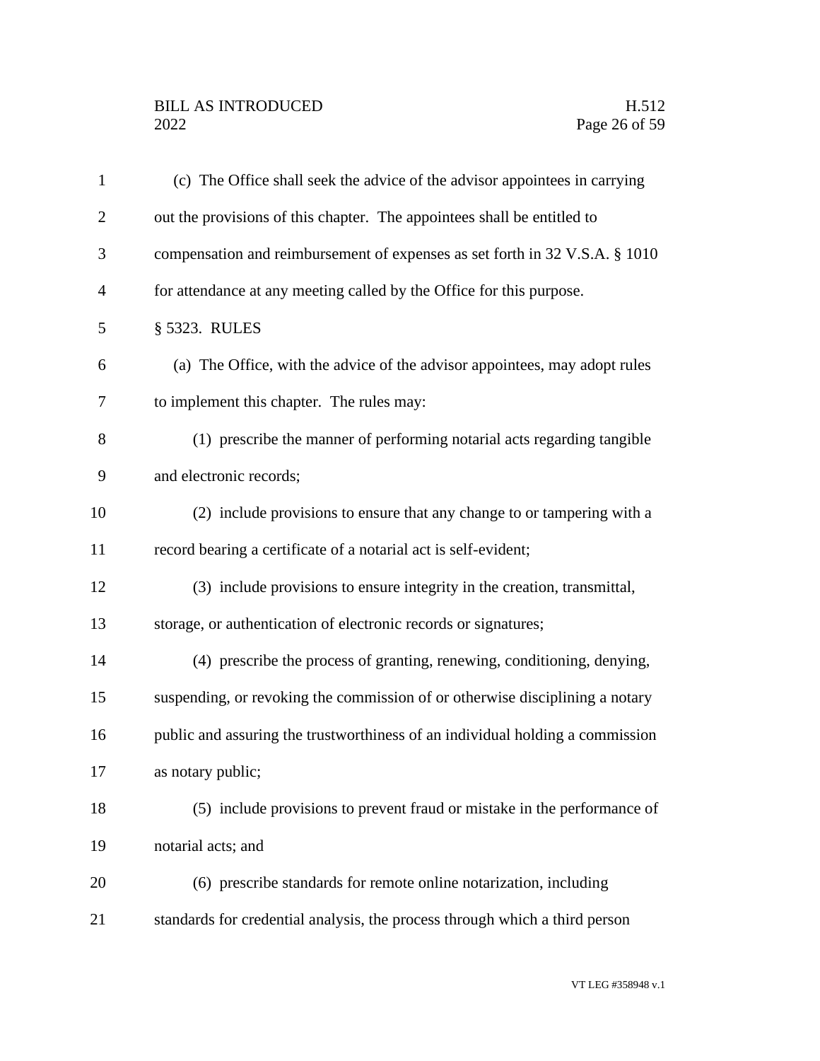(c) The Office shall seek the advice of the advisor appointees in carrying out the provisions of this chapter. The appointees shall be entitled to compensation and reimbursement of expenses as set forth in 32 V.S.A. § 1010 for attendance at any meeting called by the Office for this purpose.

§ 5323. RULES

(a) The Office, with the advice of the advisor appointees, may adopt rules to implement this chapter. The rules may:

(1) prescribe the manner of performing notarial acts regarding tangible and electronic records;

(2) include provisions to ensure that any change to or tampering with a record bearing a certificate of a notarial act is self-evident;

(3) include provisions to ensure integrity in the creation, transmittal, storage, or authentication of electronic records or signatures;

(4) prescribe the process of granting, renewing, conditioning, denying, suspending, or revoking the commission of or otherwise disciplining a notary public and assuring the trustworthiness of an individual holding a commission as notary public;

(5) include provisions to prevent fraud or mistake in the performance of notarial acts; and

(6) prescribe standards for remote online notarization, including standards for credential analysis, the process through which a third person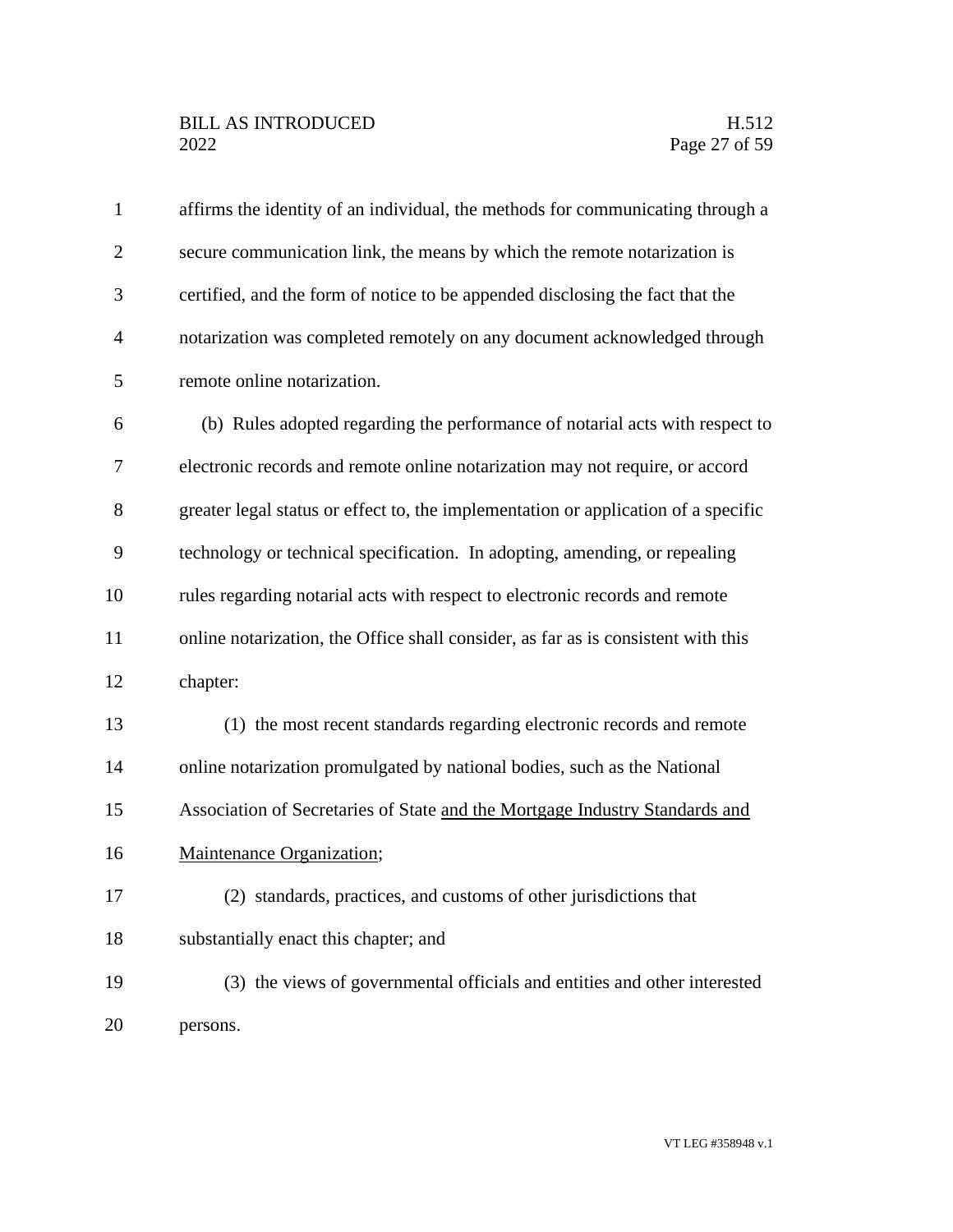affirms the identity of an individual, the methods for communicating through a secure communication link, the means by which the remote notarization is certified, and the form of notice to be appended disclosing the fact that the notarization was completed remotely on any document acknowledged through remote online notarization.

(b) Rules adopted regarding the performance of notarial acts with respect to electronic records and remote online notarization may not require, or accord greater legal status or effect to, the implementation or application of a specific technology or technical specification. In adopting, amending, or repealing rules regarding notarial acts with respect to electronic records and remote online notarization, the Office shall consider, as far as is consistent with this chapter:

(1) the most recent standards regarding electronic records and remote online notarization promulgated by national bodies, such as the National Association of Secretaries of State <u>and the Mortgage Industry Standards and Maintenance Organization</u>;

(2) standards, practices, and customs of other jurisdictions that substantially enact this chapter; and

(3) the views of governmental officials and entities and other interested persons.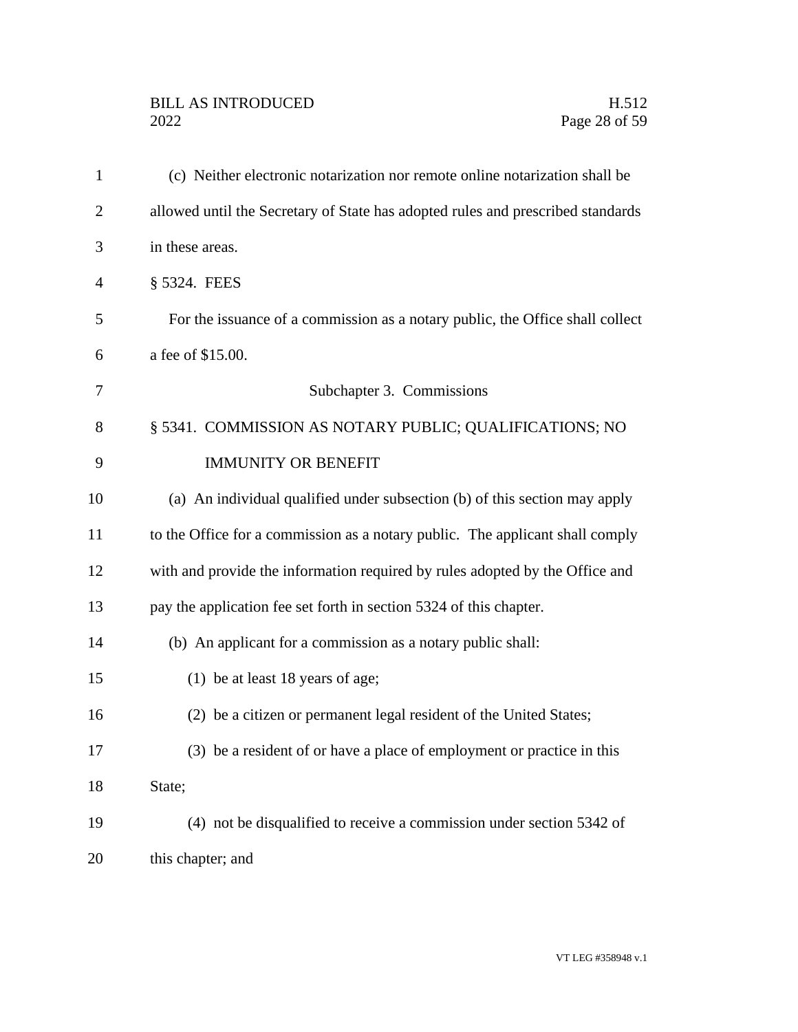(c) Neither electronic notarization nor remote online notarization shall be allowed until the Secretary of State has adopted rules and prescribed standards in these areas.

§ 5324. FEES

For the issuance of a commission as a notary public, the Office shall collect a fee of $15.00.

## Subchapter 3. Commissions

§ 5341. COMMISSION AS NOTARY PUBLIC; QUALIFICATIONS; NO IMMUNITY OR BENEFIT

(a) An individual qualified under subsection (b) of this section may apply to the Office for a commission as a notary public. The applicant shall comply with and provide the information required by rules adopted by the Office and pay the application fee set forth in section 5324 of this chapter.

(b) An applicant for a commission as a notary public shall:

(1) be at least 18 years of age;

(2) be a citizen or permanent legal resident of the United States;

(3) be a resident of or have a place of employment or practice in this State;

(4) not be disqualified to receive a commission under section 5342 of this chapter; and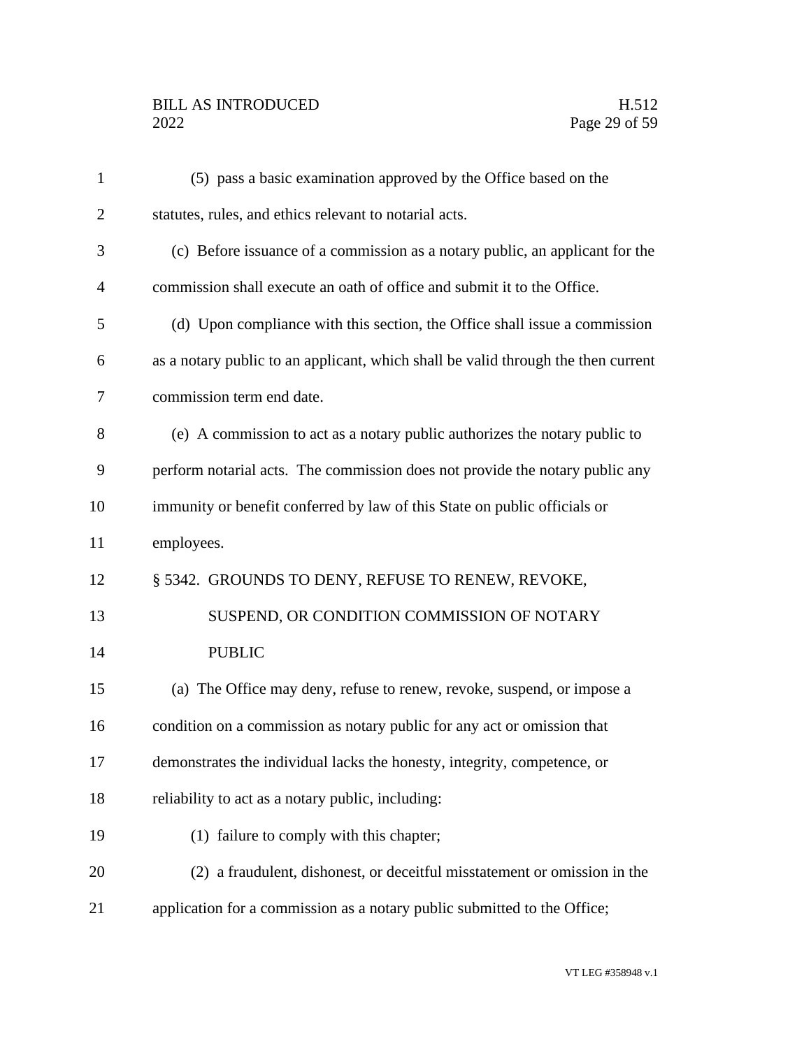(5) pass a basic examination approved by the Office based on the statutes, rules, and ethics relevant to notarial acts.

(c) Before issuance of a commission as a notary public, an applicant for the commission shall execute an oath of office and submit it to the Office.

(d) Upon compliance with this section, the Office shall issue a commission as a notary public to an applicant, which shall be valid through the then current commission term end date.

(e) A commission to act as a notary public authorizes the notary public to perform notarial acts. The commission does not provide the notary public any immunity or benefit conferred by law of this State on public officials or employees.

§ 5342. GROUNDS TO DENY, REFUSE TO RENEW, REVOKE, SUSPEND, OR CONDITION COMMISSION OF NOTARY PUBLIC

(a) The Office may deny, refuse to renew, revoke, suspend, or impose a condition on a commission as notary public for any act or omission that demonstrates the individual lacks the honesty, integrity, competence, or reliability to act as a notary public, including:

(1) failure to comply with this chapter;

(2) a fraudulent, dishonest, or deceitful misstatement or omission in the application for a commission as a notary public submitted to the Office;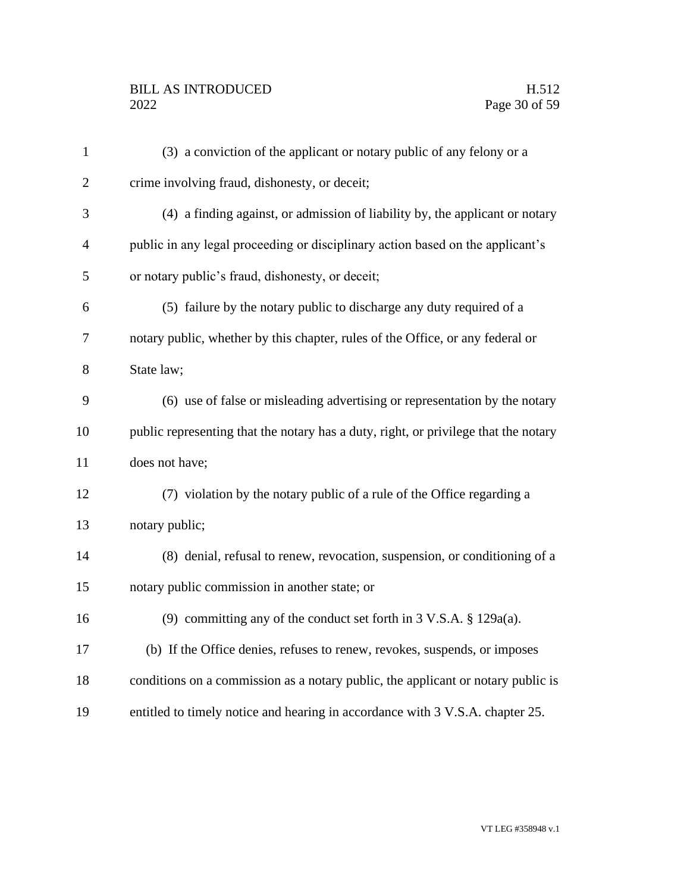(3) a conviction of the applicant or notary public of any felony or a crime involving fraud, dishonesty, or deceit;

(4) a finding against, or admission of liability by, the applicant or notary public in any legal proceeding or disciplinary action based on the applicant's or notary public's fraud, dishonesty, or deceit;

(5) failure by the notary public to discharge any duty required of a notary public, whether by this chapter, rules of the Office, or any federal or State law;

(6) use of false or misleading advertising or representation by the notary public representing that the notary has a duty, right, or privilege that the notary does not have;

(7) violation by the notary public of a rule of the Office regarding a notary public;

(8) denial, refusal to renew, revocation, suspension, or conditioning of a notary public commission in another state; or

(9) committing any of the conduct set forth in 3 V.S.A. § 129a(a).

(b) If the Office denies, refuses to renew, revokes, suspends, or imposes conditions on a commission as a notary public, the applicant or notary public is entitled to timely notice and hearing in accordance with 3 V.S.A. chapter 25.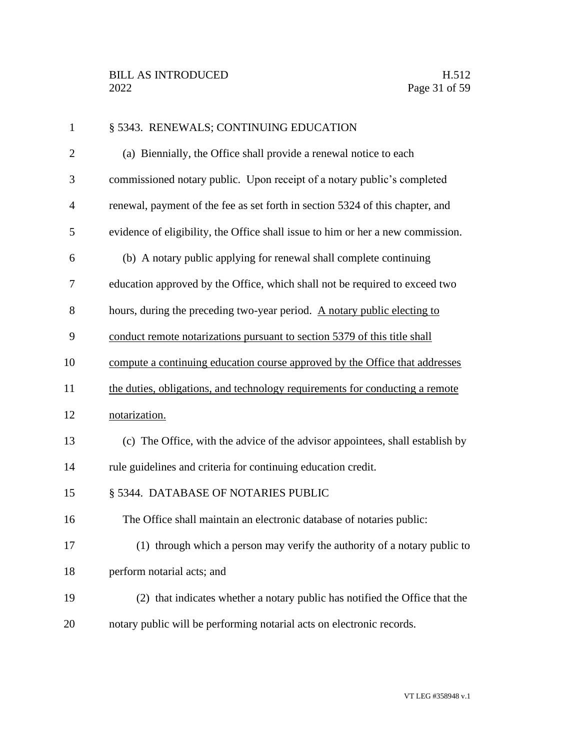§ 5343. RENEWALS; CONTINUING EDUCATION

(a) Biennially, the Office shall provide a renewal notice to each commissioned notary public. Upon receipt of a notary public's completed renewal, payment of the fee as set forth in section 5324 of this chapter, and evidence of eligibility, the Office shall issue to him or her a new commission.

(b) A notary public applying for renewal shall complete continuing education approved by the Office, which shall not be required to exceed two hours, during the preceding two-year period. <u>A notary public electing to conduct remote notarizations pursuant to section 5379 of this title shall compute a continuing education course approved by the Office that addresses the duties, obligations, and technology requirements for conducting a remote notarization.</u>

(c) The Office, with the advice of the advisor appointees, shall establish by rule guidelines and criteria for continuing education credit.

§ 5344. DATABASE OF NOTARIES PUBLIC

The Office shall maintain an electronic database of notaries public:

(1) through which a person may verify the authority of a notary public to perform notarial acts; and

(2) that indicates whether a notary public has notified the Office that the notary public will be performing notarial acts on electronic records.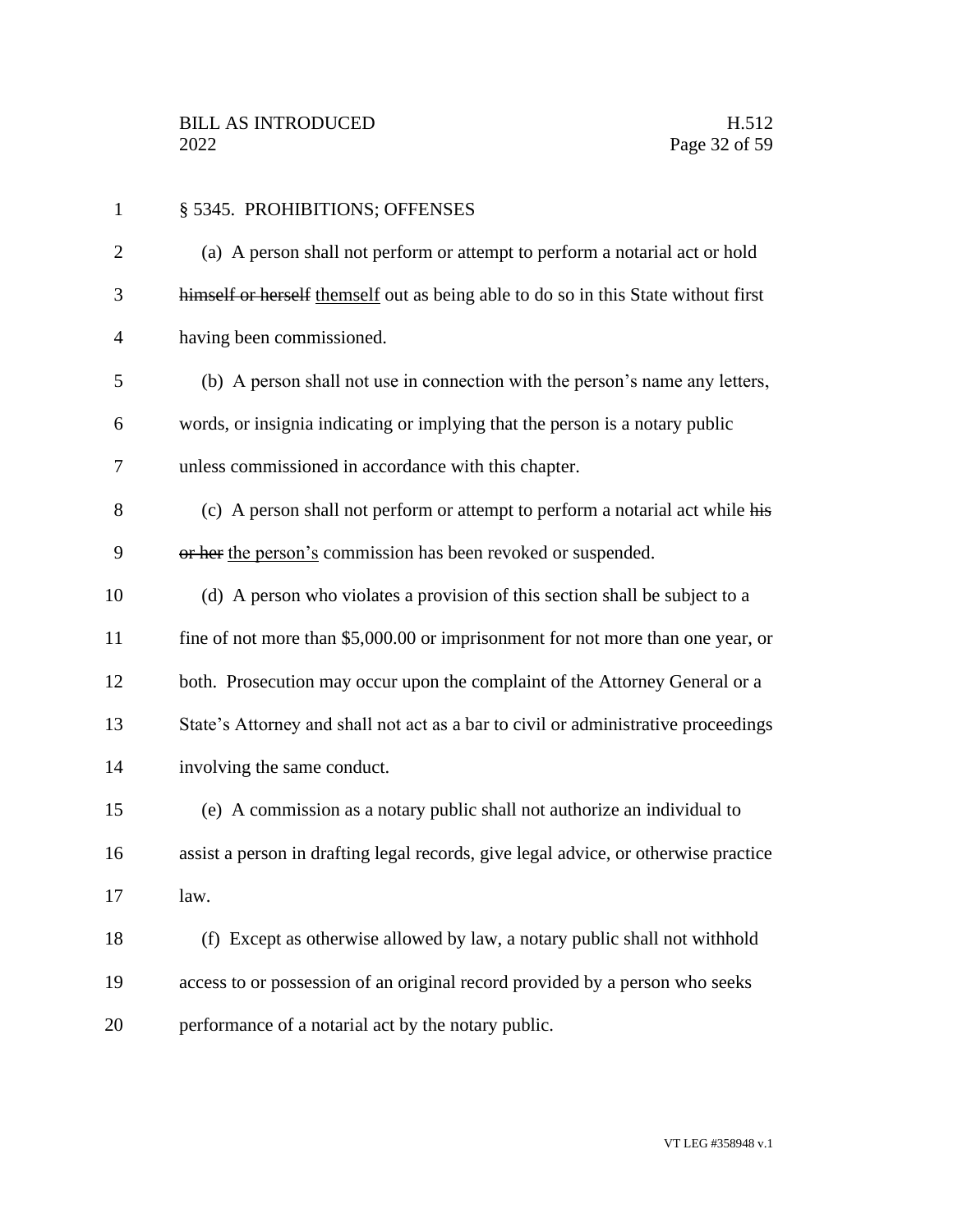§ 5345. PROHIBITIONS; OFFENSES

(a) A person shall not perform or attempt to perform a notarial act or hold ~~himself or herself~~ themself out as being able to do so in this State without first having been commissioned.

(b) A person shall not use in connection with the person's name any letters, words, or insignia indicating or implying that the person is a notary public unless commissioned in accordance with this chapter.

(c) A person shall not perform or attempt to perform a notarial act while ~~his or her~~ the person's commission has been revoked or suspended.

(d) A person who violates a provision of this section shall be subject to a fine of not more than $5,000.00 or imprisonment for not more than one year, or both. Prosecution may occur upon the complaint of the Attorney General or a State's Attorney and shall not act as a bar to civil or administrative proceedings involving the same conduct.

(e) A commission as a notary public shall not authorize an individual to assist a person in drafting legal records, give legal advice, or otherwise practice law.

(f) Except as otherwise allowed by law, a notary public shall not withhold access to or possession of an original record provided by a person who seeks performance of a notarial act by the notary public.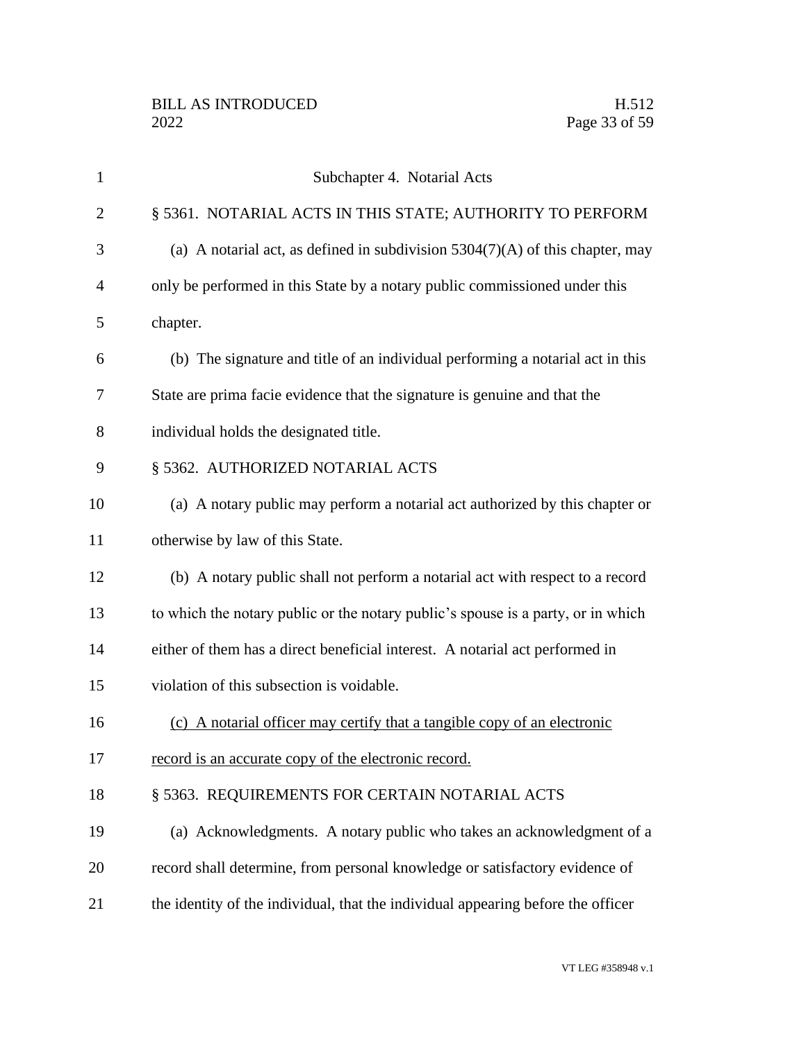Subchapter 4. Notarial Acts

§ 5361. NOTARIAL ACTS IN THIS STATE; AUTHORITY TO PERFORM

(a) A notarial act, as defined in subdivision 5304(7)(A) of this chapter, may only be performed in this State by a notary public commissioned under this chapter.

(b) The signature and title of an individual performing a notarial act in this State are prima facie evidence that the signature is genuine and that the individual holds the designated title.

§ 5362. AUTHORIZED NOTARIAL ACTS

(a) A notary public may perform a notarial act authorized by this chapter or otherwise by law of this State.

(b) A notary public shall not perform a notarial act with respect to a record to which the notary public or the notary public's spouse is a party, or in which either of them has a direct beneficial interest. A notarial act performed in violation of this subsection is voidable.

<u>(c) A notarial officer may certify that a tangible copy of an electronic record is an accurate copy of the electronic record.</u>

§ 5363. REQUIREMENTS FOR CERTAIN NOTARIAL ACTS

(a) Acknowledgments. A notary public who takes an acknowledgment of a record shall determine, from personal knowledge or satisfactory evidence of the identity of the individual, that the individual appearing before the officer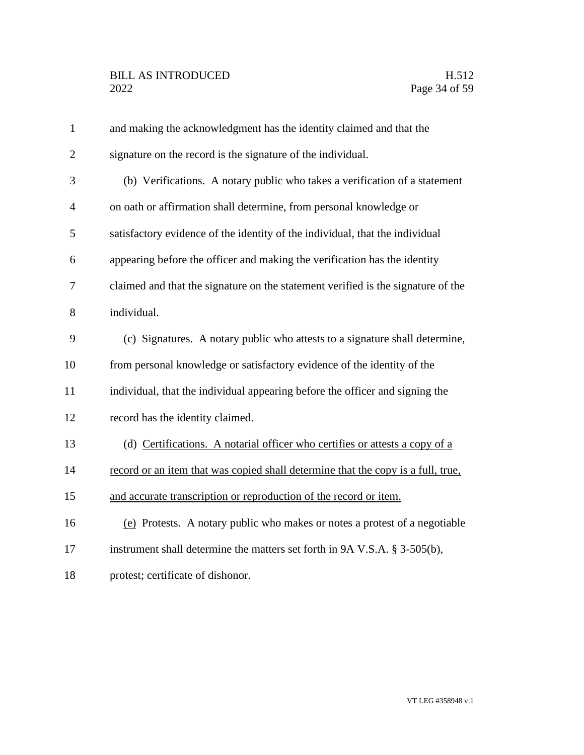and making the acknowledgment has the identity claimed and that the signature on the record is the signature of the individual.

(b) Verifications. A notary public who takes a verification of a statement on oath or affirmation shall determine, from personal knowledge or satisfactory evidence of the identity of the individual, that the individual appearing before the officer and making the verification has the identity claimed and that the signature on the statement verified is the signature of the individual.

(c) Signatures. A notary public who attests to a signature shall determine, from personal knowledge or satisfactory evidence of the identity of the individual, that the individual appearing before the officer and signing the record has the identity claimed.

(d) <u>Certifications. A notarial officer who certifies or attests a copy of a record or an item that was copied shall determine that the copy is a full, true, and accurate transcription or reproduction of the record or item.</u>

<u>(e)</u> Protests. A notary public who makes or notes a protest of a negotiable instrument shall determine the matters set forth in 9A V.S.A. § 3-505(b), protest; certificate of dishonor.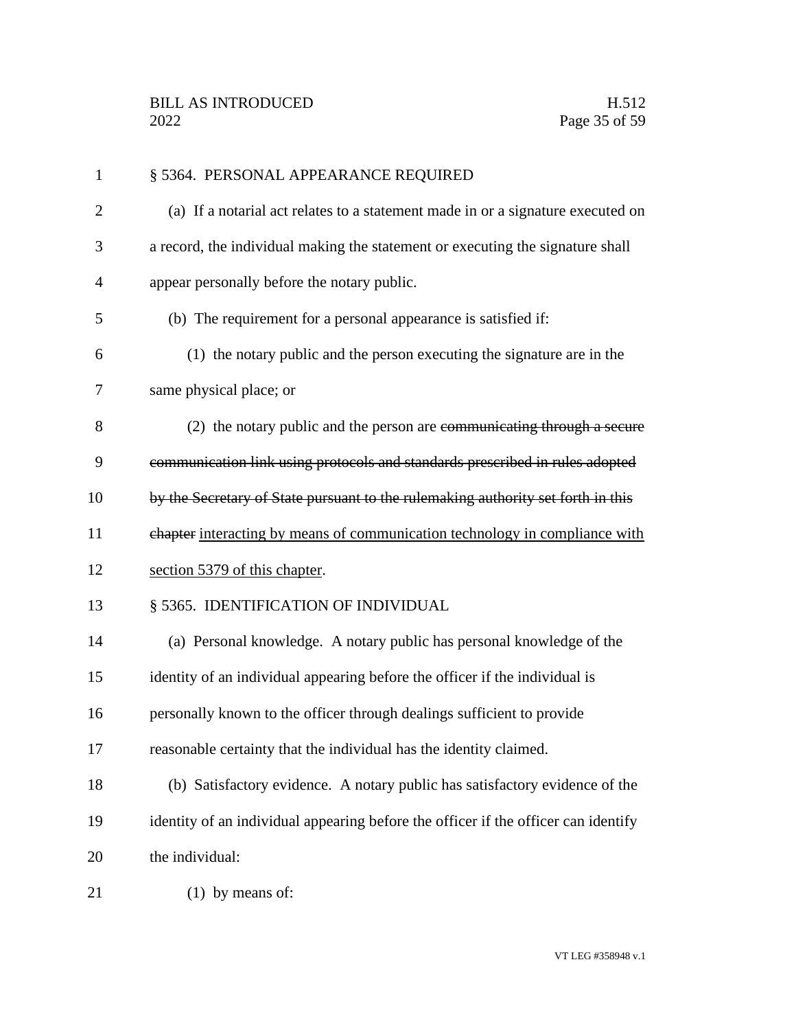§ 5364. PERSONAL APPEARANCE REQUIRED

(a) If a notarial act relates to a statement made in or a signature executed on a record, the individual making the statement or executing the signature shall appear personally before the notary public.

(b) The requirement for a personal appearance is satisfied if:

(1) the notary public and the person executing the signature are in the same physical place; or

(2) the notary public and the person are ~~communicating through a secure communication link using protocols and standards prescribed in rules adopted by the Secretary of State pursuant to the rulemaking authority set forth in this chapter~~ interacting by means of communication technology in compliance with section 5379 of this chapter.

§ 5365. IDENTIFICATION OF INDIVIDUAL

(a) Personal knowledge. A notary public has personal knowledge of the identity of an individual appearing before the officer if the individual is personally known to the officer through dealings sufficient to provide reasonable certainty that the individual has the identity claimed.

(b) Satisfactory evidence. A notary public has satisfactory evidence of the identity of an individual appearing before the officer if the officer can identify the individual:

(1) by means of: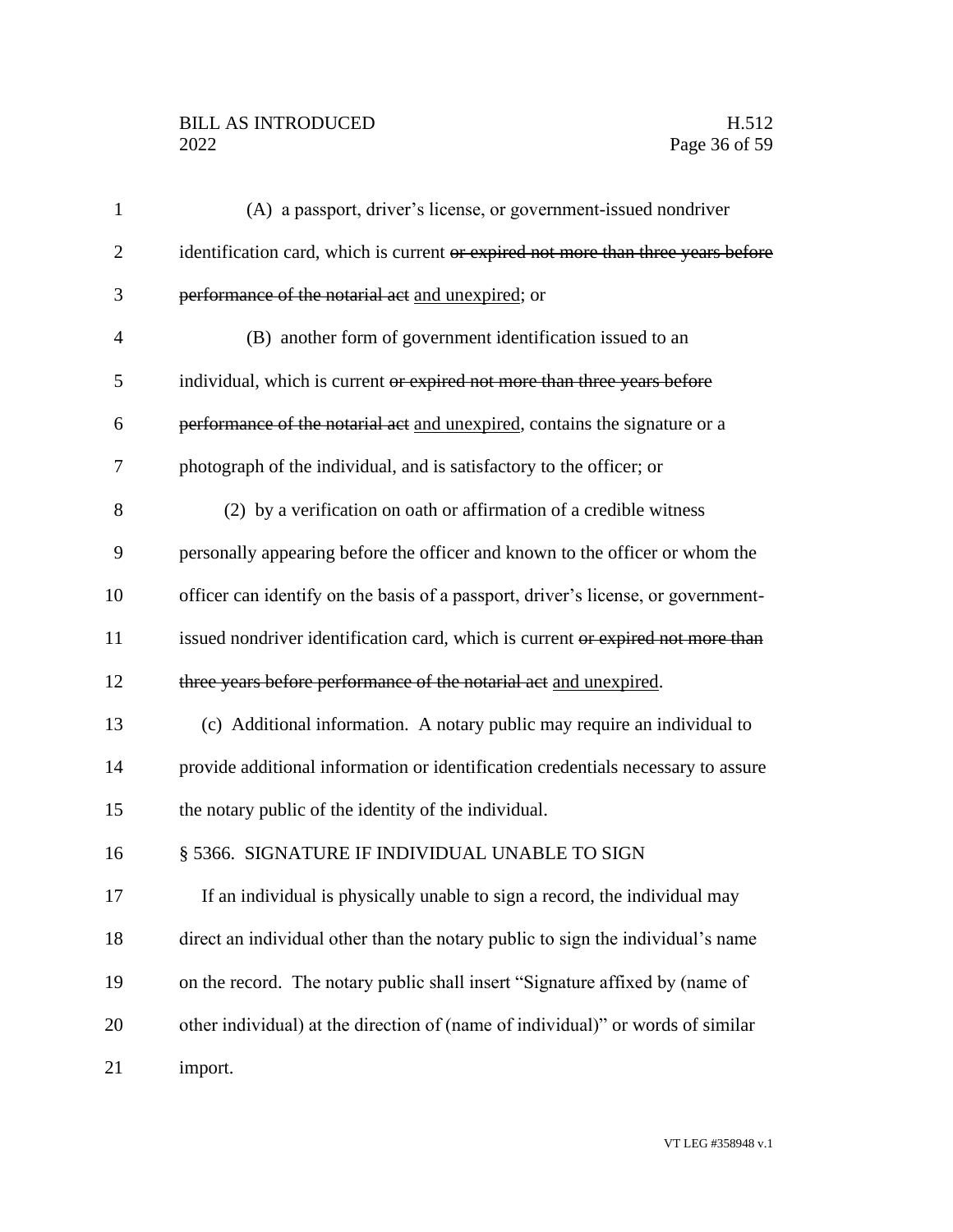(A) a passport, driver's license, or government-issued nondriver identification card, which is current ~~or expired not more than three years before performance of the notarial act~~ <u>and unexpired</u>; or

(B) another form of government identification issued to an individual, which is current ~~or expired not more than three years before performance of the notarial act~~ <u>and unexpired</u>, contains the signature or a photograph of the individual, and is satisfactory to the officer; or

(2) by a verification on oath or affirmation of a credible witness personally appearing before the officer and known to the officer or whom the officer can identify on the basis of a passport, driver's license, or government-issued nondriver identification card, which is current ~~or expired not more than three years before performance of the notarial act~~ <u>and unexpired</u>.

(c) Additional information. A notary public may require an individual to provide additional information or identification credentials necessary to assure the notary public of the identity of the individual.

§ 5366. SIGNATURE IF INDIVIDUAL UNABLE TO SIGN

If an individual is physically unable to sign a record, the individual may direct an individual other than the notary public to sign the individual's name on the record. The notary public shall insert "Signature affixed by (name of other individual) at the direction of (name of individual)" or words of similar import.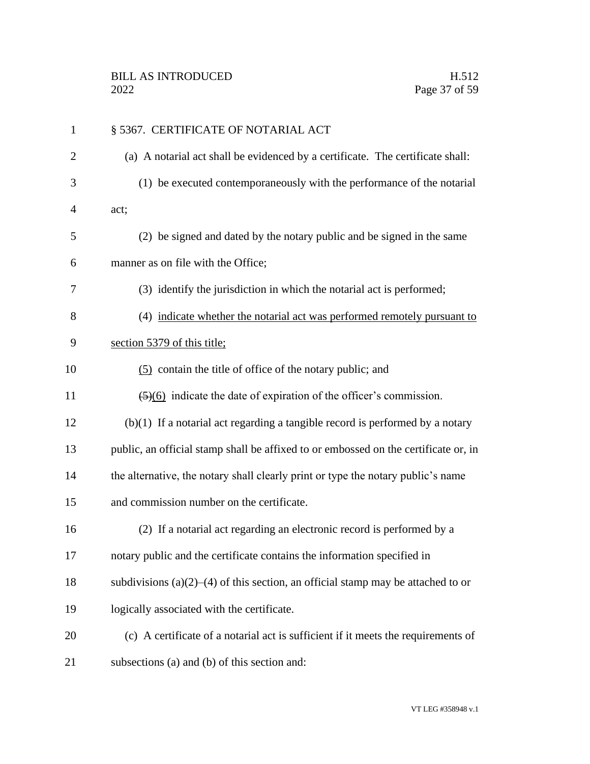§ 5367. CERTIFICATE OF NOTARIAL ACT

(a) A notarial act shall be evidenced by a certificate. The certificate shall:

(1) be executed contemporaneously with the performance of the notarial act;

(2) be signed and dated by the notary public and be signed in the same manner as on file with the Office;

(3) identify the jurisdiction in which the notarial act is performed;

(4) <u>indicate whether the notarial act was performed remotely pursuant to section 5379 of this title;</u>

<u>(5)</u> contain the title of office of the notary public; and

~~(5)~~<u>(6)</u> indicate the date of expiration of the officer's commission.

(b)(1) If a notarial act regarding a tangible record is performed by a notary public, an official stamp shall be affixed to or embossed on the certificate or, in the alternative, the notary shall clearly print or type the notary public's name and commission number on the certificate.

(2) If a notarial act regarding an electronic record is performed by a notary public and the certificate contains the information specified in subdivisions (a)(2)–(4) of this section, an official stamp may be attached to or logically associated with the certificate.

(c) A certificate of a notarial act is sufficient if it meets the requirements of subsections (a) and (b) of this section and: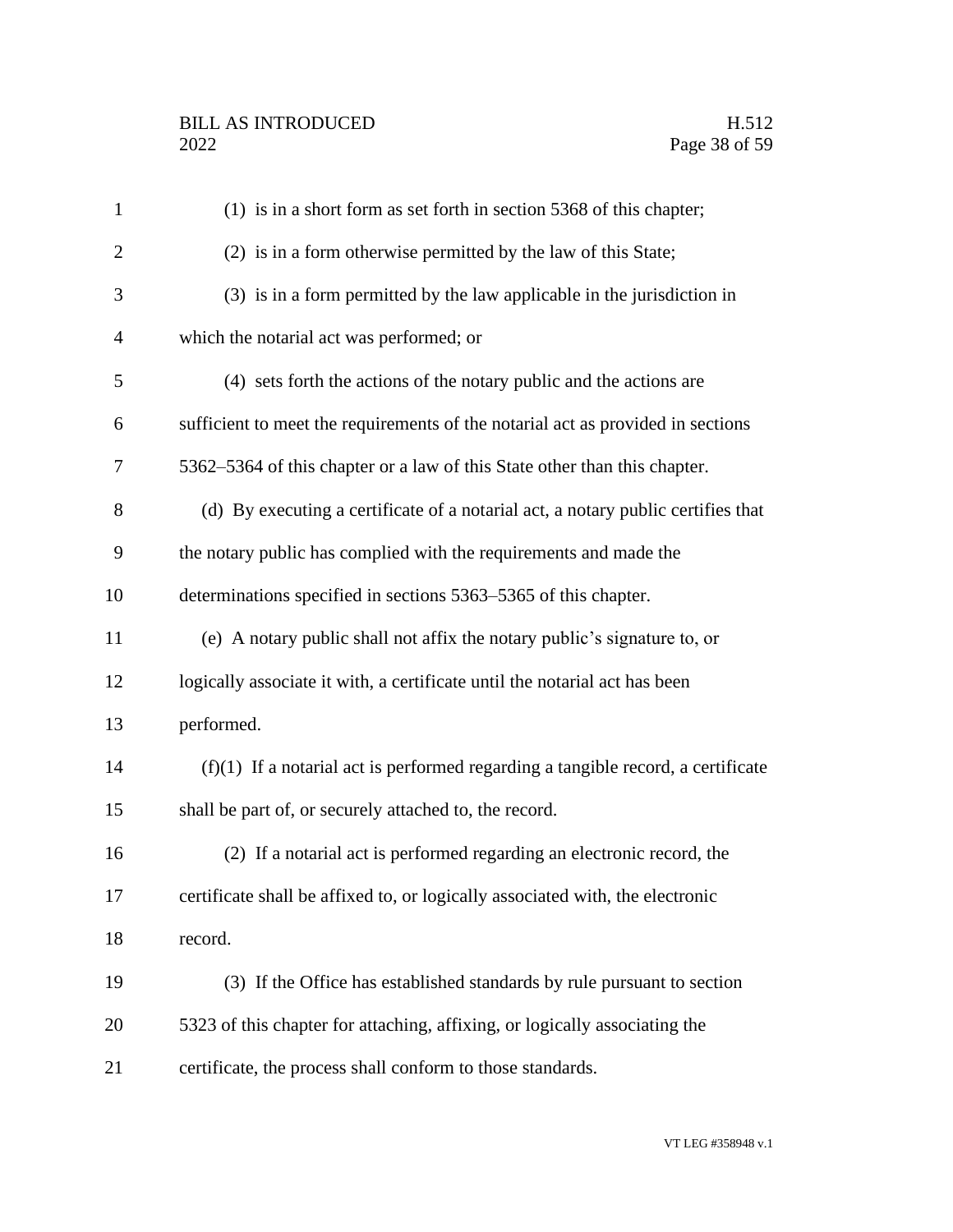(1) is in a short form as set forth in section 5368 of this chapter;

(2) is in a form otherwise permitted by the law of this State;

(3) is in a form permitted by the law applicable in the jurisdiction in which the notarial act was performed; or

(4) sets forth the actions of the notary public and the actions are sufficient to meet the requirements of the notarial act as provided in sections 5362–5364 of this chapter or a law of this State other than this chapter.

(d) By executing a certificate of a notarial act, a notary public certifies that the notary public has complied with the requirements and made the determinations specified in sections 5363–5365 of this chapter.

(e) A notary public shall not affix the notary public's signature to, or logically associate it with, a certificate until the notarial act has been performed.

(f)(1) If a notarial act is performed regarding a tangible record, a certificate shall be part of, or securely attached to, the record.

(2) If a notarial act is performed regarding an electronic record, the certificate shall be affixed to, or logically associated with, the electronic record.

(3) If the Office has established standards by rule pursuant to section 5323 of this chapter for attaching, affixing, or logically associating the certificate, the process shall conform to those standards.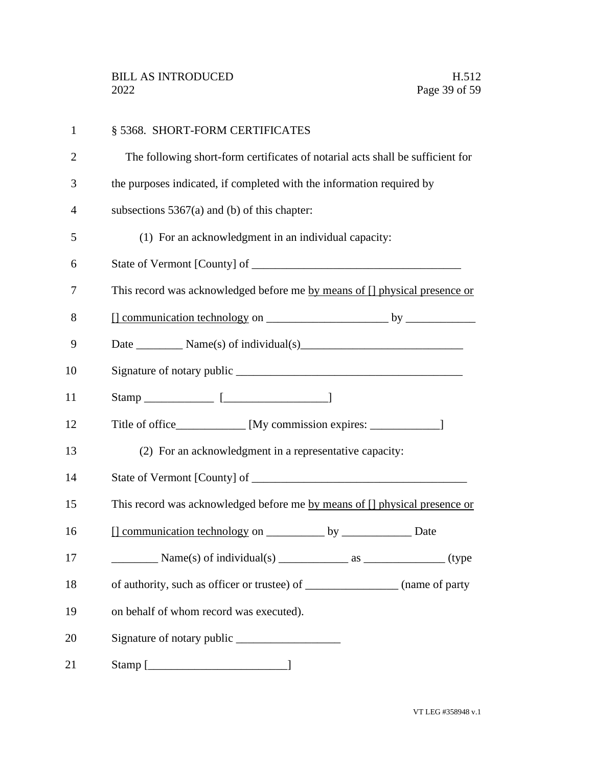§ 5368. SHORT-FORM CERTIFICATES

The following short-form certificates of notarial acts shall be sufficient for the purposes indicated, if completed with the information required by subsections 5367(a) and (b) of this chapter:

(1) For an acknowledgment in an individual capacity:

State of Vermont [County] of ___________________________________

This record was acknowledged before me <u>by means of [] physical presence or [] communication technology</u> on ____________________ by ____________

Date ________ Name(s) of individual(s)___________________________

Signature of notary public ______________________________________

Stamp ____________ [_________________]

Title of office____________ [My commission expires: ____________]

(2) For an acknowledgment in a representative capacity:

State of Vermont [County] of ____________________________________

This record was acknowledged before me <u>by means of [] physical presence or [] communication technology</u> on __________ by ____________ Date ________ Name(s) of individual(s) ____________ as ______________ (type of authority, such as officer or trustee) of ________________ (name of party on behalf of whom record was executed).

Signature of notary public __________________

Stamp [_______________________]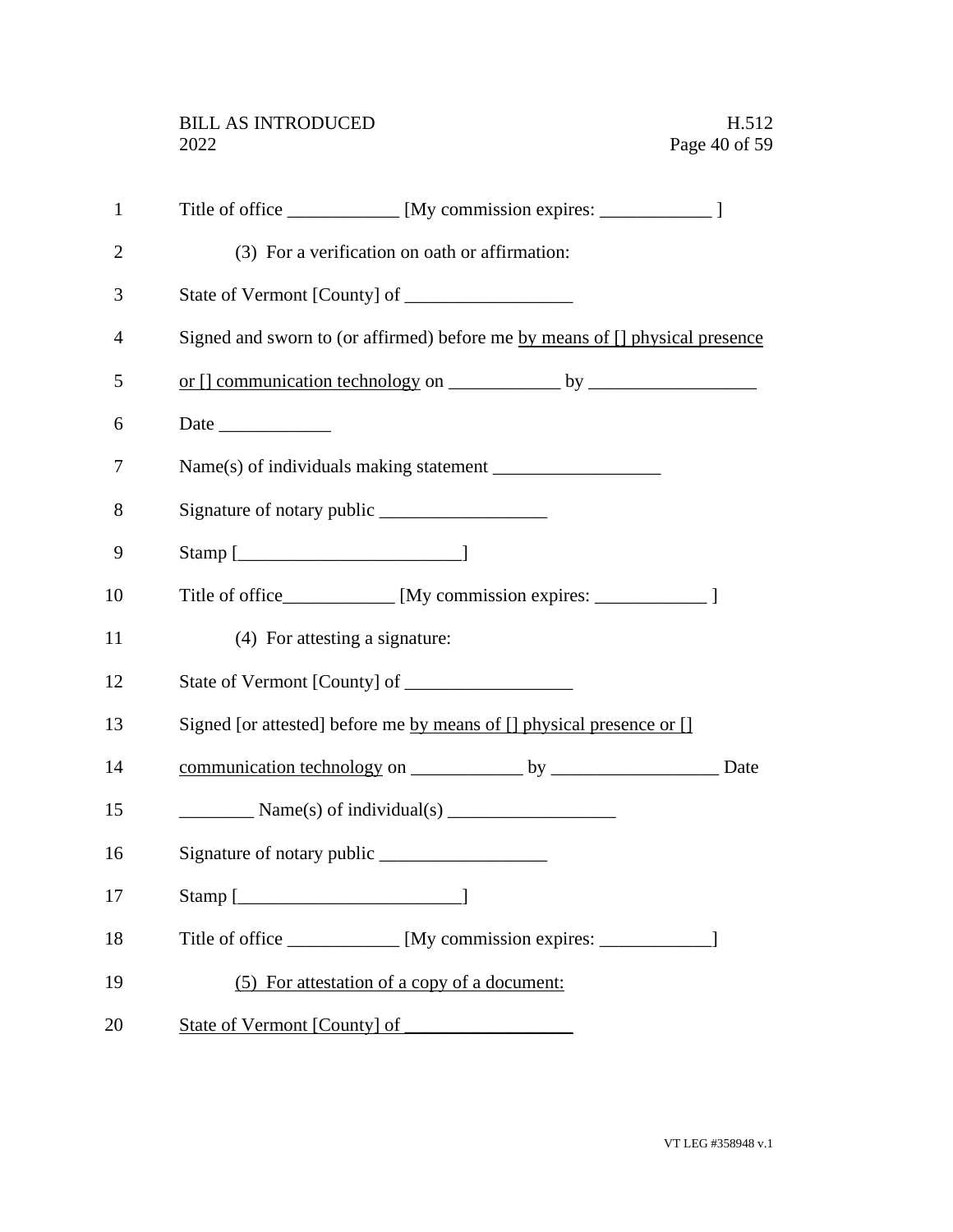Title of office ____________ [My commission expires: ____________ ]

(3) For a verification on oath or affirmation:

State of Vermont [County] of __________________

Signed and sworn to (or affirmed) before me <u>by means of [] physical presence or [] communication technology</u> on ____________ by __________________

Date ____________

Name(s) of individuals making statement __________________

Signature of notary public __________________

Stamp [________________________]

Title of office____________ [My commission expires: ____________ ]

(4) For attesting a signature:

State of Vermont [County] of __________________

Signed [or attested] before me <u>by means of [] physical presence or [] communication technology</u> on ____________ by __________________ Date ________ Name(s) of individual(s) __________________

Signature of notary public __________________

Stamp [________________________]

Title of office ____________ [My commission expires: ____________]

<u>(5) For attestation of a copy of a document:</u>

<u>State of Vermont [County] of __________________</u>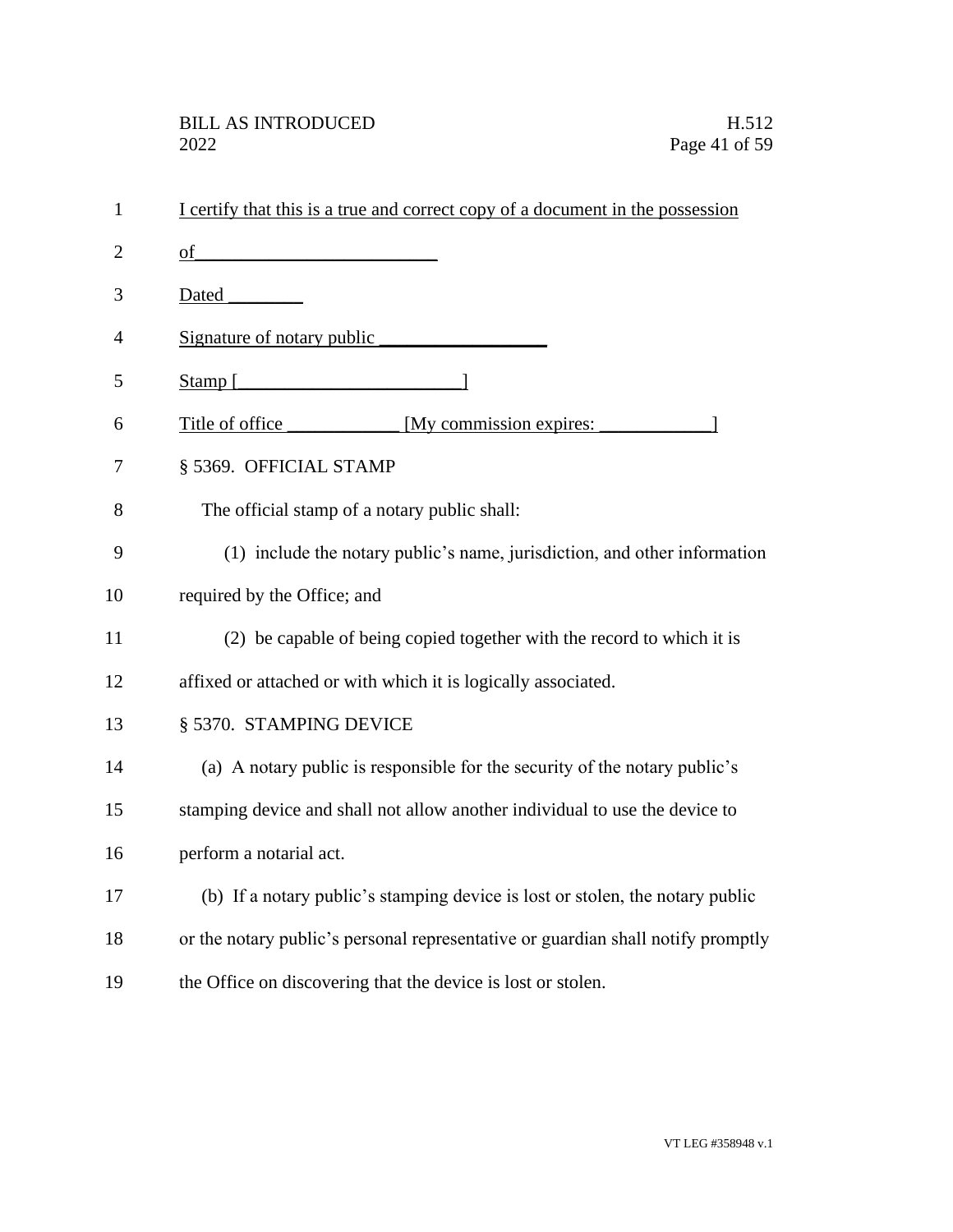I certify that this is a true and correct copy of a document in the possession of_________________________

Dated ________

Signature of notary public __________________

Stamp [________________________]

Title of office ____________ [My commission expires: ____________]

§ 5369. OFFICIAL STAMP

The official stamp of a notary public shall:

(1) include the notary public's name, jurisdiction, and other information required by the Office; and

(2) be capable of being copied together with the record to which it is affixed or attached or with which it is logically associated.

§ 5370. STAMPING DEVICE

(a) A notary public is responsible for the security of the notary public's stamping device and shall not allow another individual to use the device to perform a notarial act.

(b) If a notary public's stamping device is lost or stolen, the notary public or the notary public's personal representative or guardian shall notify promptly the Office on discovering that the device is lost or stolen.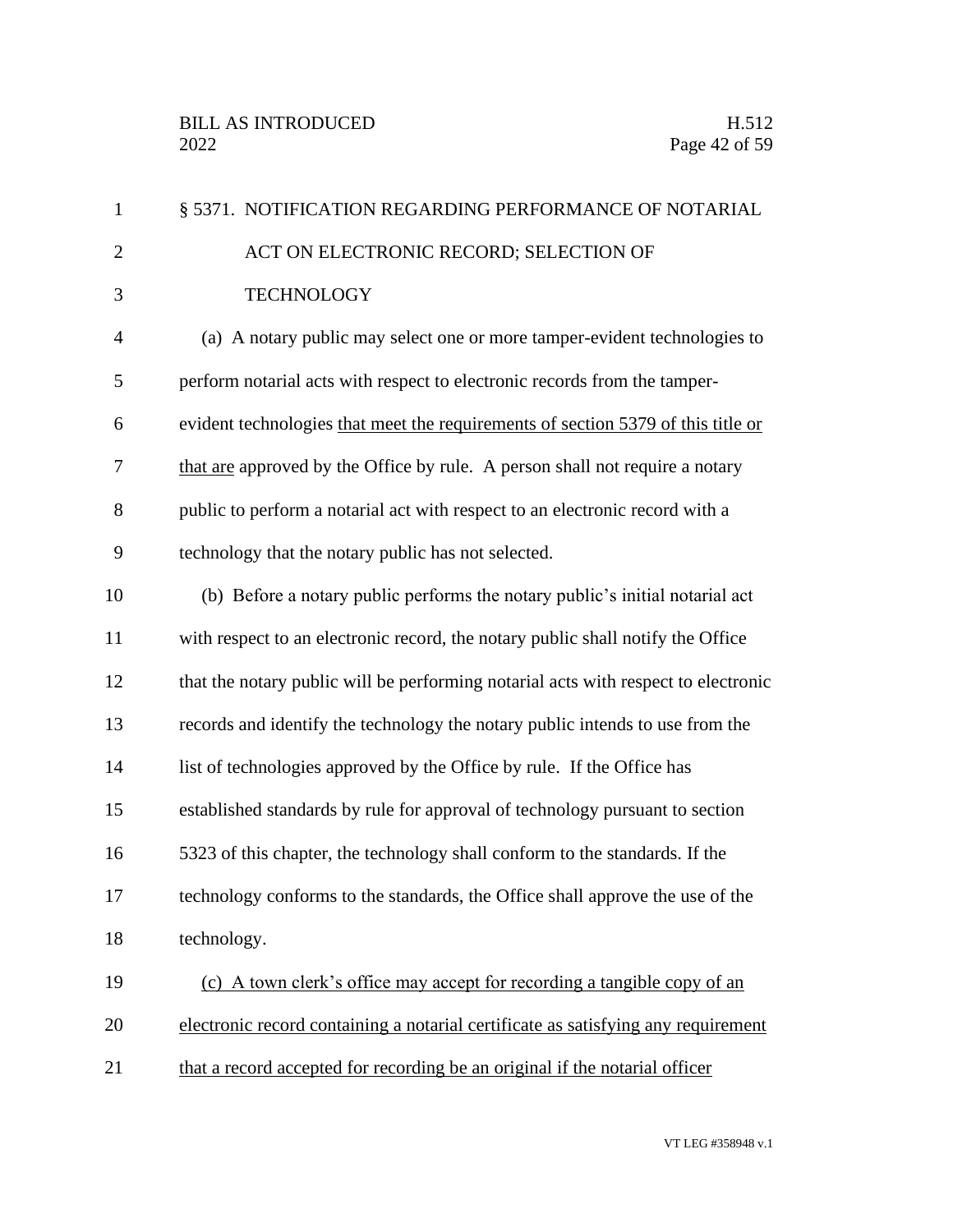§ 5371. NOTIFICATION REGARDING PERFORMANCE OF NOTARIAL ACT ON ELECTRONIC RECORD; SELECTION OF TECHNOLOGY

(a) A notary public may select one or more tamper-evident technologies to perform notarial acts with respect to electronic records from the tamper-evident technologies that meet the requirements of section 5379 of this title or that are approved by the Office by rule. A person shall not require a notary public to perform a notarial act with respect to an electronic record with a technology that the notary public has not selected.

(b) Before a notary public performs the notary public's initial notarial act with respect to an electronic record, the notary public shall notify the Office that the notary public will be performing notarial acts with respect to electronic records and identify the technology the notary public intends to use from the list of technologies approved by the Office by rule. If the Office has established standards by rule for approval of technology pursuant to section 5323 of this chapter, the technology shall conform to the standards. If the technology conforms to the standards, the Office shall approve the use of the technology.

(c) A town clerk's office may accept for recording a tangible copy of an electronic record containing a notarial certificate as satisfying any requirement that a record accepted for recording be an original if the notarial officer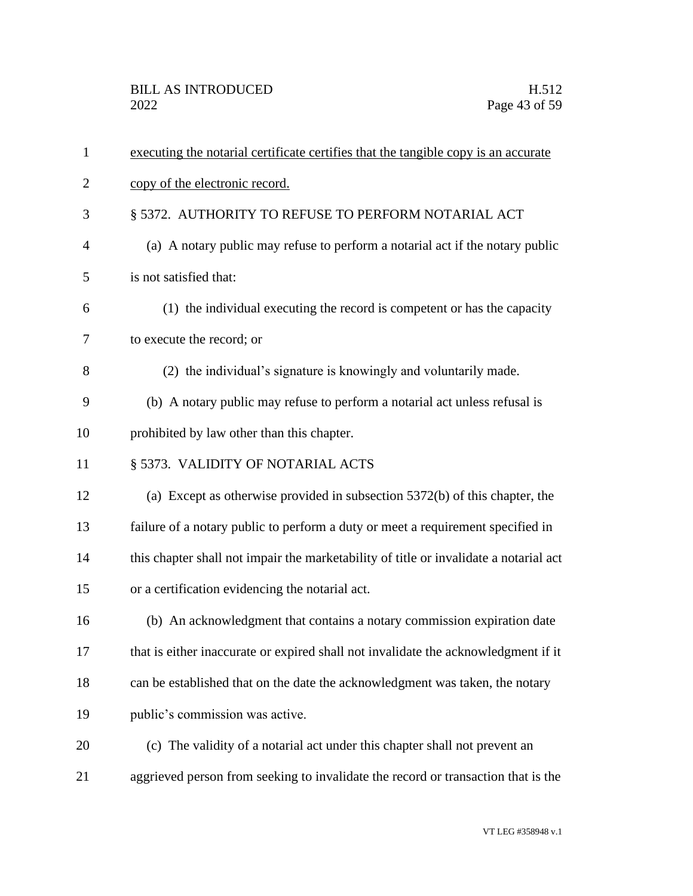executing the notarial certificate certifies that the tangible copy is an accurate copy of the electronic record.

§ 5372. AUTHORITY TO REFUSE TO PERFORM NOTARIAL ACT

(a) A notary public may refuse to perform a notarial act if the notary public is not satisfied that:

(1) the individual executing the record is competent or has the capacity to execute the record; or

(2) the individual's signature is knowingly and voluntarily made.

(b) A notary public may refuse to perform a notarial act unless refusal is prohibited by law other than this chapter.

§ 5373. VALIDITY OF NOTARIAL ACTS

(a) Except as otherwise provided in subsection 5372(b) of this chapter, the failure of a notary public to perform a duty or meet a requirement specified in this chapter shall not impair the marketability of title or invalidate a notarial act or a certification evidencing the notarial act.

(b) An acknowledgment that contains a notary commission expiration date that is either inaccurate or expired shall not invalidate the acknowledgment if it can be established that on the date the acknowledgment was taken, the notary public's commission was active.

(c) The validity of a notarial act under this chapter shall not prevent an aggrieved person from seeking to invalidate the record or transaction that is the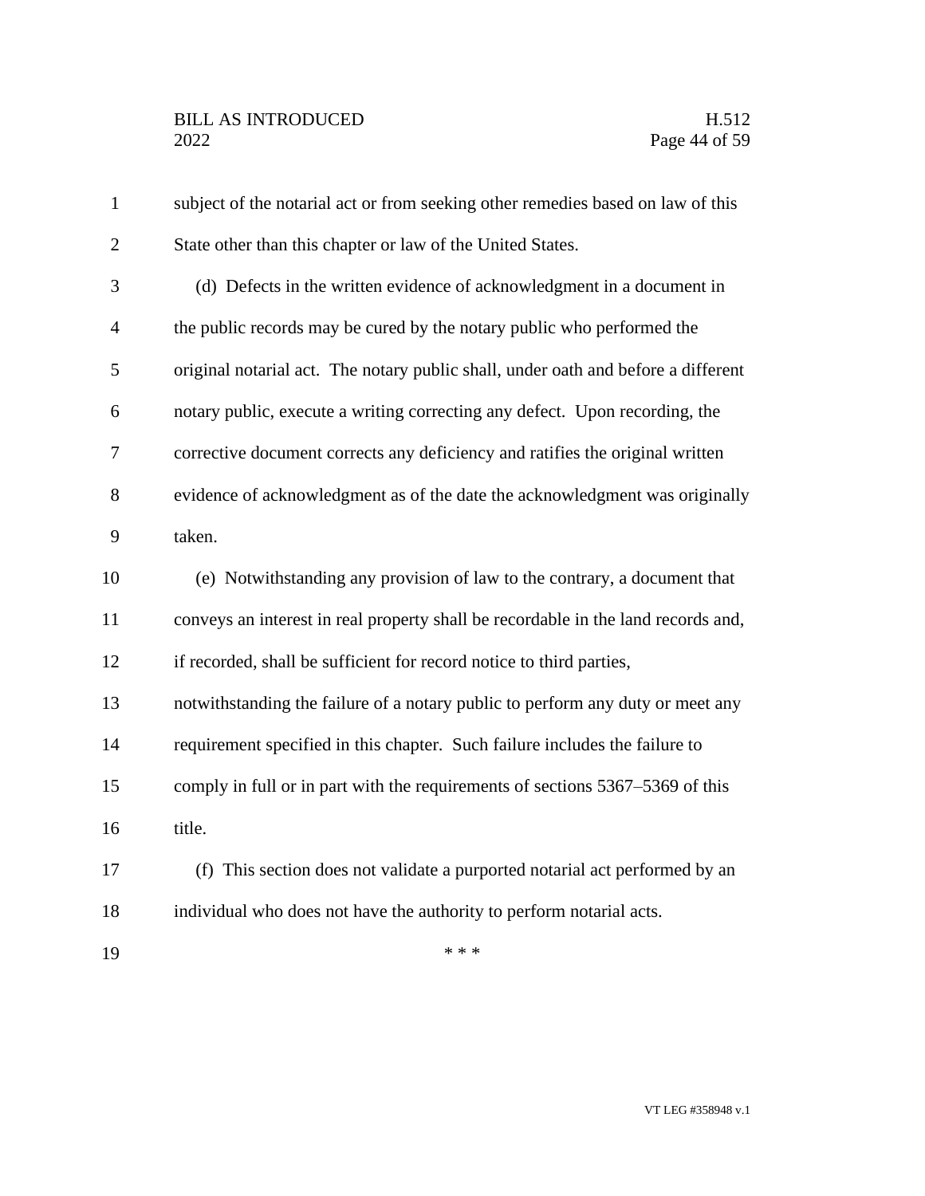subject of the notarial act or from seeking other remedies based on law of this State other than this chapter or law of the United States.

(d) Defects in the written evidence of acknowledgment in a document in the public records may be cured by the notary public who performed the original notarial act. The notary public shall, under oath and before a different notary public, execute a writing correcting any defect. Upon recording, the corrective document corrects any deficiency and ratifies the original written evidence of acknowledgment as of the date the acknowledgment was originally taken.

(e) Notwithstanding any provision of law to the contrary, a document that conveys an interest in real property shall be recordable in the land records and, if recorded, shall be sufficient for record notice to third parties, notwithstanding the failure of a notary public to perform any duty or meet any requirement specified in this chapter. Such failure includes the failure to comply in full or in part with the requirements of sections 5367–5369 of this title.

(f) This section does not validate a purported notarial act performed by an individual who does not have the authority to perform notarial acts.

\* \* \*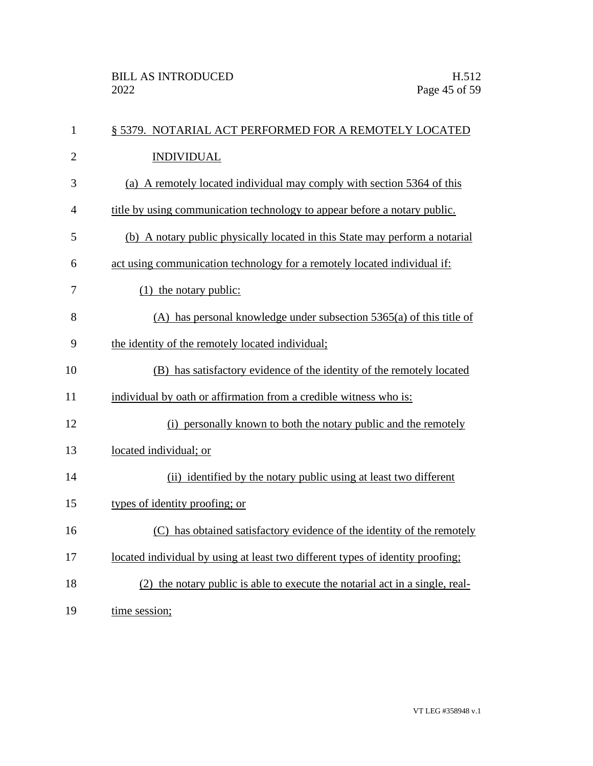§ 5379. NOTARIAL ACT PERFORMED FOR A REMOTELY LOCATED INDIVIDUAL

(a) A remotely located individual may comply with section 5364 of this title by using communication technology to appear before a notary public.

(b) A notary public physically located in this State may perform a notarial act using communication technology for a remotely located individual if:

(1) the notary public:

(A) has personal knowledge under subsection 5365(a) of this title of the identity of the remotely located individual;

(B) has satisfactory evidence of the identity of the remotely located individual by oath or affirmation from a credible witness who is:

(i) personally known to both the notary public and the remotely located individual; or

(ii) identified by the notary public using at least two different types of identity proofing; or

(C) has obtained satisfactory evidence of the identity of the remotely located individual by using at least two different types of identity proofing;

(2) the notary public is able to execute the notarial act in a single, real-time session;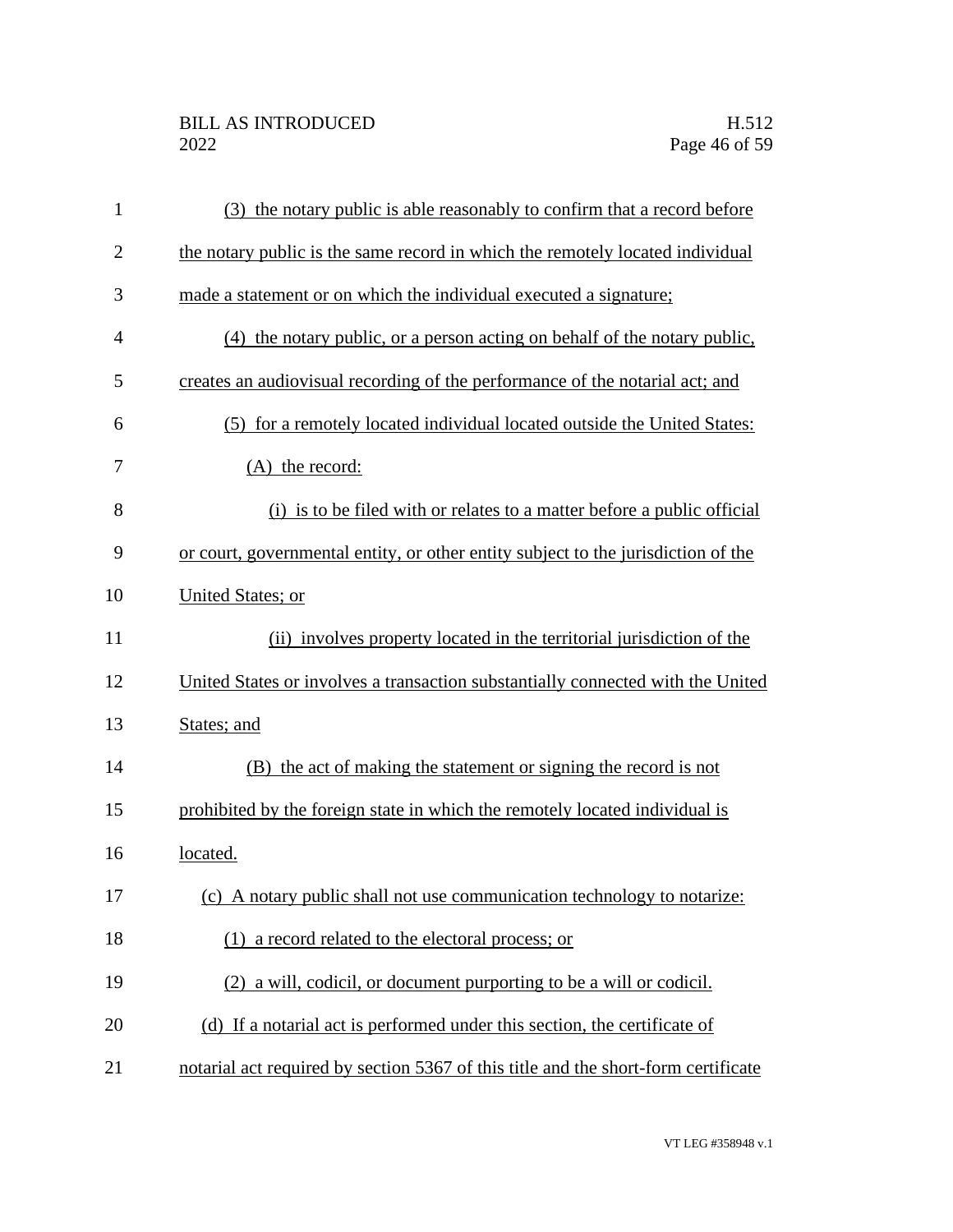(3) the notary public is able reasonably to confirm that a record before the notary public is the same record in which the remotely located individual made a statement or on which the individual executed a signature;

(4) the notary public, or a person acting on behalf of the notary public, creates an audiovisual recording of the performance of the notarial act; and

(5) for a remotely located individual located outside the United States:

(A) the record:

(i) is to be filed with or relates to a matter before a public official or court, governmental entity, or other entity subject to the jurisdiction of the United States; or

(ii) involves property located in the territorial jurisdiction of the United States or involves a transaction substantially connected with the United States; and

(B) the act of making the statement or signing the record is not prohibited by the foreign state in which the remotely located individual is located.

(c) A notary public shall not use communication technology to notarize:

(1) a record related to the electoral process; or

(2) a will, codicil, or document purporting to be a will or codicil.

(d) If a notarial act is performed under this section, the certificate of notarial act required by section 5367 of this title and the short-form certificate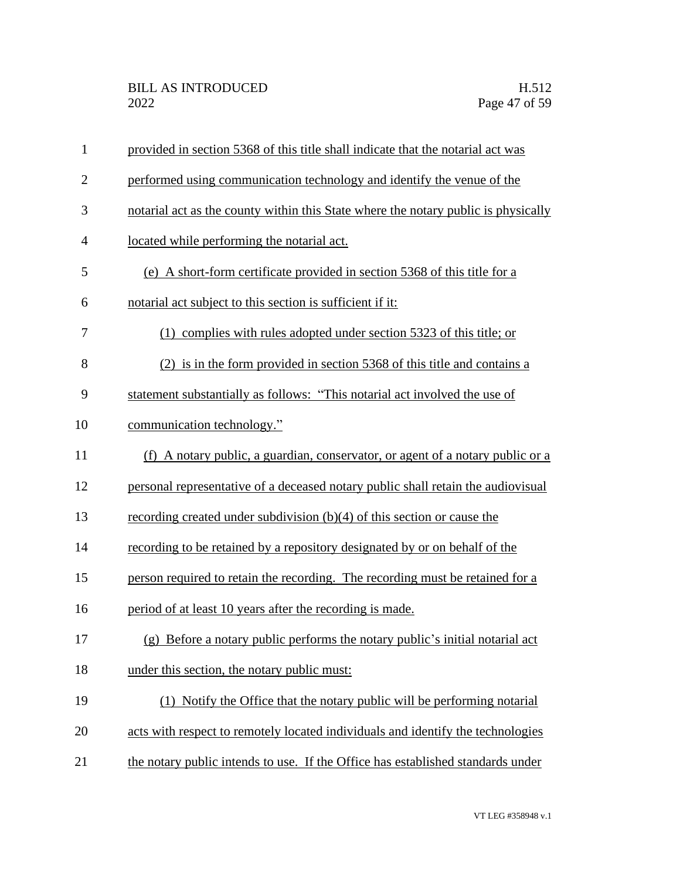provided in section 5368 of this title shall indicate that the notarial act was performed using communication technology and identify the venue of the notarial act as the county within this State where the notary public is physically located while performing the notarial act.

(e) A short-form certificate provided in section 5368 of this title for a notarial act subject to this section is sufficient if it:

(1) complies with rules adopted under section 5323 of this title; or

(2) is in the form provided in section 5368 of this title and contains a statement substantially as follows: "This notarial act involved the use of communication technology."

(f) A notary public, a guardian, conservator, or agent of a notary public or a personal representative of a deceased notary public shall retain the audiovisual recording created under subdivision (b)(4) of this section or cause the recording to be retained by a repository designated by or on behalf of the person required to retain the recording. The recording must be retained for a period of at least 10 years after the recording is made.

(g) Before a notary public performs the notary public's initial notarial act under this section, the notary public must:

(1) Notify the Office that the notary public will be performing notarial acts with respect to remotely located individuals and identify the technologies the notary public intends to use. If the Office has established standards under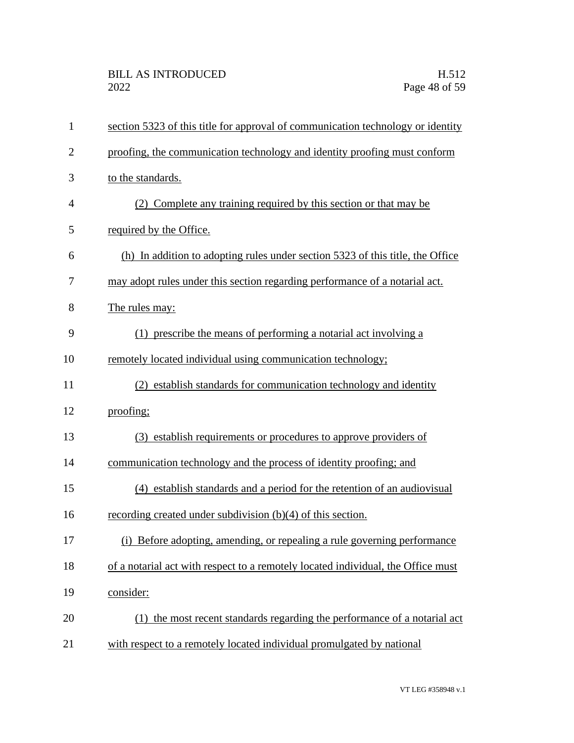section 5323 of this title for approval of communication technology or identity proofing, the communication technology and identity proofing must conform to the standards.

(2) Complete any training required by this section or that may be required by the Office.

(h) In addition to adopting rules under section 5323 of this title, the Office may adopt rules under this section regarding performance of a notarial act. The rules may:

(1) prescribe the means of performing a notarial act involving a remotely located individual using communication technology;

(2) establish standards for communication technology and identity proofing;

(3) establish requirements or procedures to approve providers of communication technology and the process of identity proofing; and

(4) establish standards and a period for the retention of an audiovisual recording created under subdivision (b)(4) of this section.

(i) Before adopting, amending, or repealing a rule governing performance of a notarial act with respect to a remotely located individual, the Office must consider:

(1) the most recent standards regarding the performance of a notarial act with respect to a remotely located individual promulgated by national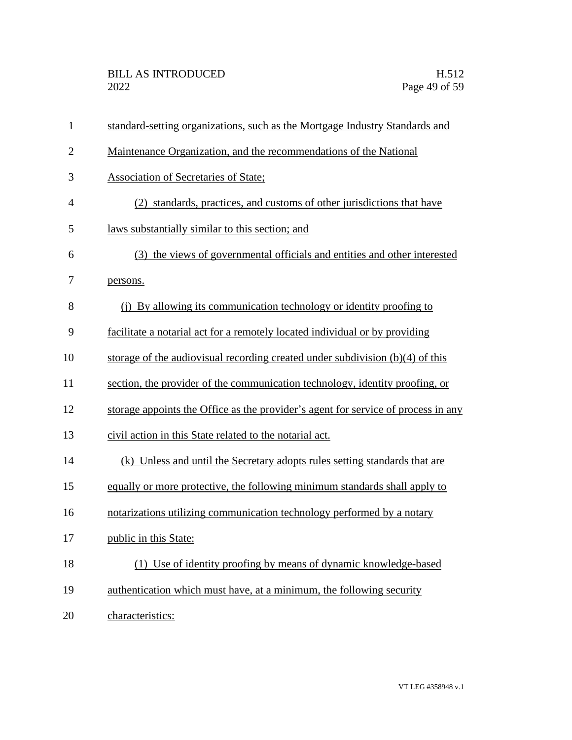standard-setting organizations, such as the Mortgage Industry Standards and Maintenance Organization, and the recommendations of the National Association of Secretaries of State;

(2) standards, practices, and customs of other jurisdictions that have laws substantially similar to this section; and

(3) the views of governmental officials and entities and other interested persons.

(j) By allowing its communication technology or identity proofing to facilitate a notarial act for a remotely located individual or by providing storage of the audiovisual recording created under subdivision (b)(4) of this section, the provider of the communication technology, identity proofing, or storage appoints the Office as the provider's agent for service of process in any civil action in this State related to the notarial act.

(k) Unless and until the Secretary adopts rules setting standards that are equally or more protective, the following minimum standards shall apply to notarizations utilizing communication technology performed by a notary public in this State:

(1) Use of identity proofing by means of dynamic knowledge-based authentication which must have, at a minimum, the following security characteristics: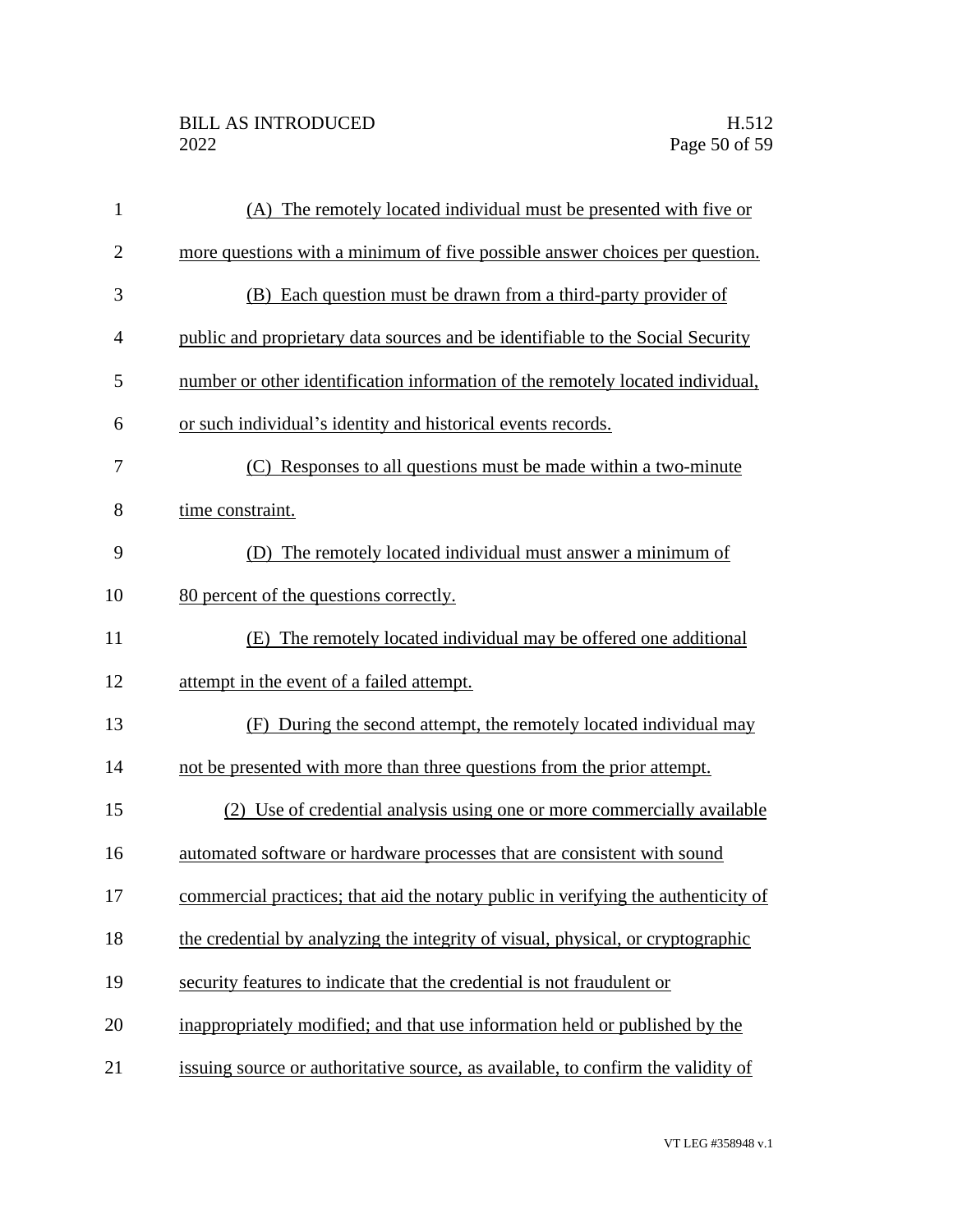(A) The remotely located individual must be presented with five or more questions with a minimum of five possible answer choices per question.

(B) Each question must be drawn from a third-party provider of public and proprietary data sources and be identifiable to the Social Security number or other identification information of the remotely located individual, or such individual's identity and historical events records.

(C) Responses to all questions must be made within a two-minute time constraint.

(D) The remotely located individual must answer a minimum of 80 percent of the questions correctly.

(E) The remotely located individual may be offered one additional attempt in the event of a failed attempt.

(F) During the second attempt, the remotely located individual may not be presented with more than three questions from the prior attempt.

(2) Use of credential analysis using one or more commercially available automated software or hardware processes that are consistent with sound commercial practices; that aid the notary public in verifying the authenticity of the credential by analyzing the integrity of visual, physical, or cryptographic security features to indicate that the credential is not fraudulent or inappropriately modified; and that use information held or published by the issuing source or authoritative source, as available, to confirm the validity of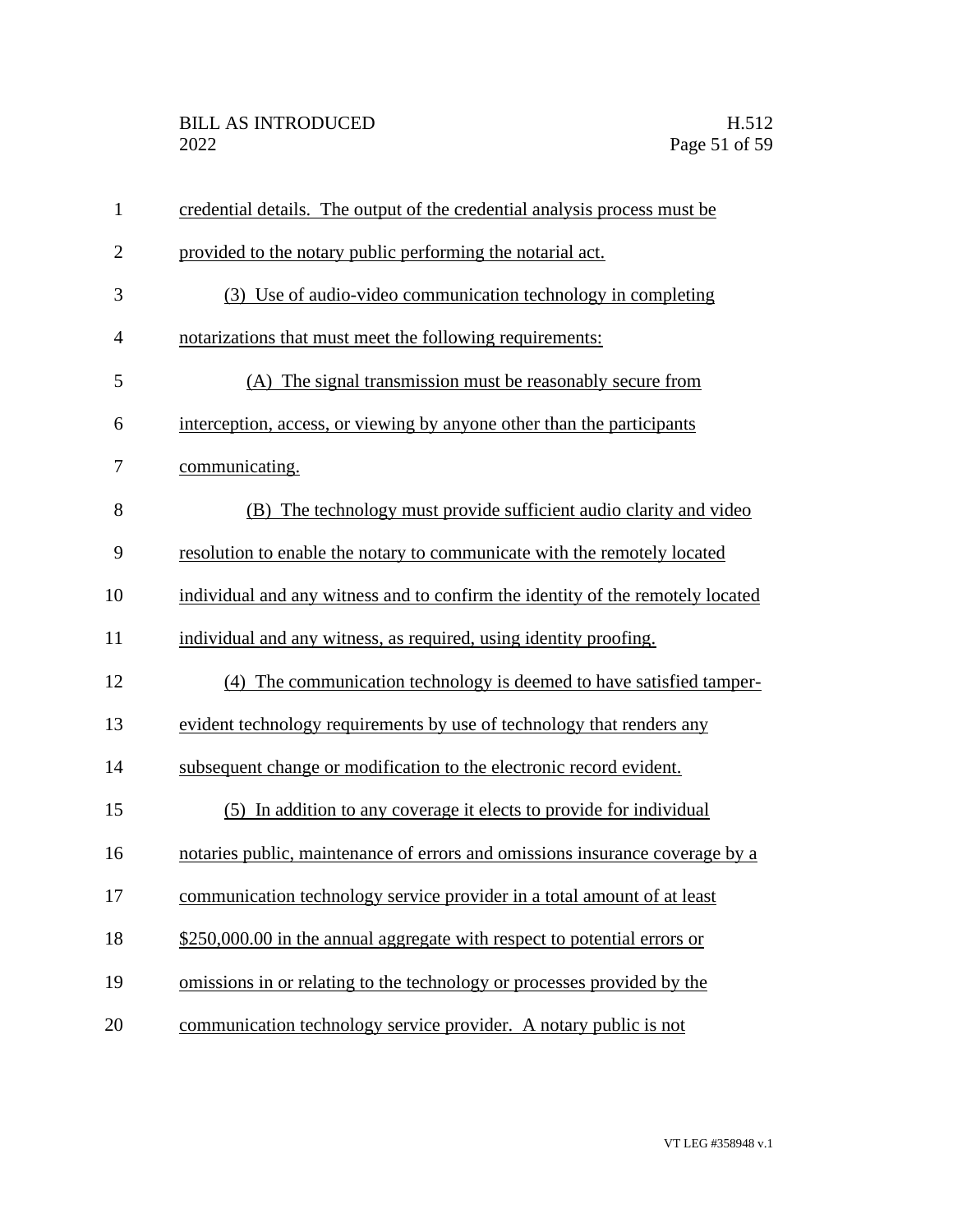credential details. The output of the credential analysis process must be provided to the notary public performing the notarial act.

(3) Use of audio-video communication technology in completing notarizations that must meet the following requirements:

(A) The signal transmission must be reasonably secure from interception, access, or viewing by anyone other than the participants communicating.

(B) The technology must provide sufficient audio clarity and video resolution to enable the notary to communicate with the remotely located individual and any witness and to confirm the identity of the remotely located individual and any witness, as required, using identity proofing.

(4) The communication technology is deemed to have satisfied tamper-evident technology requirements by use of technology that renders any subsequent change or modification to the electronic record evident.

(5) In addition to any coverage it elects to provide for individual notaries public, maintenance of errors and omissions insurance coverage by a communication technology service provider in a total amount of at least $250,000.00 in the annual aggregate with respect to potential errors or omissions in or relating to the technology or processes provided by the communication technology service provider. A notary public is not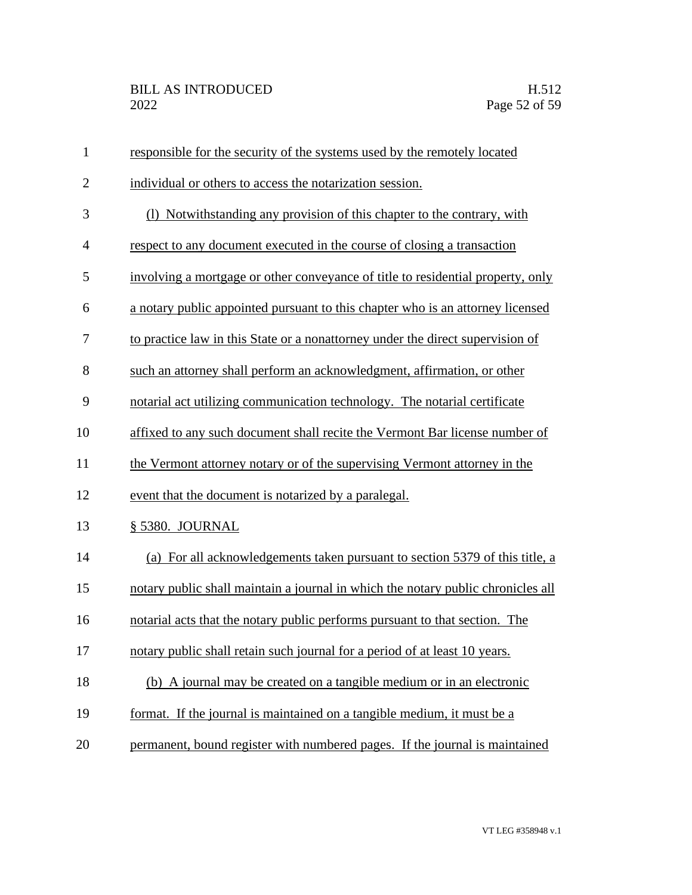responsible for the security of the systems used by the remotely located individual or others to access the notarization session.

(l) Notwithstanding any provision of this chapter to the contrary, with respect to any document executed in the course of closing a transaction involving a mortgage or other conveyance of title to residential property, only a notary public appointed pursuant to this chapter who is an attorney licensed to practice law in this State or a nonattorney under the direct supervision of such an attorney shall perform an acknowledgment, affirmation, or other notarial act utilizing communication technology. The notarial certificate affixed to any such document shall recite the Vermont Bar license number of the Vermont attorney notary or of the supervising Vermont attorney in the event that the document is notarized by a paralegal.

§ 5380. JOURNAL

(a) For all acknowledgements taken pursuant to section 5379 of this title, a notary public shall maintain a journal in which the notary public chronicles all notarial acts that the notary public performs pursuant to that section. The notary public shall retain such journal for a period of at least 10 years.

(b) A journal may be created on a tangible medium or in an electronic format. If the journal is maintained on a tangible medium, it must be a permanent, bound register with numbered pages. If the journal is maintained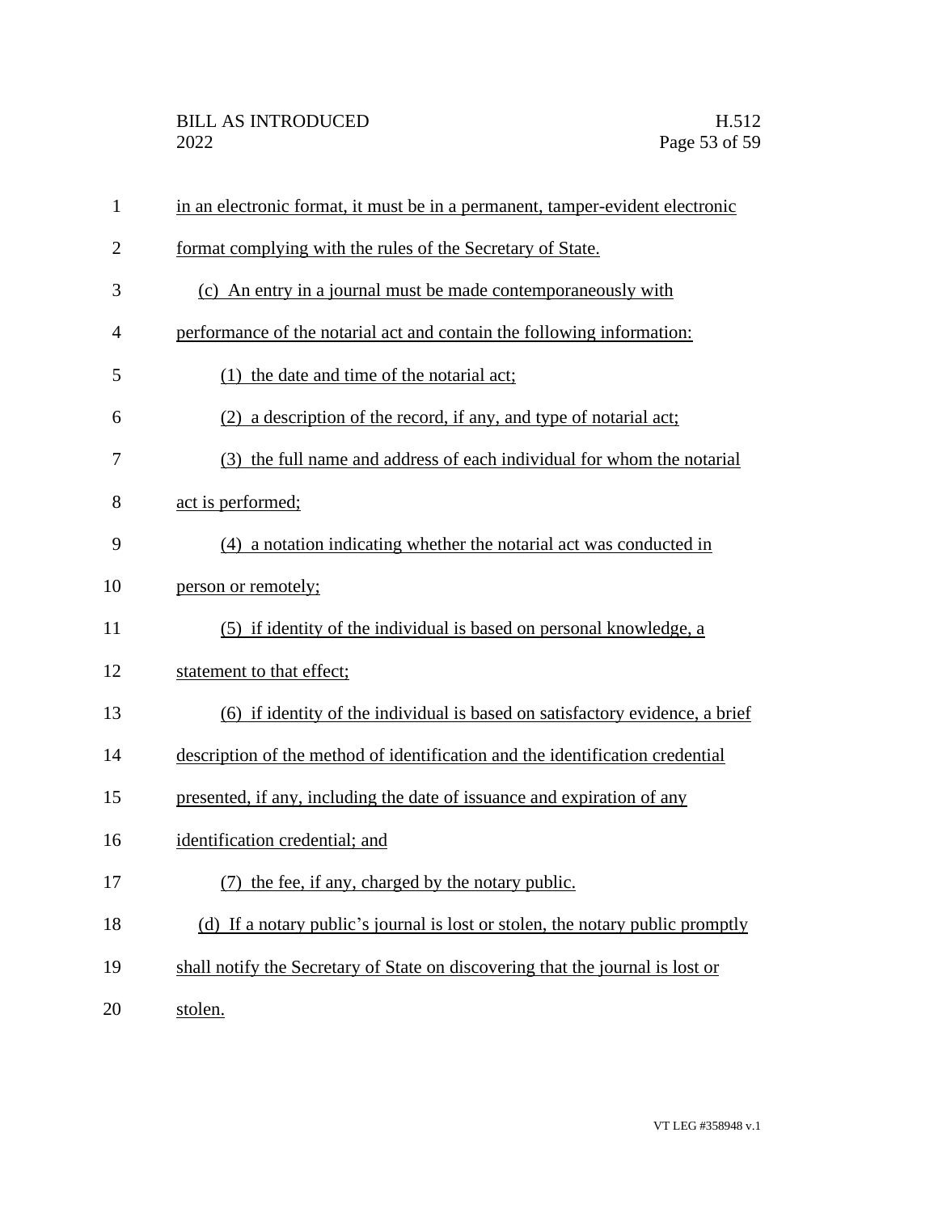in an electronic format, it must be in a permanent, tamper-evident electronic format complying with the rules of the Secretary of State.

(c) An entry in a journal must be made contemporaneously with performance of the notarial act and contain the following information:

(1) the date and time of the notarial act;

(2) a description of the record, if any, and type of notarial act;

(3) the full name and address of each individual for whom the notarial act is performed;

(4) a notation indicating whether the notarial act was conducted in person or remotely;

(5) if identity of the individual is based on personal knowledge, a statement to that effect;

(6) if identity of the individual is based on satisfactory evidence, a brief description of the method of identification and the identification credential presented, if any, including the date of issuance and expiration of any identification credential; and

(7) the fee, if any, charged by the notary public.

(d) If a notary public's journal is lost or stolen, the notary public promptly shall notify the Secretary of State on discovering that the journal is lost or stolen.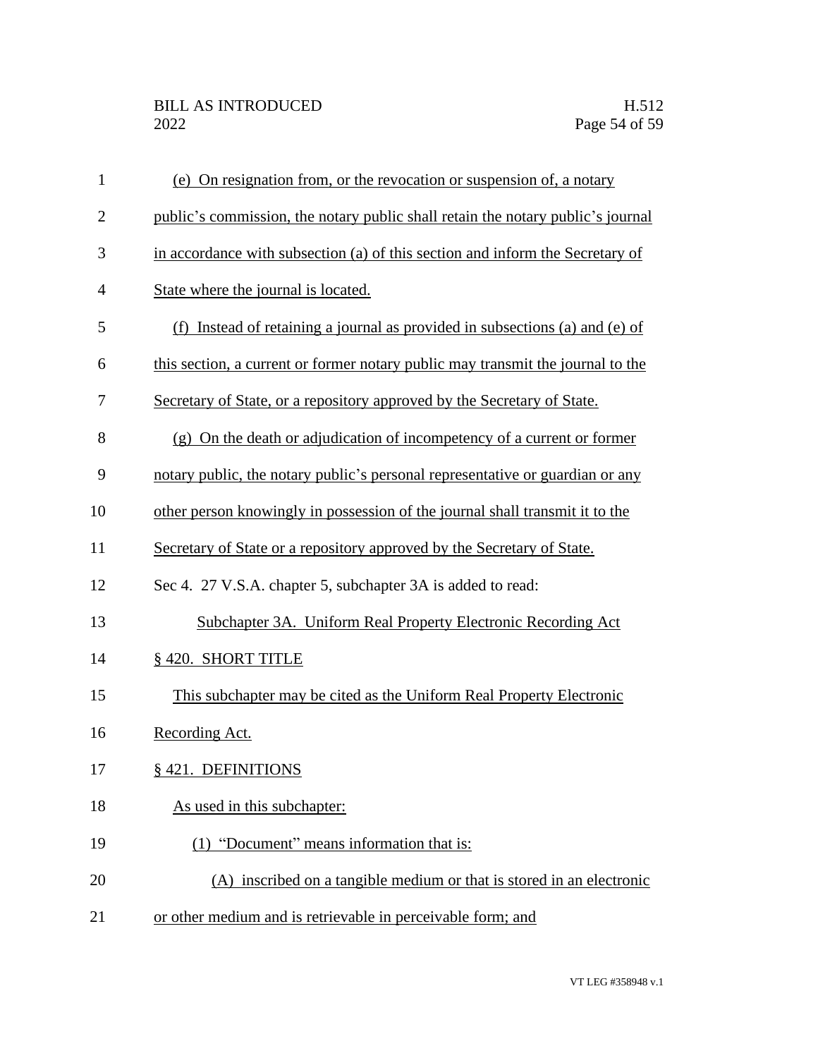(e) On resignation from, or the revocation or suspension of, a notary public's commission, the notary public shall retain the notary public's journal in accordance with subsection (a) of this section and inform the Secretary of State where the journal is located.

(f) Instead of retaining a journal as provided in subsections (a) and (e) of this section, a current or former notary public may transmit the journal to the Secretary of State, or a repository approved by the Secretary of State.

(g) On the death or adjudication of incompetency of a current or former notary public, the notary public's personal representative or guardian or any other person knowingly in possession of the journal shall transmit it to the Secretary of State or a repository approved by the Secretary of State.

Sec 4. 27 V.S.A. chapter 5, subchapter 3A is added to read:

Subchapter 3A. Uniform Real Property Electronic Recording Act

§ 420. SHORT TITLE

This subchapter may be cited as the Uniform Real Property Electronic Recording Act.

§ 421. DEFINITIONS

As used in this subchapter:

(1) "Document" means information that is:

(A) inscribed on a tangible medium or that is stored in an electronic or other medium and is retrievable in perceivable form; and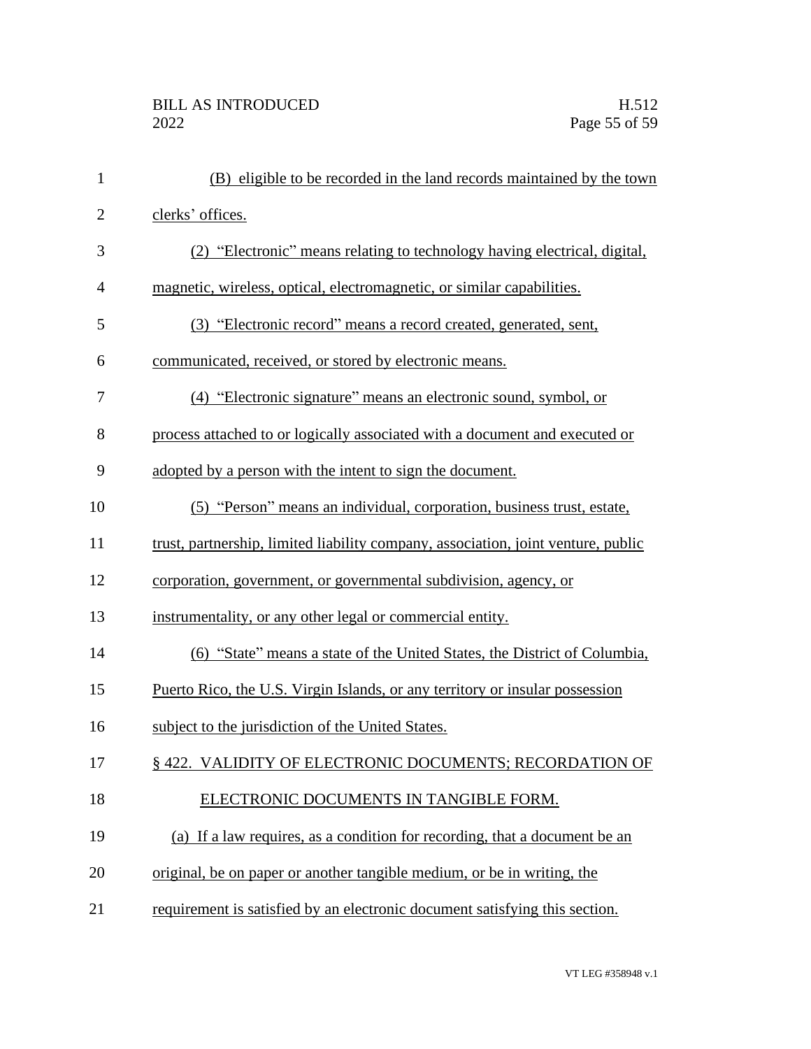(B) eligible to be recorded in the land records maintained by the town clerks' offices.

(2) "Electronic" means relating to technology having electrical, digital, magnetic, wireless, optical, electromagnetic, or similar capabilities.

(3) "Electronic record" means a record created, generated, sent, communicated, received, or stored by electronic means.

(4) "Electronic signature" means an electronic sound, symbol, or process attached to or logically associated with a document and executed or adopted by a person with the intent to sign the document.

(5) "Person" means an individual, corporation, business trust, estate, trust, partnership, limited liability company, association, joint venture, public corporation, government, or governmental subdivision, agency, or instrumentality, or any other legal or commercial entity.

(6) "State" means a state of the United States, the District of Columbia, Puerto Rico, the U.S. Virgin Islands, or any territory or insular possession subject to the jurisdiction of the United States.

§ 422. VALIDITY OF ELECTRONIC DOCUMENTS; RECORDATION OF ELECTRONIC DOCUMENTS IN TANGIBLE FORM.

(a) If a law requires, as a condition for recording, that a document be an original, be on paper or another tangible medium, or be in writing, the requirement is satisfied by an electronic document satisfying this section.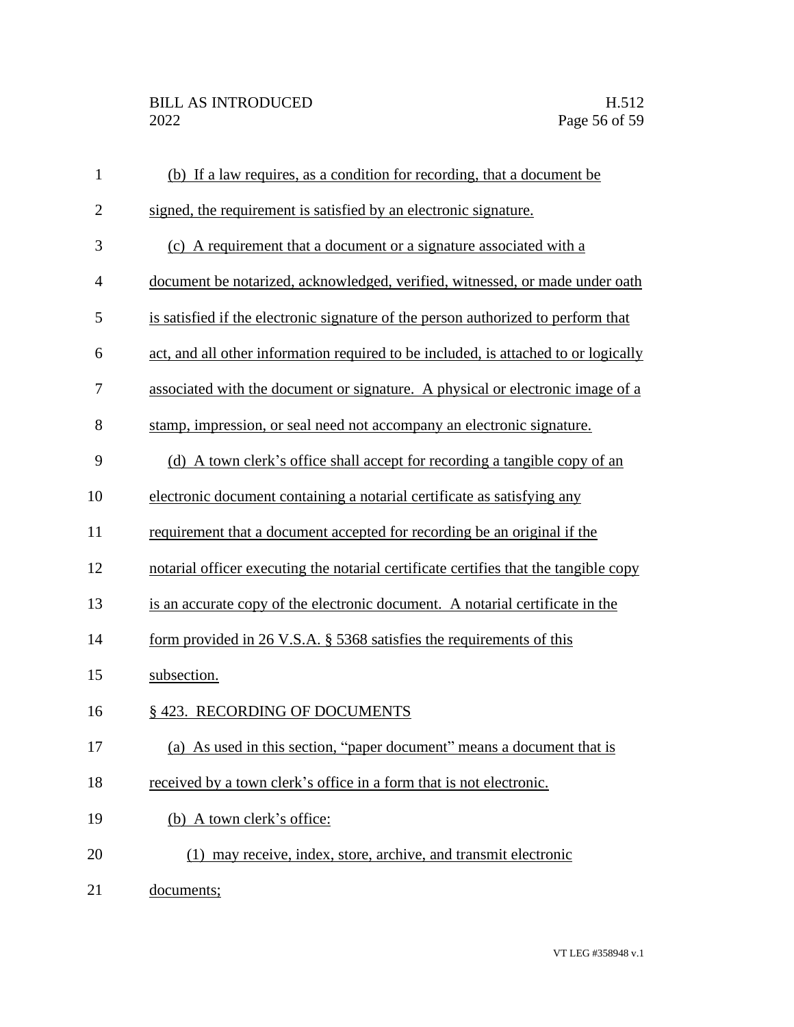(b) If a law requires, as a condition for recording, that a document be signed, the requirement is satisfied by an electronic signature.

(c) A requirement that a document or a signature associated with a document be notarized, acknowledged, verified, witnessed, or made under oath is satisfied if the electronic signature of the person authorized to perform that act, and all other information required to be included, is attached to or logically associated with the document or signature. A physical or electronic image of a stamp, impression, or seal need not accompany an electronic signature.

(d) A town clerk's office shall accept for recording a tangible copy of an electronic document containing a notarial certificate as satisfying any requirement that a document accepted for recording be an original if the notarial officer executing the notarial certificate certifies that the tangible copy is an accurate copy of the electronic document. A notarial certificate in the form provided in 26 V.S.A. § 5368 satisfies the requirements of this subsection.

§ 423. RECORDING OF DOCUMENTS

(a) As used in this section, "paper document" means a document that is received by a town clerk's office in a form that is not electronic.

(b) A town clerk's office:

(1) may receive, index, store, archive, and transmit electronic documents;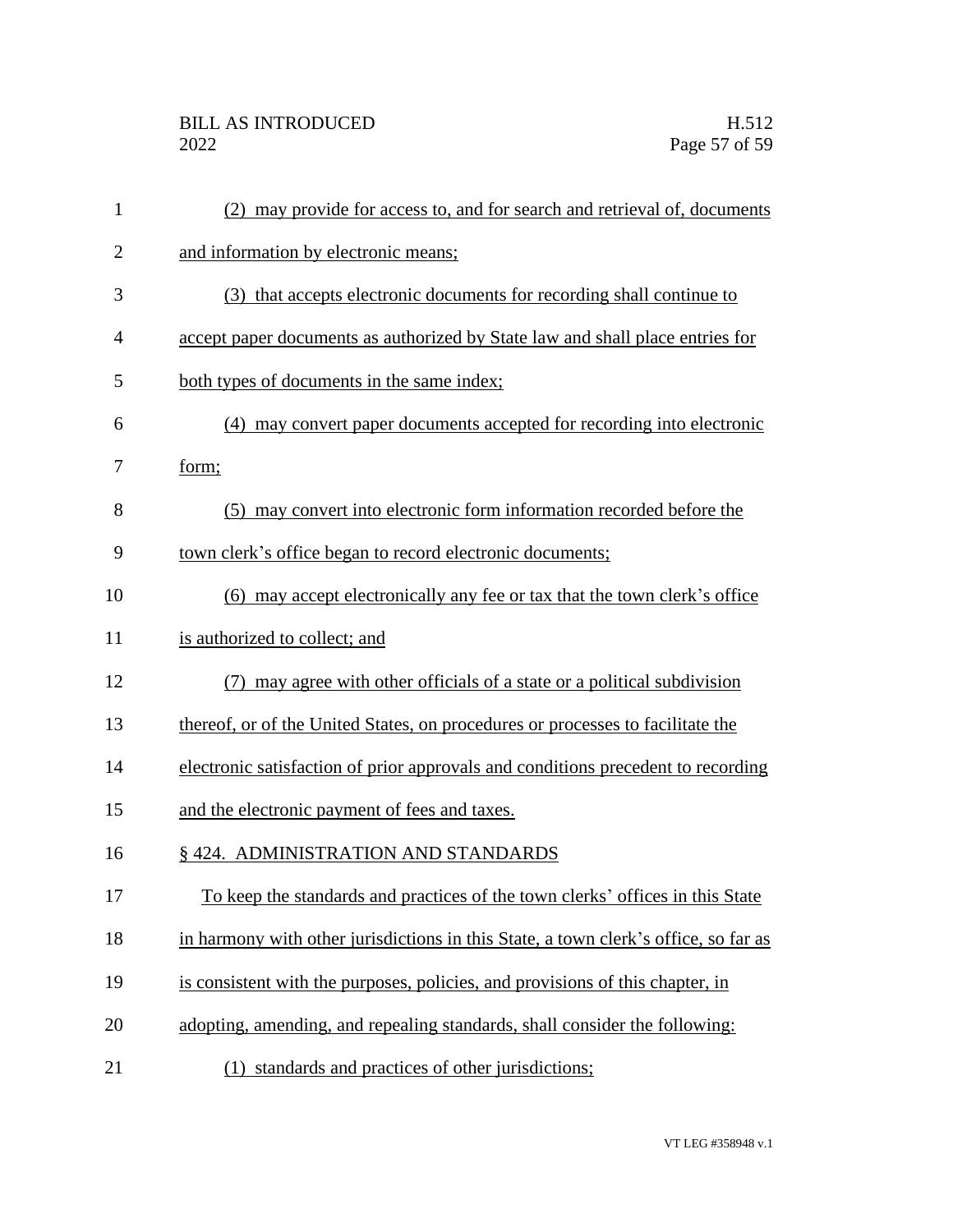(2) may provide for access to, and for search and retrieval of, documents and information by electronic means;

(3) that accepts electronic documents for recording shall continue to accept paper documents as authorized by State law and shall place entries for both types of documents in the same index;

(4) may convert paper documents accepted for recording into electronic form;

(5) may convert into electronic form information recorded before the town clerk's office began to record electronic documents;

(6) may accept electronically any fee or tax that the town clerk's office is authorized to collect; and

(7) may agree with other officials of a state or a political subdivision thereof, or of the United States, on procedures or processes to facilitate the electronic satisfaction of prior approvals and conditions precedent to recording and the electronic payment of fees and taxes.

§ 424. ADMINISTRATION AND STANDARDS

To keep the standards and practices of the town clerks' offices in this State in harmony with other jurisdictions in this State, a town clerk's office, so far as is consistent with the purposes, policies, and provisions of this chapter, in adopting, amending, and repealing standards, shall consider the following:

(1) standards and practices of other jurisdictions;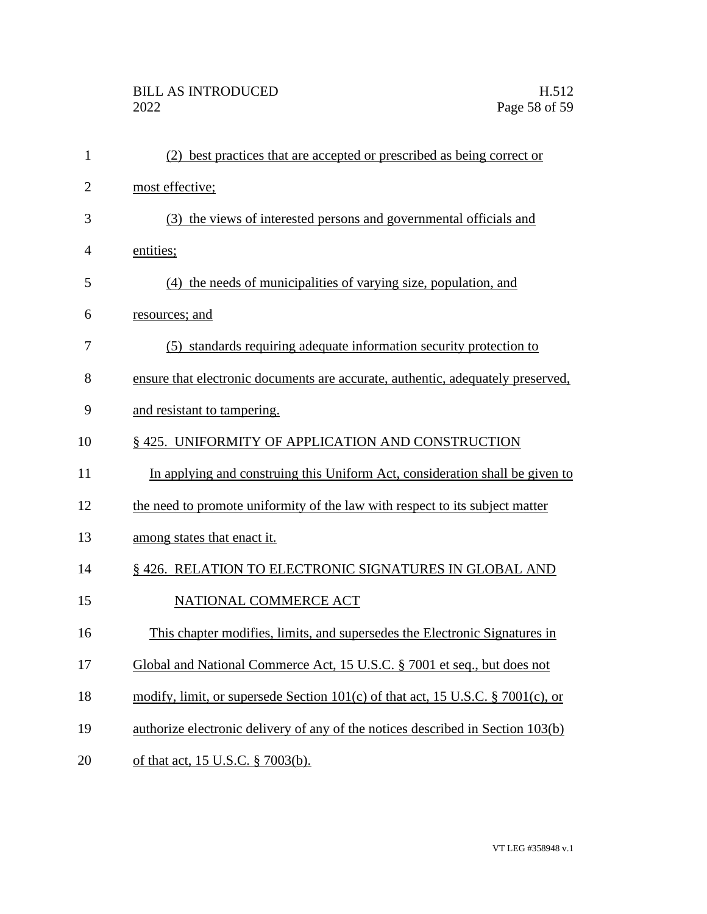(2) best practices that are accepted or prescribed as being correct or most effective;

(3) the views of interested persons and governmental officials and entities;

(4) the needs of municipalities of varying size, population, and resources; and

(5) standards requiring adequate information security protection to ensure that electronic documents are accurate, authentic, adequately preserved, and resistant to tampering.

§ 425. UNIFORMITY OF APPLICATION AND CONSTRUCTION

In applying and construing this Uniform Act, consideration shall be given to the need to promote uniformity of the law with respect to its subject matter among states that enact it.

§ 426. RELATION TO ELECTRONIC SIGNATURES IN GLOBAL AND NATIONAL COMMERCE ACT

This chapter modifies, limits, and supersedes the Electronic Signatures in Global and National Commerce Act, 15 U.S.C. § 7001 et seq., but does not modify, limit, or supersede Section 101(c) of that act, 15 U.S.C. § 7001(c), or authorize electronic delivery of any of the notices described in Section 103(b) of that act, 15 U.S.C. § 7003(b).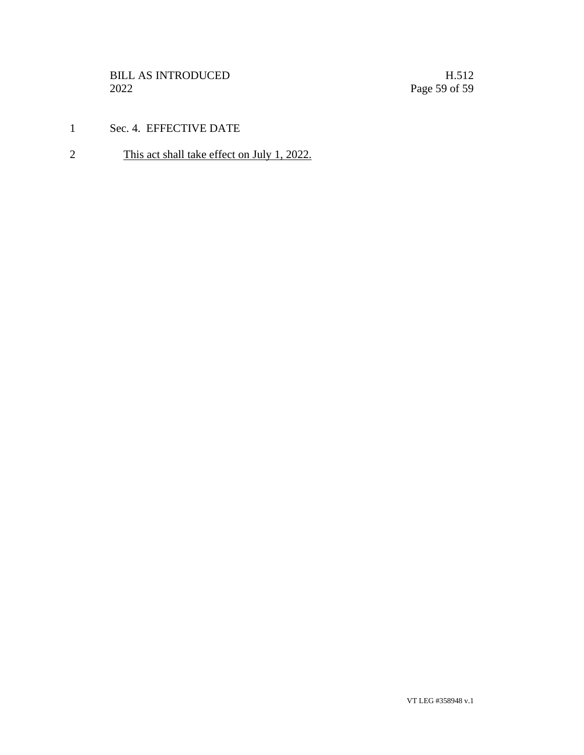Sec. 4. EFFECTIVE DATE

<u>This act shall take effect on July 1, 2022.</u>